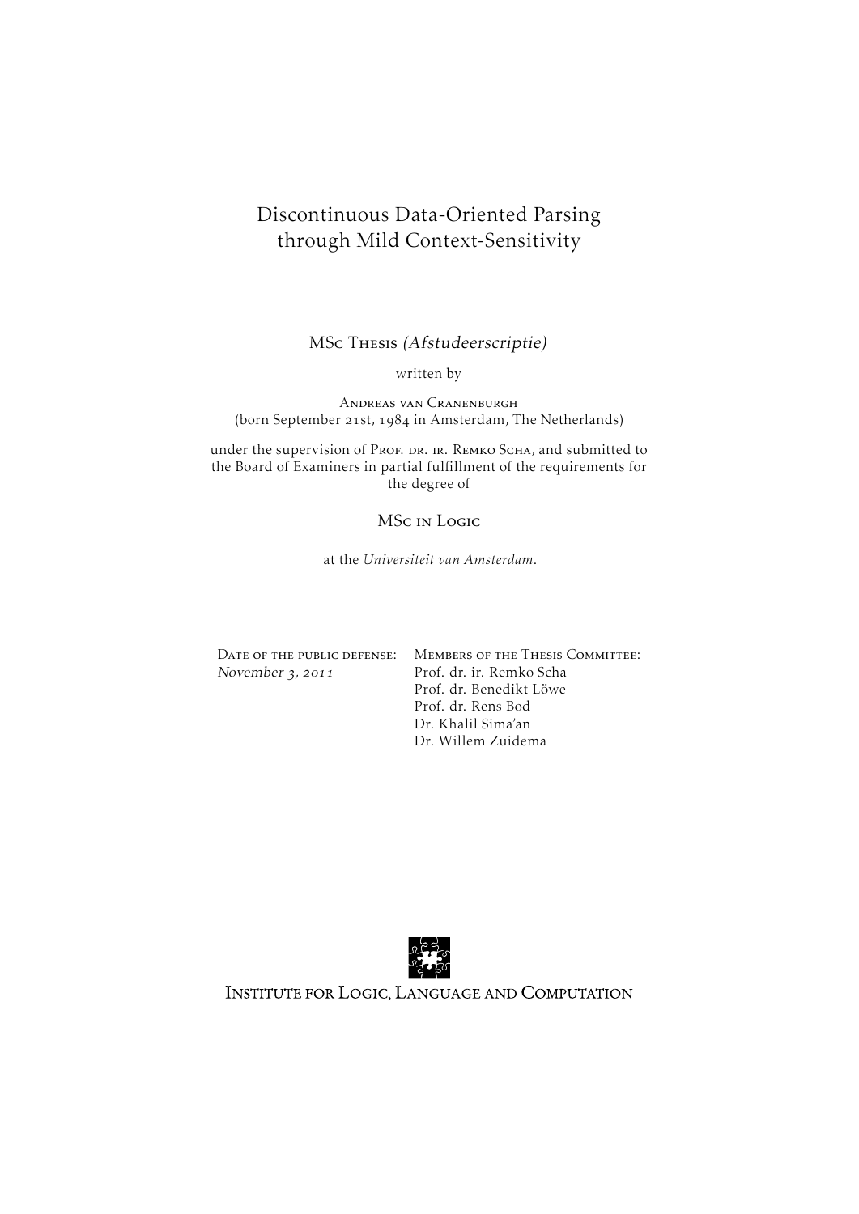# Discontinuous Data-Oriented Parsing through Mild Context-Sensitivity

MSc Thesis *(Afstudeerscriptie)*

written by

Andreas van Cranenburgh
(born September 21st, 1984 in Amsterdam, The Netherlands)

under the supervision of Prof. dr. ir. Remko Scha, and submitted to the Board of Examiners in partial fulfillment of the requirements for the degree of

MSc in Logic

at the *Universiteit van Amsterdam*.

| Date of the public defense: | Members of the Thesis Committee: |
| --- | --- |
| *November 3, 2011* | Prof. dr. ir. Remko Scha |
| | Prof. dr. Benedikt Löwe |
| | Prof. dr. Rens Bod |
| | Dr. Khalil Sima'an |
| | Dr. Willem Zuidema |

Institute for Logic, Language and Computation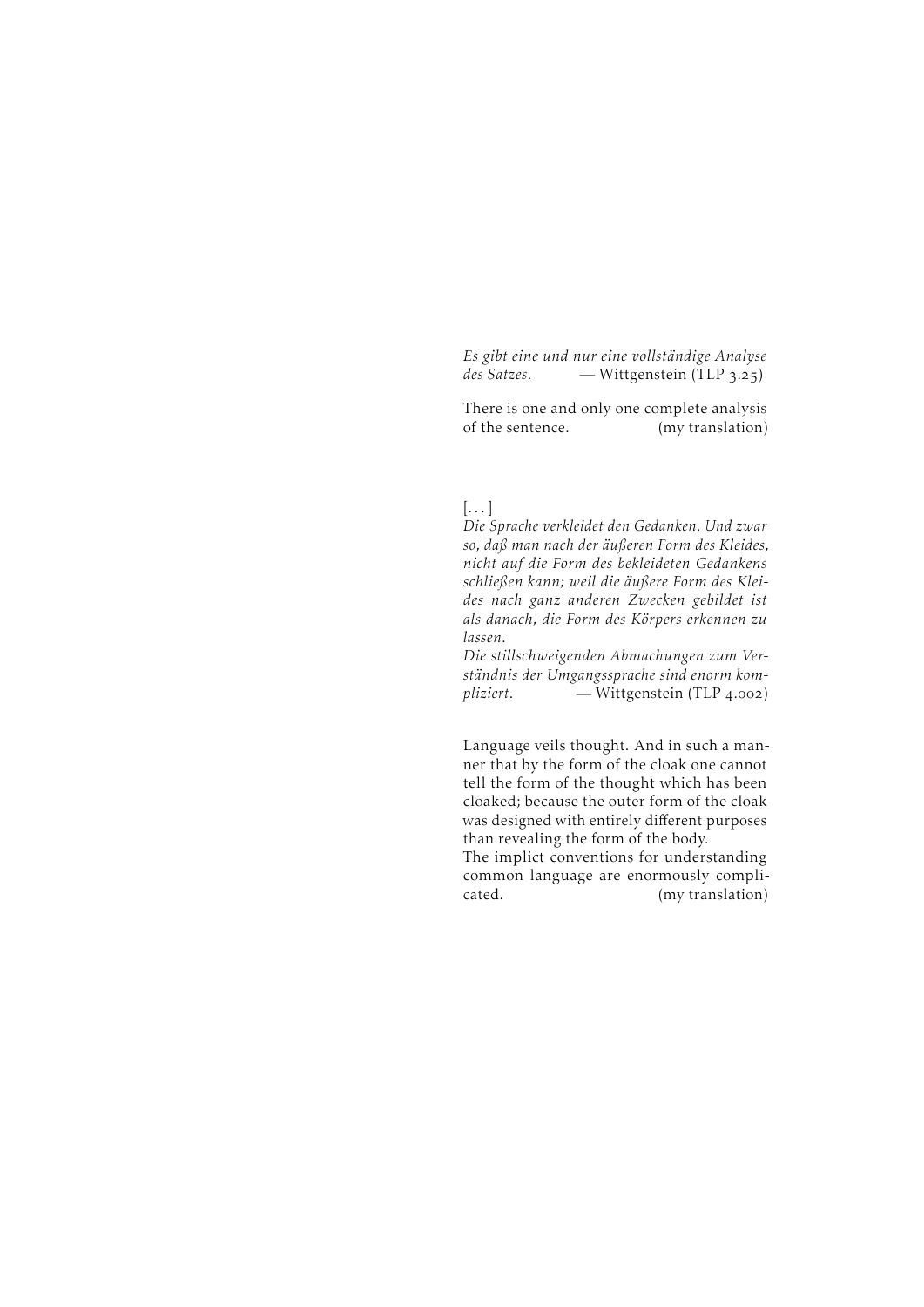*Es gibt eine und nur eine vollständige Analyse des Satzes.* — Wittgenstein (TLP 3.25)

There is one and only one complete analysis of the sentence. (my translation)

[...]
*Die Sprache verkleidet den Gedanken. Und zwar so, daß man nach der äußeren Form des Kleides, nicht auf die Form des bekleideten Gedankens schließen kann; weil die äußere Form des Kleides nach ganz anderen Zwecken gebildet ist als danach, die Form des Körpers erkennen zu lassen.*
*Die stillschweigenden Abmachungen zum Verständnis der Umgangssprache sind enorm kompliziert.* — Wittgenstein (TLP 4.002)

Language veils thought. And in such a manner that by the form of the cloak one cannot tell the form of the thought which has been cloaked; because the outer form of the cloak was designed with entirely different purposes than revealing the form of the body.
The implict conventions for understanding common language are enormously complicated. (my translation)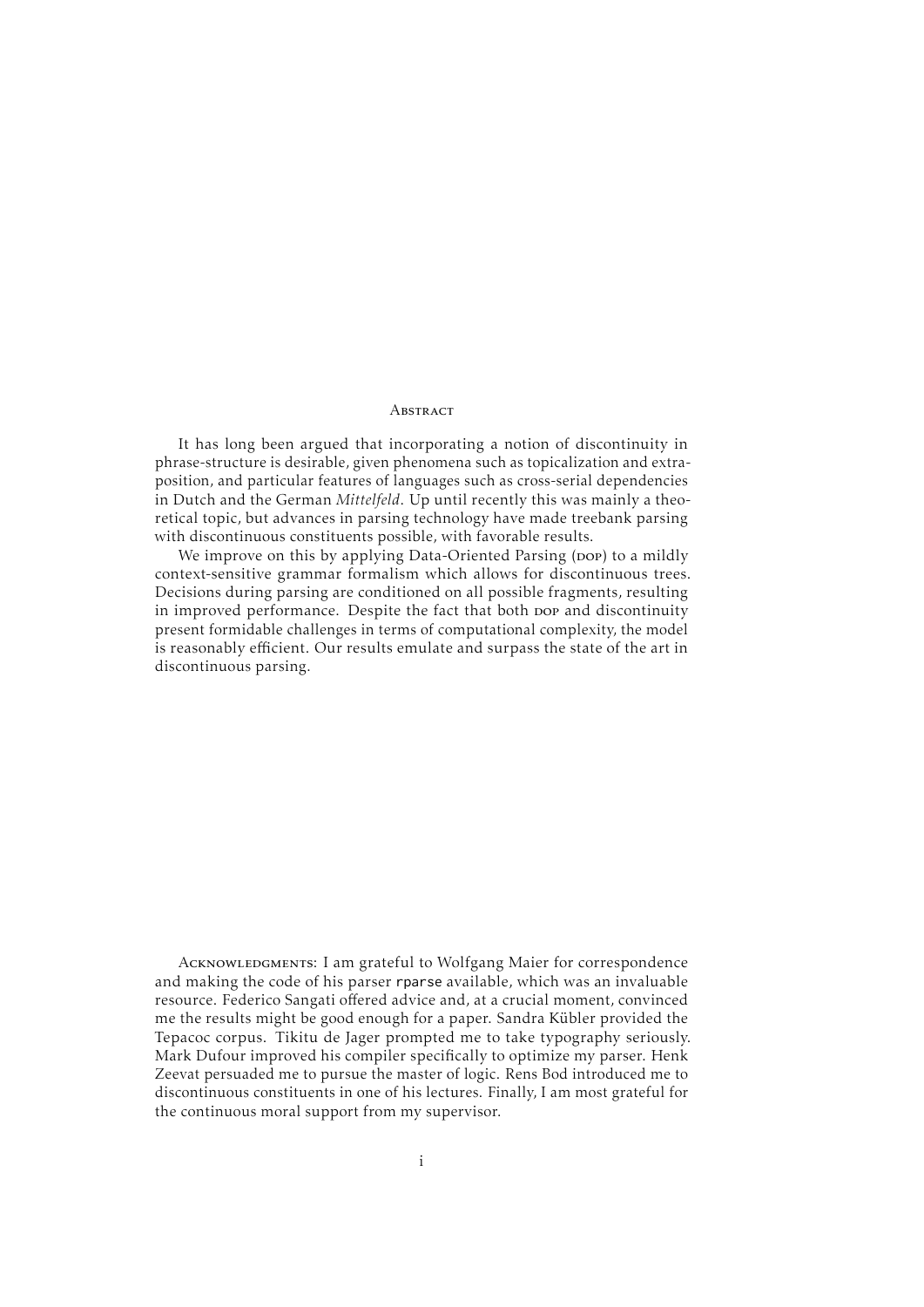## Abstract

It has long been argued that incorporating a notion of discontinuity in phrase-structure is desirable, given phenomena such as topicalization and extraposition, and particular features of languages such as cross-serial dependencies in Dutch and the German *Mittelfeld*. Up until recently this was mainly a theoretical topic, but advances in parsing technology have made treebank parsing with discontinuous constituents possible, with favorable results.

We improve on this by applying Data-Oriented Parsing (DOP) to a mildly context-sensitive grammar formalism which allows for discontinuous trees. Decisions during parsing are conditioned on all possible fragments, resulting in improved performance. Despite the fact that both DOP and discontinuity present formidable challenges in terms of computational complexity, the model is reasonably efficient. Our results emulate and surpass the state of the art in discontinuous parsing.

Acknowledgments: I am grateful to Wolfgang Maier for correspondence and making the code of his parser `rparse` available, which was an invaluable resource. Federico Sangati offered advice and, at a crucial moment, convinced me the results might be good enough for a paper. Sandra Kübler provided the Tepacoc corpus. Tikitu de Jager prompted me to take typography seriously. Mark Dufour improved his compiler specifically to optimize my parser. Henk Zeevat persuaded me to pursue the master of logic. Rens Bod introduced me to discontinuous constituents in one of his lectures. Finally, I am most grateful for the continuous moral support from my supervisor.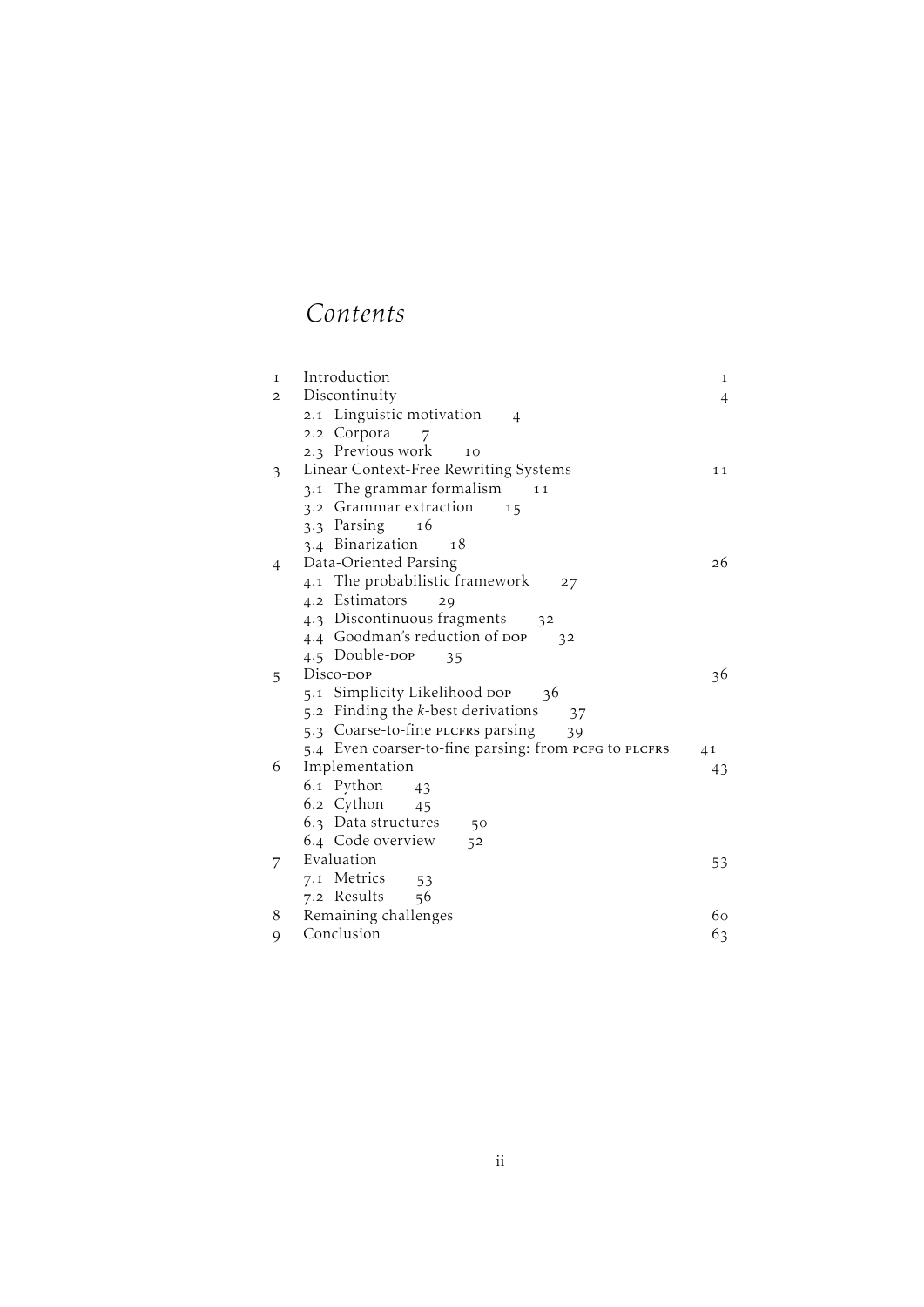# *Contents*

1 Introduction 1

2 Discontinuity 4

- 2.1 Linguistic motivation 4
- 2.2 Corpora 7
- 2.3 Previous work 10

3 Linear Context-Free Rewriting Systems 11

- 3.1 The grammar formalism 11
- 3.2 Grammar extraction 15
- 3.3 Parsing 16
- 3.4 Binarization 18

4 Data-Oriented Parsing 26

- 4.1 The probabilistic framework 27
- 4.2 Estimators 29
- 4.3 Discontinuous fragments 32
- 4.4 Goodman's reduction of DOP 32
- 4.5 Double-DOP 35

5 Disco-DOP 36

- 5.1 Simplicity Likelihood DOP 36
- 5.2 Finding the *k*-best derivations 37
- 5.3 Coarse-to-fine PLCFRS parsing 39
- 5.4 Even coarser-to-fine parsing: from PCFG to PLCFRS 41

6 Implementation 43

- 6.1 Python 43
- 6.2 Cython 45
- 6.3 Data structures 50
- 6.4 Code overview 52

7 Evaluation 53

- 7.1 Metrics 53
- 7.2 Results 56

8 Remaining challenges 60

9 Conclusion 63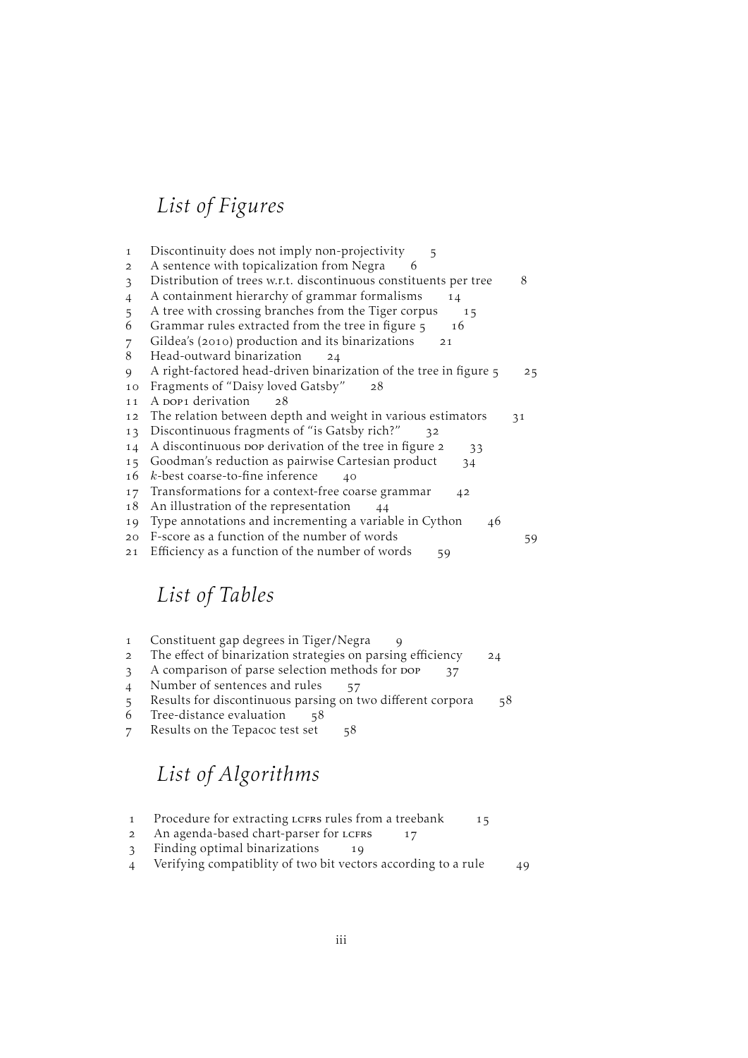# *List of Figures*

1 Discontinuity does not imply non-projectivity 5
2 A sentence with topicalization from Negra 6
3 Distribution of trees w.r.t. discontinuous constituents per tree 8
4 A containment hierarchy of grammar formalisms 14
5 A tree with crossing branches from the Tiger corpus 15
6 Grammar rules extracted from the tree in figure 5 16
7 Gildea's (2010) production and its binarizations 21
8 Head-outward binarization 24
9 A right-factored head-driven binarization of the tree in figure 5 25
10 Fragments of "Daisy loved Gatsby" 28
11 A DOP1 derivation 28
12 The relation between depth and weight in various estimators 31
13 Discontinuous fragments of "is Gatsby rich?" 32
14 A discontinuous DOP derivation of the tree in figure 2 33
15 Goodman's reduction as pairwise Cartesian product 34
16 $k$-best coarse-to-fine inference 40
17 Transformations for a context-free coarse grammar 42
18 An illustration of the representation 44
19 Type annotations and incrementing a variable in Cython 46
20 F-score as a function of the number of words 59
21 Efficiency as a function of the number of words 59

# *List of Tables*

1 Constituent gap degrees in Tiger/Negra 9
2 The effect of binarization strategies on parsing efficiency 24
3 A comparison of parse selection methods for DOP 37
4 Number of sentences and rules 57
5 Results for discontinuous parsing on two different corpora 58
6 Tree-distance evaluation 58
7 Results on the Tepacoc test set 58

# *List of Algorithms*

1 Procedure for extracting LCFRS rules from a treebank 15
2 An agenda-based chart-parser for LCFRS 17
3 Finding optimal binarizations 19
4 Verifying compatiblity of two bit vectors according to a rule 49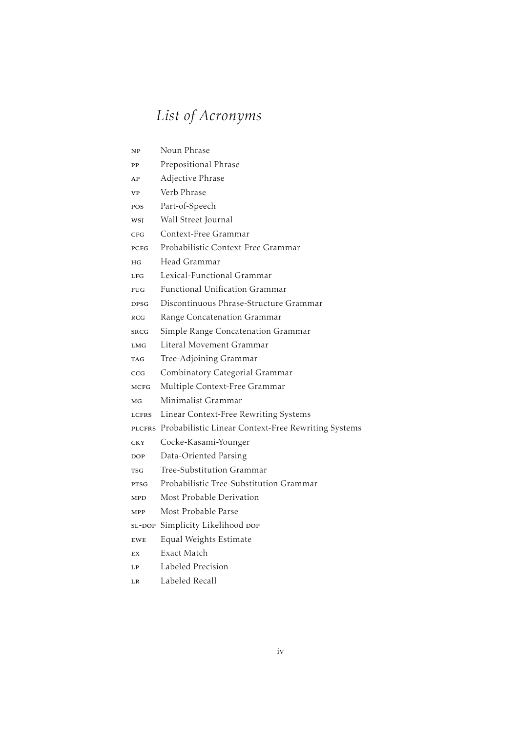# *List of Acronyms*

| | |
|---|---|
| NP | Noun Phrase |
| PP | Prepositional Phrase |
| AP | Adjective Phrase |
| VP | Verb Phrase |
| POS | Part-of-Speech |
| WSJ | Wall Street Journal |
| CFG | Context-Free Grammar |
| PCFG | Probabilistic Context-Free Grammar |
| HG | Head Grammar |
| LFG | Lexical-Functional Grammar |
| FUG | Functional Unification Grammar |
| DPSG | Discontinuous Phrase-Structure Grammar |
| RCG | Range Concatenation Grammar |
| SRCG | Simple Range Concatenation Grammar |
| LMG | Literal Movement Grammar |
| TAG | Tree-Adjoining Grammar |
| CCG | Combinatory Categorial Grammar |
| MCFG | Multiple Context-Free Grammar |
| MG | Minimalist Grammar |
| LCFRS | Linear Context-Free Rewriting Systems |
| PLCFRS | Probabilistic Linear Context-Free Rewriting Systems |
| CKY | Cocke-Kasami-Younger |
| DOP | Data-Oriented Parsing |
| TSG | Tree-Substitution Grammar |
| PTSG | Probabilistic Tree-Substitution Grammar |
| MPD | Most Probable Derivation |
| MPP | Most Probable Parse |
| SL-DOP | Simplicity Likelihood DOP |
| EWE | Equal Weights Estimate |
| EX | Exact Match |
| LP | Labeled Precision |
| LR | Labeled Recall |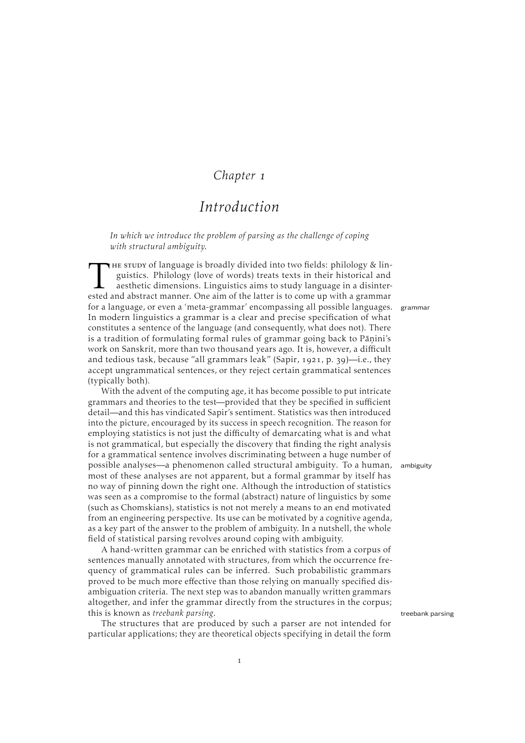# Chapter 1

# Introduction

*In which we introduce the problem of parsing as the challenge of coping with structural ambiguity.*

The study of language is broadly divided into two fields: philology & linguistics. Philology (love of words) treats texts in their historical and aesthetic dimensions. Linguistics aims to study language in a disinterested and abstract manner. One aim of the latter is to come up with a grammar for a language, or even a 'meta-grammar' encompassing all possible languages. In modern linguistics a grammar is a clear and precise specification of what constitutes a sentence of the language (and consequently, what does not). There is a tradition of formulating formal rules of grammar going back to Pāṇini's work on Sanskrit, more than two thousand years ago. It is, however, a difficult and tedious task, because "all grammars leak" (Sapir, 1921, p. 39)—i.e., they accept ungrammatical sentences, or they reject certain grammatical sentences (typically both).

grammar

With the advent of the computing age, it has become possible to put intricate grammars and theories to the test—provided that they be specified in sufficient detail—and this has vindicated Sapir's sentiment. Statistics was then introduced into the picture, encouraged by its success in speech recognition. The reason for employing statistics is not just the difficulty of demarcating what is and what is not grammatical, but especially the discovery that finding the right analysis for a grammatical sentence involves discriminating between a huge number of possible analyses—a phenomenon called structural ambiguity. To a human, most of these analyses are not apparent, but a formal grammar by itself has no way of pinning down the right one. Although the introduction of statistics was seen as a compromise to the formal (abstract) nature of linguistics by some (such as Chomskians), statistics is not not merely a means to an end motivated from an engineering perspective. Its use can be motivated by a cognitive agenda, as a key part of the answer to the problem of ambiguity. In a nutshell, the whole field of statistical parsing revolves around coping with ambiguity.

ambiguity

A hand-written grammar can be enriched with statistics from a corpus of sentences manually annotated with structures, from which the occurrence frequency of grammatical rules can be inferred. Such probabilistic grammars proved to be much more effective than those relying on manually specified disambiguation criteria. The next step was to abandon manually written grammars altogether, and infer the grammar directly from the structures in the corpus; this is known as *treebank parsing*.

treebank parsing

The structures that are produced by such a parser are not intended for particular applications; they are theoretical objects specifying in detail the form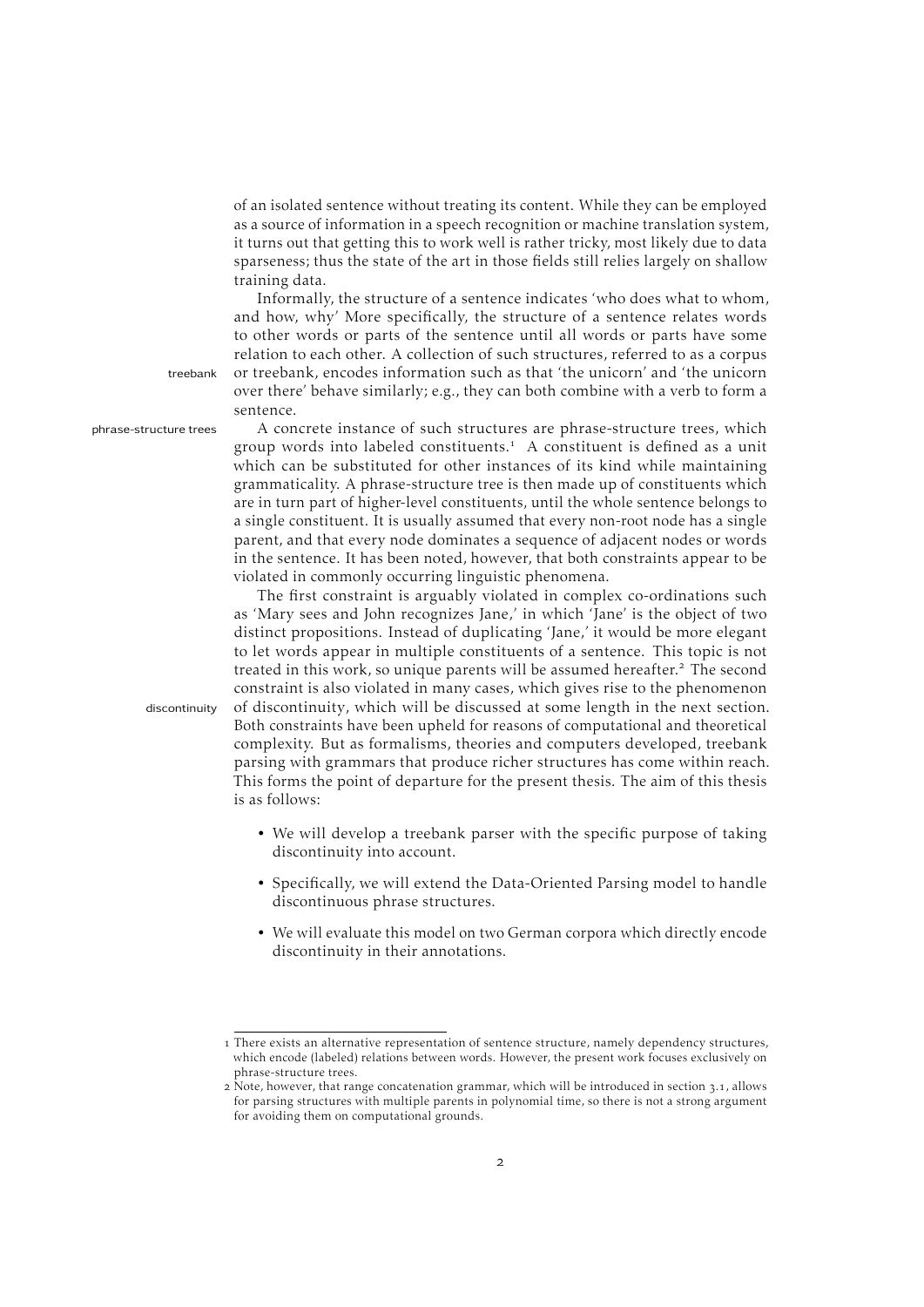of an isolated sentence without treating its content. While they can be employed as a source of information in a speech recognition or machine translation system, it turns out that getting this to work well is rather tricky, most likely due to data sparseness; thus the state of the art in those fields still relies largely on shallow training data.

Informally, the structure of a sentence indicates 'who does what to whom, and how, why' More specifically, the structure of a sentence relates words to other words or parts of the sentence until all words or parts have some relation to each other. A collection of such structures, referred to as a corpus or treebank, encodes information such as that 'the unicorn' and 'the unicorn over there' behave similarly; e.g., they can both combine with a verb to form a sentence.

A concrete instance of such structures are phrase-structure trees, which group words into labeled constituents.[1] A constituent is defined as a unit which can be substituted for other instances of its kind while maintaining grammaticality. A phrase-structure tree is then made up of constituents which are in turn part of higher-level constituents, until the whole sentence belongs to a single constituent. It is usually assumed that every non-root node has a single parent, and that every node dominates a sequence of adjacent nodes or words in the sentence. It has been noted, however, that both constraints appear to be violated in commonly occurring linguistic phenomena.

The first constraint is arguably violated in complex co-ordinations such as 'Mary sees and John recognizes Jane,' in which 'Jane' is the object of two distinct propositions. Instead of duplicating 'Jane,' it would be more elegant to let words appear in multiple constituents of a sentence. This topic is not treated in this work, so unique parents will be assumed hereafter.[2] The second constraint is also violated in many cases, which gives rise to the phenomenon of discontinuity, which will be discussed at some length in the next section. Both constraints have been upheld for reasons of computational and theoretical complexity. But as formalisms, theories and computers developed, treebank parsing with grammars that produce richer structures has come within reach. This forms the point of departure for the present thesis. The aim of this thesis is as follows:

- We will develop a treebank parser with the specific purpose of taking discontinuity into account.
- Specifically, we will extend the Data-Oriented Parsing model to handle discontinuous phrase structures.
- We will evaluate this model on two German corpora which directly encode discontinuity in their annotations.

---

1 There exists an alternative representation of sentence structure, namely dependency structures, which encode (labeled) relations between words. However, the present work focuses exclusively on phrase-structure trees.

2 Note, however, that range concatenation grammar, which will be introduced in section 3.1, allows for parsing structures with multiple parents in polynomial time, so there is not a strong argument for avoiding them on computational grounds.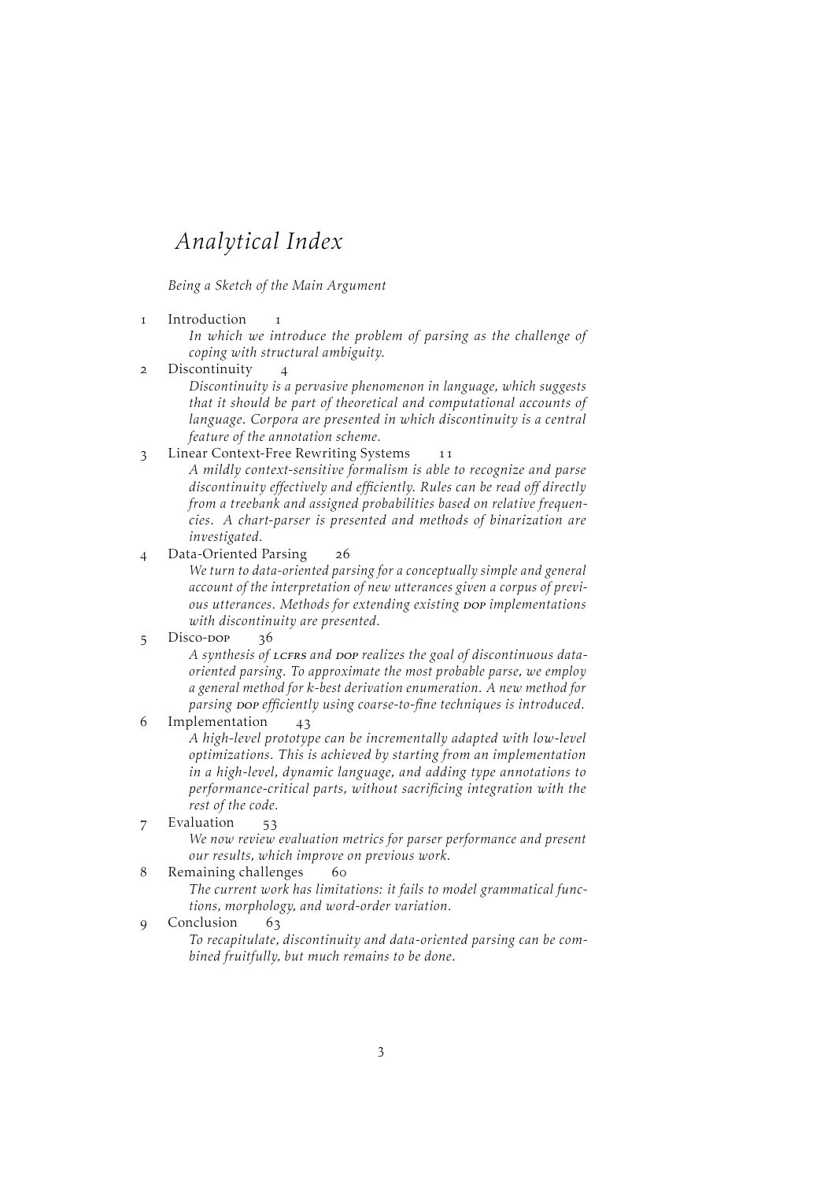# *Analytical Index*

*Being a Sketch of the Main Argument*

1 Introduction 1
*In which we introduce the problem of parsing as the challenge of coping with structural ambiguity.*

2 Discontinuity 4
*Discontinuity is a pervasive phenomenon in language, which suggests that it should be part of theoretical and computational accounts of language. Corpora are presented in which discontinuity is a central feature of the annotation scheme.*

3 Linear Context-Free Rewriting Systems 11
*A mildly context-sensitive formalism is able to recognize and parse discontinuity effectively and efficiently. Rules can be read off directly from a treebank and assigned probabilities based on relative frequencies. A chart-parser is presented and methods of binarization are investigated.*

4 Data-Oriented Parsing 26
*We turn to data-oriented parsing for a conceptually simple and general account of the interpretation of new utterances given a corpus of previous utterances. Methods for extending existing DOP implementations with discontinuity are presented.*

5 Disco-DOP 36
*A synthesis of LCFRS and DOP realizes the goal of discontinuous data-oriented parsing. To approximate the most probable parse, we employ a general method for k-best derivation enumeration. A new method for parsing DOP efficiently using coarse-to-fine techniques is introduced.*

6 Implementation 43
*A high-level prototype can be incrementally adapted with low-level optimizations. This is achieved by starting from an implementation in a high-level, dynamic language, and adding type annotations to performance-critical parts, without sacrificing integration with the rest of the code.*

7 Evaluation 53
*We now review evaluation metrics for parser performance and present our results, which improve on previous work.*

8 Remaining challenges 60
*The current work has limitations: it fails to model grammatical functions, morphology, and word-order variation.*

9 Conclusion 63
*To recapitulate, discontinuity and data-oriented parsing can be combined fruitfully, but much remains to be done.*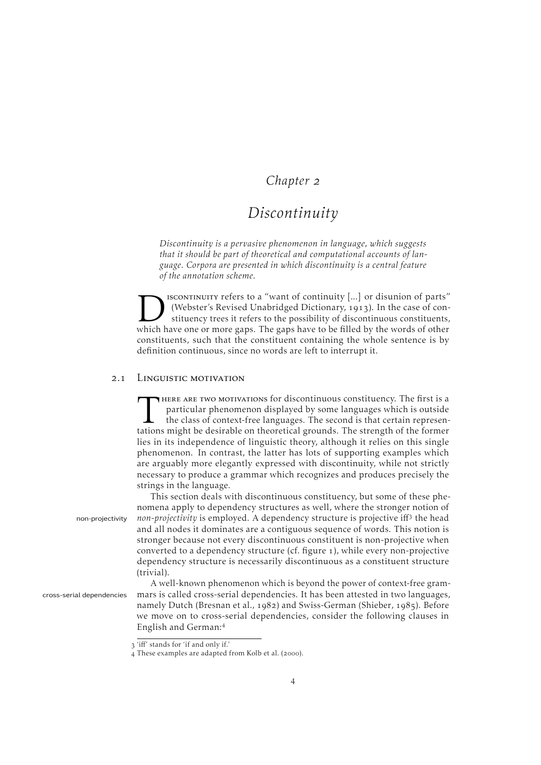# Chapter 2

# Discontinuity

*Discontinuity is a pervasive phenomenon in language, which suggests that it should be part of theoretical and computational accounts of language. Corpora are presented in which discontinuity is a central feature of the annotation scheme.*

Discontinuity refers to a "want of continuity [...] or disunion of parts" (Webster's Revised Unabridged Dictionary, 1913). In the case of constituency trees it refers to the possibility of discontinuous constituents, which have one or more gaps. The gaps have to be filled by the words of other constituents, such that the constituent containing the whole sentence is by definition continuous, since no words are left to interrupt it.

## 2.1 Linguistic motivation

There are two motivations for discontinuous constituency. The first is a particular phenomenon displayed by some languages which is outside the class of context-free languages. The second is that certain representations might be desirable on theoretical grounds. The strength of the former lies in its independence of linguistic theory, although it relies on this single phenomenon. In contrast, the latter has lots of supporting examples which are arguably more elegantly expressed with discontinuity, while not strictly necessary to produce a grammar which recognizes and produces precisely the strings in the language.

This section deals with discontinuous constituency, but some of these phenomena apply to dependency structures as well, where the stronger notion of *non-projectivity* is employed. A dependency structure is projective iff[3] the head and all nodes it dominates are a contiguous sequence of words. This notion is stronger because not every discontinuous constituent is non-projective when converted to a dependency structure (cf. figure 1), while every non-projective dependency structure is necessarily discontinuous as a constituent structure (trivial).

A well-known phenomenon which is beyond the power of context-free grammars is called cross-serial dependencies. It has been attested in two languages, namely Dutch (Bresnan et al., 1982) and Swiss-German (Shieber, 1985). Before we move on to cross-serial dependencies, consider the following clauses in English and German:[4]

---

[3] 'iff' stands for 'if and only if.'

[4] These examples are adapted from Kolb et al. (2000).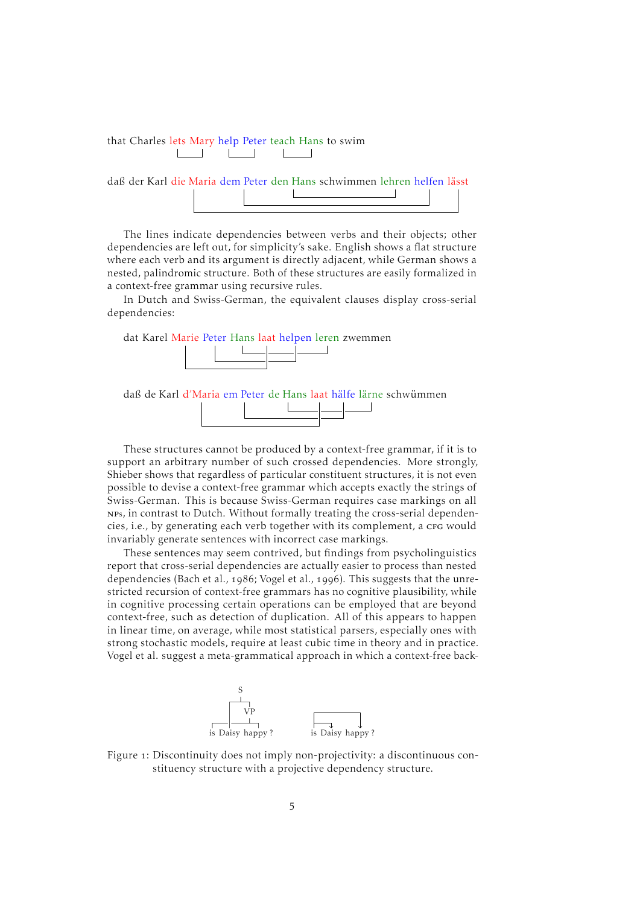that Charles lets Mary help Peter teach Hans to swim

daß der Karl die Maria dem Peter den Hans schwimmen lehren helfen lässt

The lines indicate dependencies between verbs and their objects; other dependencies are left out, for simplicity's sake. English shows a flat structure where each verb and its argument is directly adjacent, while German shows a nested, palindromic structure. Both of these structures are easily formalized in a context-free grammar using recursive rules.

In Dutch and Swiss-German, the equivalent clauses display cross-serial dependencies:

dat Karel Marie Peter Hans laat helpen leren zwemmen

daß de Karl d'Maria em Peter de Hans laat hälfe lärne schwümmen

These structures cannot be produced by a context-free grammar, if it is to support an arbitrary number of such crossed dependencies. More strongly, Shieber shows that regardless of particular constituent structures, it is not even possible to devise a context-free grammar which accepts exactly the strings of Swiss-German. This is because Swiss-German requires case markings on all NPs, in contrast to Dutch. Without formally treating the cross-serial dependencies, i.e., by generating each verb together with its complement, a CFG would invariably generate sentences with incorrect case markings.

These sentences may seem contrived, but findings from psycholinguistics report that cross-serial dependencies are actually easier to process than nested dependencies (Bach et al., 1986; Vogel et al., 1996). This suggests that the unrestricted recursion of context-free grammars has no cognitive plausibility, while in cognitive processing certain operations can be employed that are beyond context-free, such as detection of duplication. All of this appears to happen in linear time, on average, while most statistical parsers, especially ones with strong stochastic models, require at least cubic time in theory and in practice. Vogel et al. suggest a meta-grammatical approach in which a context-free back-

Figure 1: Discontinuity does not imply non-projectivity: a discontinuous constituency structure with a projective dependency structure.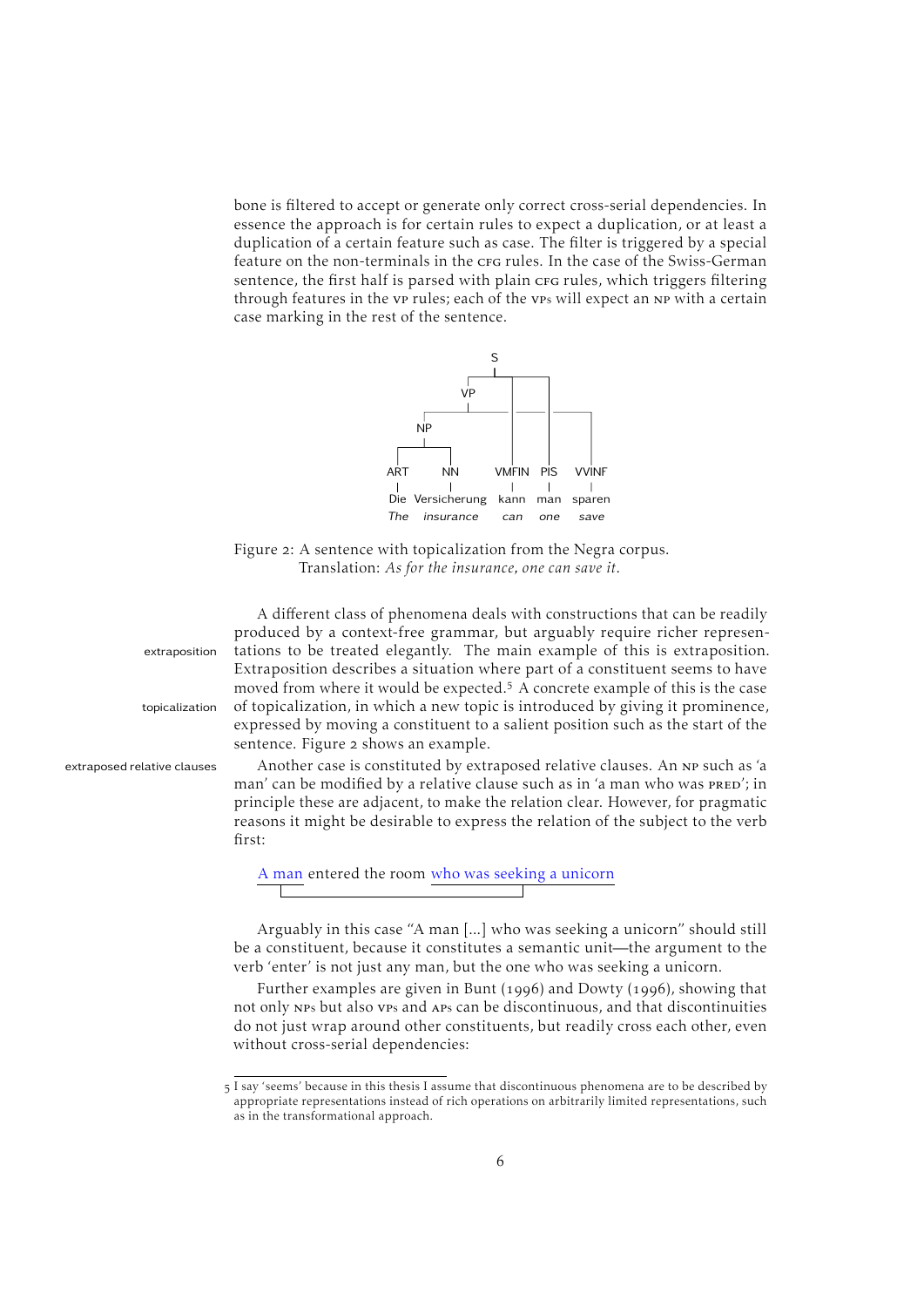bone is filtered to accept or generate only correct cross-serial dependencies. In essence the approach is for certain rules to expect a duplication, or at least a duplication of a certain feature such as case. The filter is triggered by a special feature on the non-terminals in the CFG rules. In the case of the Swiss-German sentence, the first half is parsed with plain CFG rules, which triggers filtering through features in the VP rules; each of the VPs will expect an NP with a certain case marking in the rest of the sentence.

Figure 2: A sentence with topicalization from the Negra corpus. Translation: *As for the insurance, one can save it.*

A different class of phenomena deals with constructions that can be readily produced by a context-free grammar, but arguably require richer representations to be treated elegantly. The main example of this is extraposition. Extraposition describes a situation where part of a constituent seems to have moved from where it would be expected.[5] A concrete example of this is the case of topicalization, in which a new topic is introduced by giving it prominence, expressed by moving a constituent to a salient position such as the start of the sentence. Figure 2 shows an example.

Another case is constituted by extraposed relative clauses. An NP such as 'a man' can be modified by a relative clause such as in 'a man who was PRED'; in principle these are adjacent, to make the relation clear. However, for pragmatic reasons it might be desirable to express the relation of the subject to the verb first:

A man entered the room who was seeking a unicorn

Arguably in this case "A man [...] who was seeking a unicorn" should still be a constituent, because it constitutes a semantic unit—the argument to the verb 'enter' is not just any man, but the one who was seeking a unicorn.

Further examples are given in Bunt (1996) and Dowty (1996), showing that not only NPs but also VPs and APs can be discontinuous, and that discontinuities do not just wrap around other constituents, but readily cross each other, even without cross-serial dependencies:

[5] I say 'seems' because in this thesis I assume that discontinuous phenomena are to be described by appropriate representations instead of rich operations on arbitrarily limited representations, such as in the transformational approach.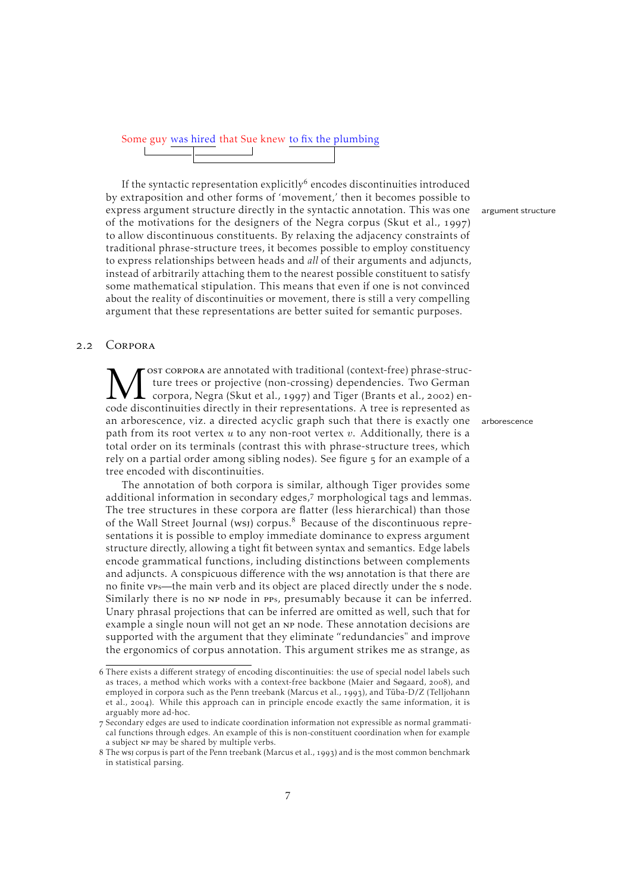Some guy was hired that Sue knew to fix the plumbing

If the syntactic representation explicitly[6] encodes discontinuities introduced by extraposition and other forms of 'movement,' then it becomes possible to express argument structure directly in the syntactic annotation. This was one of the motivations for the designers of the Negra corpus (Skut et al., 1997) to allow discontinuous constituents. By relaxing the adjacency constraints of traditional phrase-structure trees, it becomes possible to employ constituency to express relationships between heads and *all* of their arguments and adjuncts, instead of arbitrarily attaching them to the nearest possible constituent to satisfy some mathematical stipulation. This means that even if one is not convinced about the reality of discontinuities or movement, there is still a very compelling argument that these representations are better suited for semantic purposes.

argument structure

## 2.2 Corpora

Most corpora are annotated with traditional (context-free) phrase-structure trees or projective (non-crossing) dependencies. Two German corpora, Negra (Skut et al., 1997) and Tiger (Brants et al., 2002) encode discontinuities directly in their representations. A tree is represented as an arborescence, viz. a directed acyclic graph such that there is exactly one path from its root vertex $u$ to any non-root vertex $v$. Additionally, there is a total order on its terminals (contrast this with phrase-structure trees, which rely on a partial order among sibling nodes). See figure 5 for an example of a tree encoded with discontinuities.

arborescence

The annotation of both corpora is similar, although Tiger provides some additional information in secondary edges,[7] morphological tags and lemmas. The tree structures in these corpora are flatter (less hierarchical) than those of the Wall Street Journal (WSJ) corpus.[8] Because of the discontinuous representations it is possible to employ immediate dominance to express argument structure directly, allowing a tight fit between syntax and semantics. Edge labels encode grammatical functions, including distinctions between complements and adjuncts. A conspicuous difference with the WSJ annotation is that there are no finite VPs—the main verb and its object are placed directly under the S node. Similarly there is no NP node in PPs, presumably because it can be inferred. Unary phrasal projections that can be inferred are omitted as well, such that for example a single noun will not get an NP node. These annotation decisions are supported with the argument that they eliminate "redundancies" and improve the ergonomics of corpus annotation. This argument strikes me as strange, as

---

6 There exists a different strategy of encoding discontinuities: the use of special nodel labels such as traces, a method which works with a context-free backbone (Maier and Søgaard, 2008), and employed in corpora such as the Penn treebank (Marcus et al., 1993), and Tüba-D/Z (Telljohann et al., 2004). While this approach can in principle encode exactly the same information, it is arguably more ad-hoc.

7 Secondary edges are used to indicate coordination information not expressible as normal grammatical functions through edges. An example of this is non-constituent coordination when for example a subject NP may be shared by multiple verbs.

8 The WSJ corpus is part of the Penn treebank (Marcus et al., 1993) and is the most common benchmark in statistical parsing.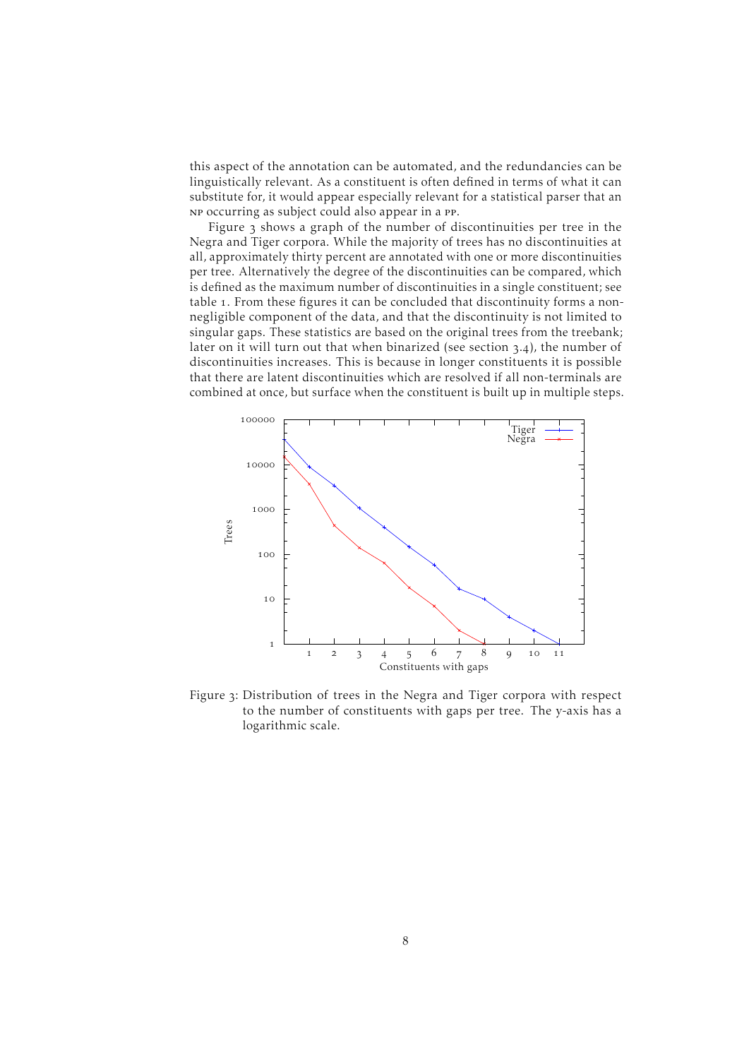this aspect of the annotation can be automated, and the redundancies can be linguistically relevant. As a constituent is often defined in terms of what it can substitute for, it would appear especially relevant for a statistical parser that an NP occurring as subject could also appear in a PP.

Figure 3 shows a graph of the number of discontinuities per tree in the Negra and Tiger corpora. While the majority of trees has no discontinuities at all, approximately thirty percent are annotated with one or more discontinuities per tree. Alternatively the degree of the discontinuities can be compared, which is defined as the maximum number of discontinuities in a single constituent; see table 1. From these figures it can be concluded that discontinuity forms a non-negligible component of the data, and that the discontinuity is not limited to singular gaps. These statistics are based on the original trees from the treebank; later on it will turn out that when binarized (see section 3.4), the number of discontinuities increases. This is because in longer constituents it is possible that there are latent discontinuities which are resolved if all non-terminals are combined at once, but surface when the constituent is built up in multiple steps.

Figure 3: Distribution of trees in the Negra and Tiger corpora with respect to the number of constituents with gaps per tree. The y-axis has a logarithmic scale.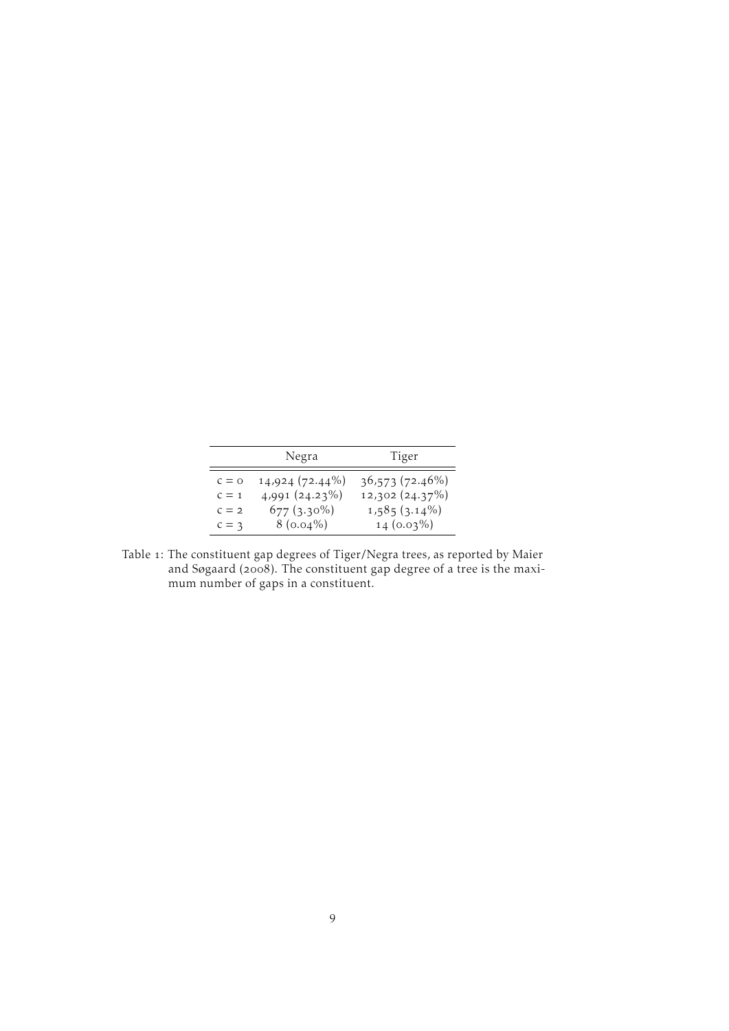| | Negra | Tiger |
|---|---|---|
| $c = 0$ | 14,924 (72.44%) | 36,573 (72.46%) |
| $c = 1$ | 4,991 (24.23%) | 12,302 (24.37%) |
| $c = 2$ | 677 (3.30%) | 1,585 (3.14%) |
| $c = 3$ | 8 (0.04%) | 14 (0.03%) |

Table 1: The constituent gap degrees of Tiger/Negra trees, as reported by Maier and Søgaard (2008). The constituent gap degree of a tree is the maximum number of gaps in a constituent.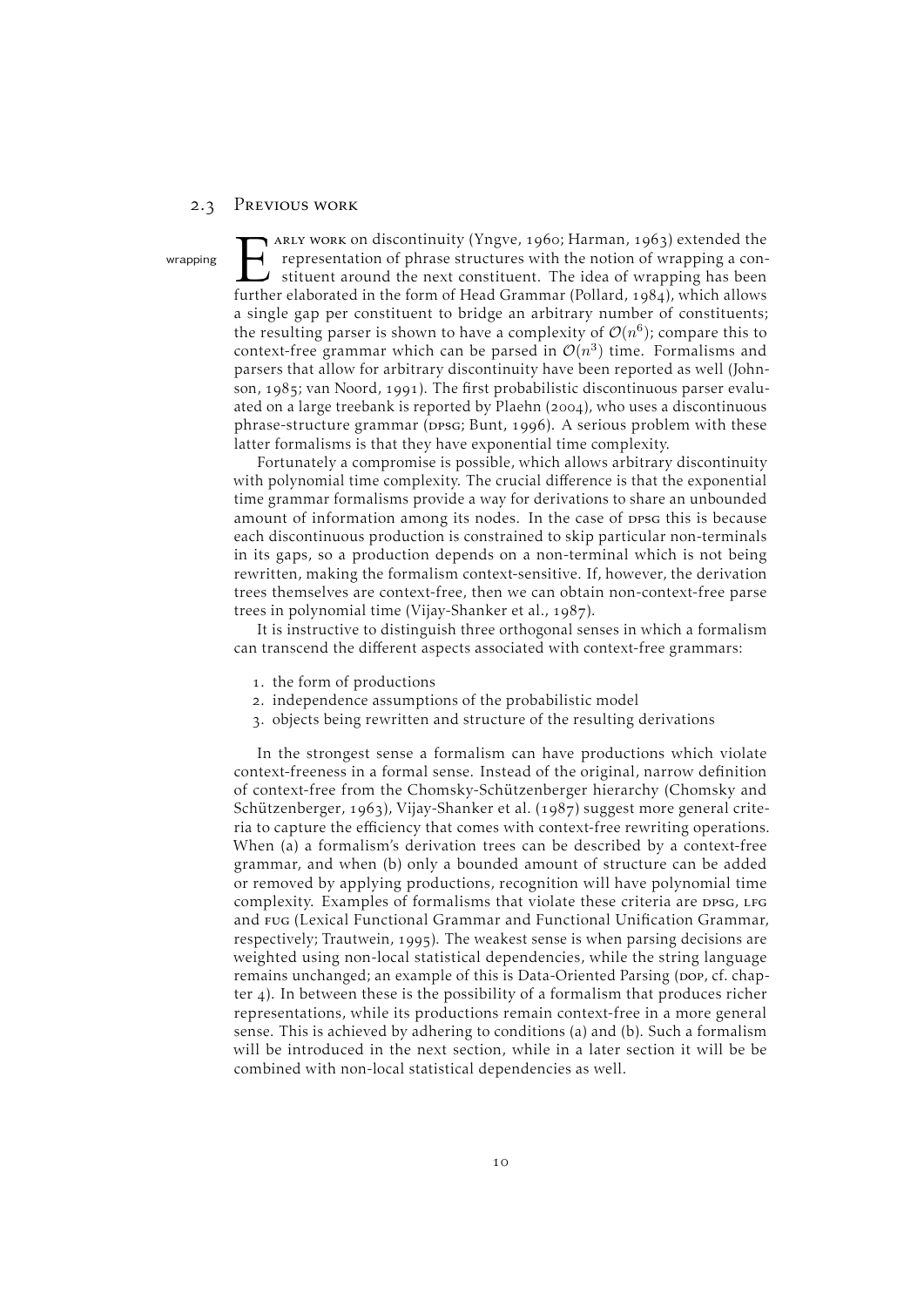## 2.3 Previous work

wrapping

Early work on discontinuity (Yngve, 1960; Harman, 1963) extended the representation of phrase structures with the notion of wrapping a constituent around the next constituent. The idea of wrapping has been further elaborated in the form of Head Grammar (Pollard, 1984), which allows a single gap per constituent to bridge an arbitrary number of constituents; the resulting parser is shown to have a complexity of $\mathcal{O}(n^6)$; compare this to context-free grammar which can be parsed in $\mathcal{O}(n^3)$ time. Formalisms and parsers that allow for arbitrary discontinuity have been reported as well (Johnson, 1985; van Noord, 1991). The first probabilistic discontinuous parser evaluated on a large treebank is reported by Plaehn (2004), who uses a discontinuous phrase-structure grammar (DPSG; Bunt, 1996). A serious problem with these latter formalisms is that they have exponential time complexity.

Fortunately a compromise is possible, which allows arbitrary discontinuity with polynomial time complexity. The crucial difference is that the exponential time grammar formalisms provide a way for derivations to share an unbounded amount of information among its nodes. In the case of DPSG this is because each discontinuous production is constrained to skip particular non-terminals in its gaps, so a production depends on a non-terminal which is not being rewritten, making the formalism context-sensitive. If, however, the derivation trees themselves are context-free, then we can obtain non-context-free parse trees in polynomial time (Vijay-Shanker et al., 1987).

It is instructive to distinguish three orthogonal senses in which a formalism can transcend the different aspects associated with context-free grammars:

1. the form of productions
2. independence assumptions of the probabilistic model
3. objects being rewritten and structure of the resulting derivations

In the strongest sense a formalism can have productions which violate context-freeness in a formal sense. Instead of the original, narrow definition of context-free from the Chomsky-Schützenberger hierarchy (Chomsky and Schützenberger, 1963), Vijay-Shanker et al. (1987) suggest more general criteria to capture the efficiency that comes with context-free rewriting operations. When (a) a formalism's derivation trees can be described by a context-free grammar, and when (b) only a bounded amount of structure can be added or removed by applying productions, recognition will have polynomial time complexity. Examples of formalisms that violate these criteria are DPSG, LFG and FUG (Lexical Functional Grammar and Functional Unification Grammar, respectively; Trautwein, 1995). The weakest sense is when parsing decisions are weighted using non-local statistical dependencies, while the string language remains unchanged; an example of this is Data-Oriented Parsing (DOP, cf. chapter 4). In between these is the possibility of a formalism that produces richer representations, while its productions remain context-free in a more general sense. This is achieved by adhering to conditions (a) and (b). Such a formalism will be introduced in the next section, while in a later section it will be be combined with non-local statistical dependencies as well.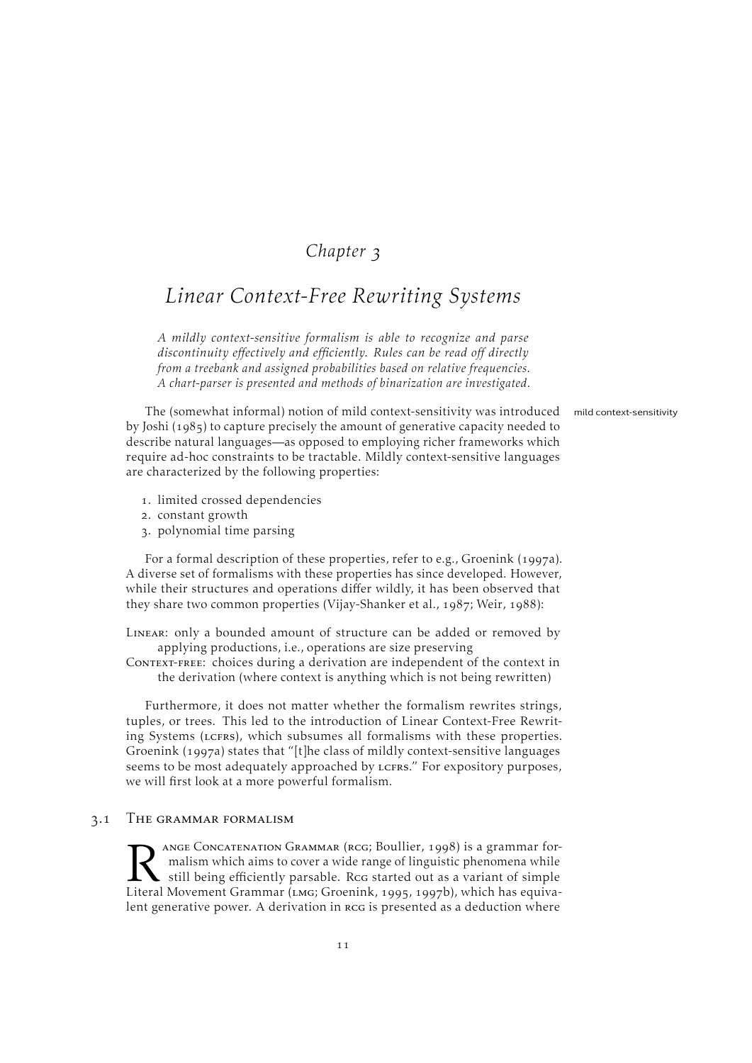# Chapter 3

# *Linear Context-Free Rewriting Systems*

*A mildly context-sensitive formalism is able to recognize and parse discontinuity effectively and efficiently. Rules can be read off directly from a treebank and assigned probabilities based on relative frequencies. A chart-parser is presented and methods of binarization are investigated.*

mild context-sensitivity

The (somewhat informal) notion of mild context-sensitivity was introduced by Joshi (1985) to capture precisely the amount of generative capacity needed to describe natural languages—as opposed to employing richer frameworks which require ad-hoc constraints to be tractable. Mildly context-sensitive languages are characterized by the following properties:

1. limited crossed dependencies
2. constant growth
3. polynomial time parsing

For a formal description of these properties, refer to e.g., Groenink (1997a). A diverse set of formalisms with these properties has since developed. However, while their structures and operations differ wildly, it has been observed that they share two common properties (Vijay-Shanker et al., 1987; Weir, 1988):

Linear: only a bounded amount of structure can be added or removed by applying productions, i.e., operations are size preserving

Context-free: choices during a derivation are independent of the context in the derivation (where context is anything which is not being rewritten)

Furthermore, it does not matter whether the formalism rewrites strings, tuples, or trees. This led to the introduction of Linear Context-Free Rewriting Systems (LCFRS), which subsumes all formalisms with these properties. Groenink (1997a) states that "[t]he class of mildly context-sensitive languages seems to be most adequately approached by LCFRS." For expository purposes, we will first look at a more powerful formalism.

## 3.1 The grammar formalism

Range Concatenation Grammar (RCG; Boullier, 1998) is a grammar formalism which aims to cover a wide range of linguistic phenomena while still being efficiently parsable. RCG started out as a variant of simple Literal Movement Grammar (LMG; Groenink, 1995, 1997b), which has equivalent generative power. A derivation in RCG is presented as a deduction where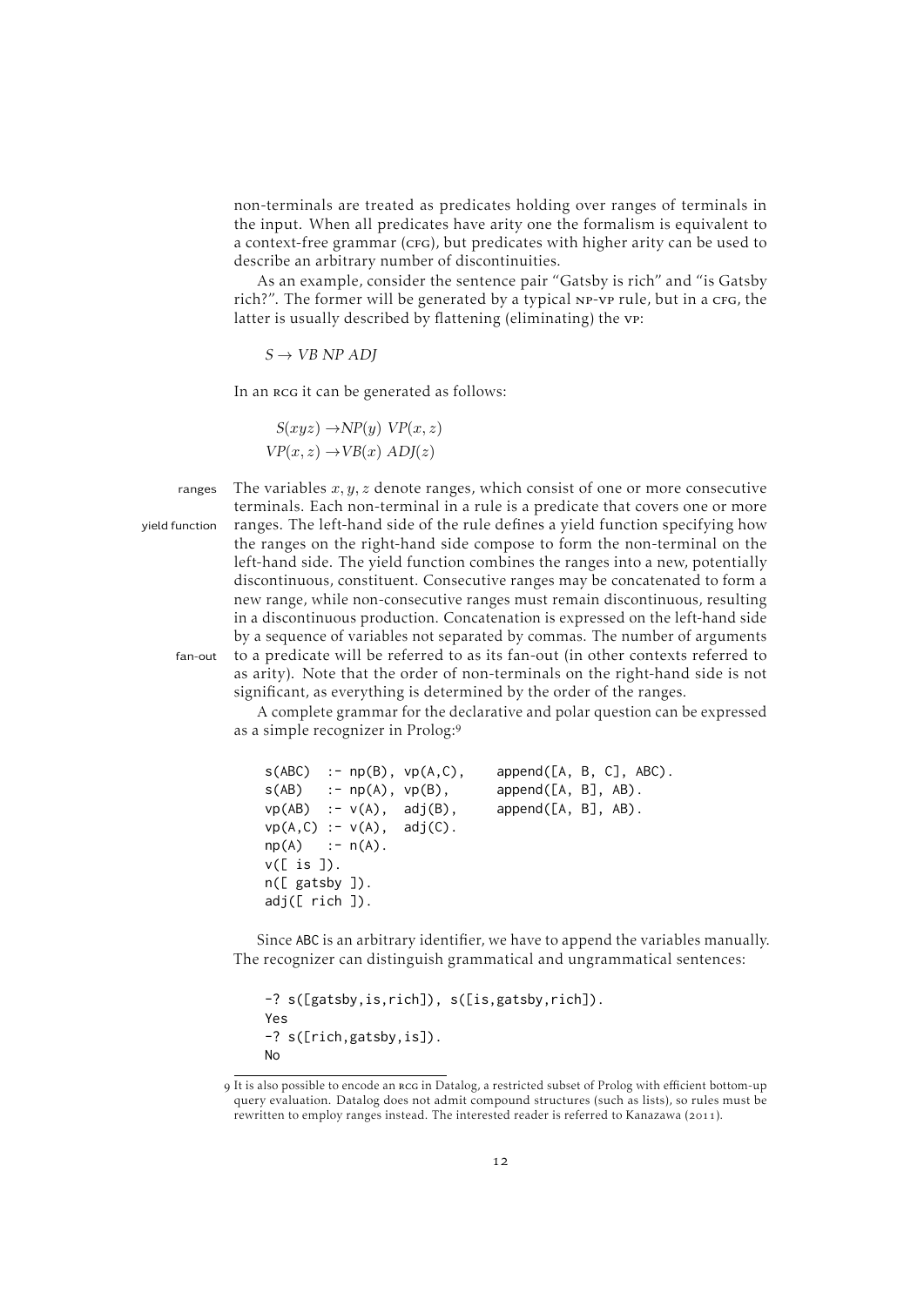non-terminals are treated as predicates holding over ranges of terminals in the input. When all predicates have arity one the formalism is equivalent to a context-free grammar (CFG), but predicates with higher arity can be used to describe an arbitrary number of discontinuities.

As an example, consider the sentence pair "Gatsby is rich" and "is Gatsby rich?". The former will be generated by a typical NP-VP rule, but in a CFG, the latter is usually described by flattening (eliminating) the VP:

$$S \rightarrow VB\ NP\ ADJ$$

In an RCG it can be generated as follows:

$$S(xyz) \rightarrow NP(y)\ VP(x, z)$$
$$VP(x, z) \rightarrow VB(x)\ ADJ(z)$$

ranges The variables $x, y, z$ denote ranges, which consist of one or more consecutive terminals. Each non-terminal in a rule is a predicate that covers one or more

yield function ranges. The left-hand side of the rule defines a yield function specifying how the ranges on the right-hand side compose to form the non-terminal on the left-hand side. The yield function combines the ranges into a new, potentially discontinuous, constituent. Consecutive ranges may be concatenated to form a new range, while non-consecutive ranges must remain discontinuous, resulting in a discontinuous production. Concatenation is expressed on the left-hand side by a sequence of variables not separated by commas. The number of arguments

fan-out to a predicate will be referred to as its fan-out (in other contexts referred to as arity). Note that the order of non-terminals on the right-hand side is not significant, as everything is determined by the order of the ranges.

A complete grammar for the declarative and polar question can be expressed as a simple recognizer in Prolog:[9]

```
s(ABC)  :- np(B), vp(A,C),    append([A, B, C], ABC).
s(AB)   :- np(A), vp(B),      append([A, B], AB).
vp(AB)  :- v(A),  adj(B),     append([A, B], AB).
vp(A,C) :- v(A),  adj(C).
np(A)   :- n(A).
v([ is ]).
n([ gatsby ]).
adj([ rich ]).
```

Since ABC is an arbitrary identifier, we have to append the variables manually. The recognizer can distinguish grammatical and ungrammatical sentences:

```
-? s([gatsby,is,rich]), s([is,gatsby,rich]).
Yes
-? s([rich,gatsby,is]).
No
```

[9] It is also possible to encode an RCG in Datalog, a restricted subset of Prolog with efficient bottom-up query evaluation. Datalog does not admit compound structures (such as lists), so rules must be rewritten to employ ranges instead. The interested reader is referred to Kanazawa (2011).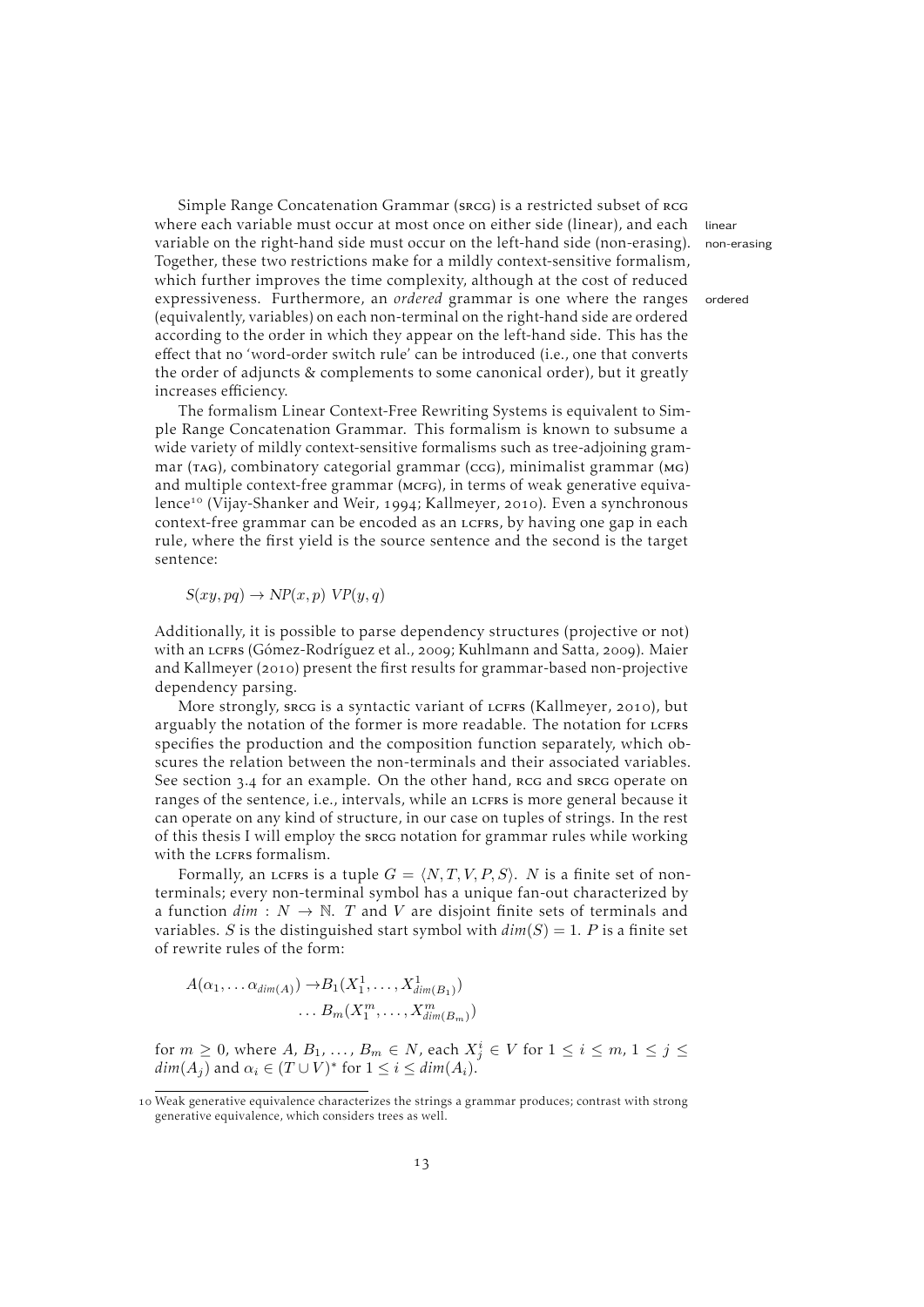Simple Range Concatenation Grammar (SRCG) is a restricted subset of RCG where each variable must occur at most once on either side (linear), and each variable on the right-hand side must occur on the left-hand side (non-erasing). Together, these two restrictions make for a mildly context-sensitive formalism, which further improves the time complexity, although at the cost of reduced expressiveness. Furthermore, an *ordered* grammar is one where the ranges (equivalently, variables) on each non-terminal on the right-hand side are ordered according to the order in which they appear on the left-hand side. This has the effect that no 'word-order switch rule' can be introduced (i.e., one that converts the order of adjuncts & complements to some canonical order), but it greatly increases efficiency.

linear

non-erasing

ordered

The formalism Linear Context-Free Rewriting Systems is equivalent to Simple Range Concatenation Grammar. This formalism is known to subsume a wide variety of mildly context-sensitive formalisms such as tree-adjoining grammar (TAG), combinatory categorial grammar (CCG), minimalist grammar (MG) and multiple context-free grammar (MCFG), in terms of weak generative equivalence[10] (Vijay-Shanker and Weir, 1994; Kallmeyer, 2010). Even a synchronous context-free grammar can be encoded as an LCFRS, by having one gap in each rule, where the first yield is the source sentence and the second is the target sentence:

$$S(xy, pq) \rightarrow NP(x, p)\ VP(y, q)$$

Additionally, it is possible to parse dependency structures (projective or not) with an LCFRS (Gómez-Rodríguez et al., 2009; Kuhlmann and Satta, 2009). Maier and Kallmeyer (2010) present the first results for grammar-based non-projective dependency parsing.

More strongly, SRCG is a syntactic variant of LCFRS (Kallmeyer, 2010), but arguably the notation of the former is more readable. The notation for LCFRS specifies the production and the composition function separately, which obscures the relation between the non-terminals and their associated variables. See section 3.4 for an example. On the other hand, RCG and SRCG operate on ranges of the sentence, i.e., intervals, while an LCFRS is more general because it can operate on any kind of structure, in our case on tuples of strings. In the rest of this thesis I will employ the SRCG notation for grammar rules while working with the LCFRS formalism.

Formally, an LCFRS is a tuple $G = \langle N, T, V, P, S \rangle$. $N$ is a finite set of non-terminals; every non-terminal symbol has a unique fan-out characterized by a function $dim : N \rightarrow \mathbb{N}$. $T$ and $V$ are disjoint finite sets of terminals and variables. $S$ is the distinguished start symbol with $dim(S) = 1$. $P$ is a finite set of rewrite rules of the form:

$$A(\alpha_1, \ldots \alpha_{dim(A)}) \rightarrow B_1(X_1^1, \ldots, X_{dim(B_1)}^1) \\ \ldots B_m(X_1^m, \ldots, X_{dim(B_m)}^m)$$

for $m \geq 0$, where $A, B_1, \ldots, B_m \in N$, each $X_j^i \in V$ for $1 \leq i \leq m$, $1 \leq j \leq dim(A_j)$ and $\alpha_i \in (T \cup V)^*$ for $1 \leq i \leq dim(A_i)$.

[10] Weak generative equivalence characterizes the strings a grammar produces; contrast with strong generative equivalence, which considers trees as well.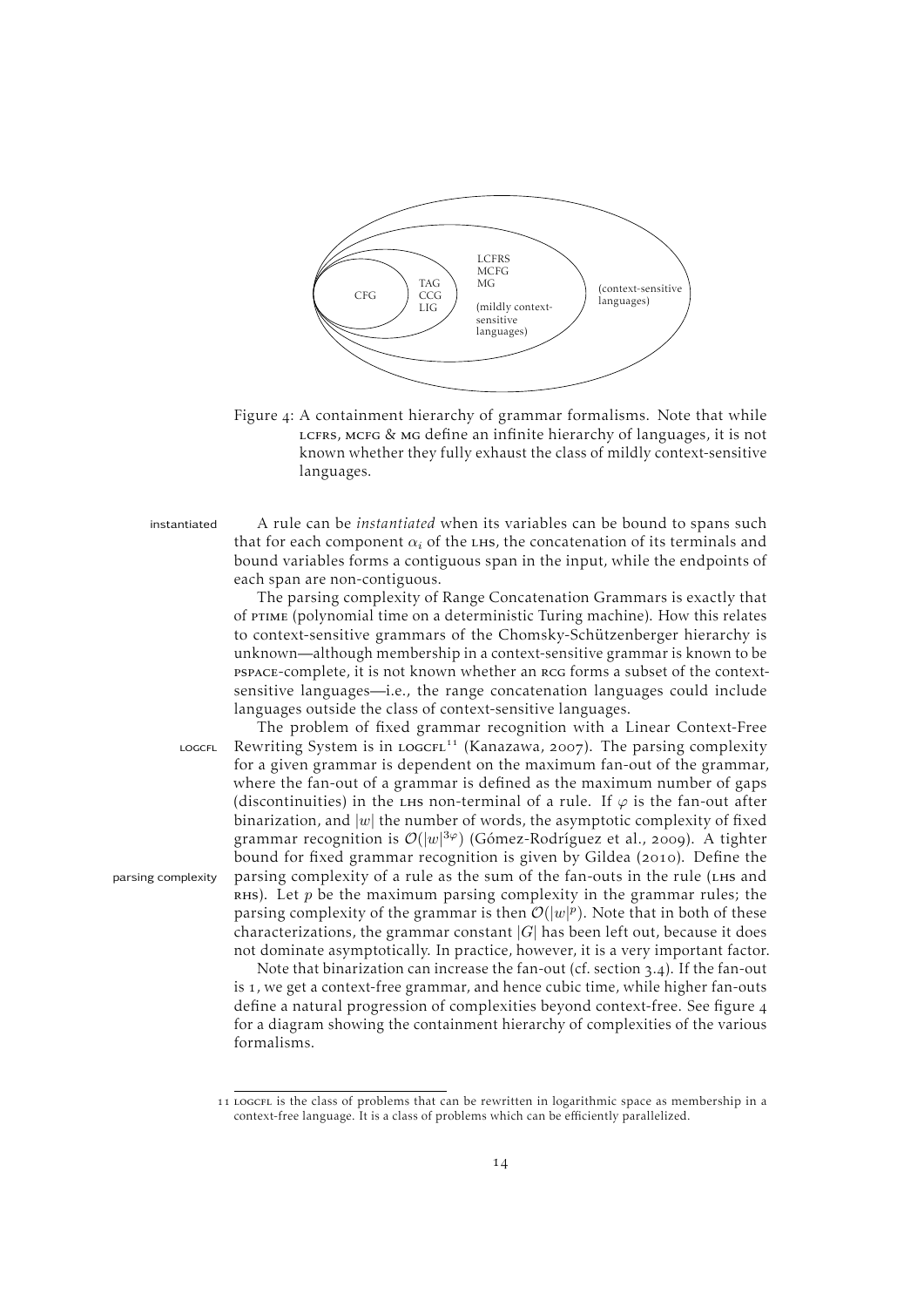Figure 4: A containment hierarchy of grammar formalisms. Note that while LCFRS, MCFG & MG define an infinite hierarchy of languages, it is not known whether they fully exhaust the class of mildly context-sensitive languages.

A rule can be *instantiated* when its variables can be bound to spans such that for each component $\alpha_i$ of the LHS, the concatenation of its terminals and bound variables forms a contiguous span in the input, while the endpoints of each span are non-contiguous.

The parsing complexity of Range Concatenation Grammars is exactly that of PTIME (polynomial time on a deterministic Turing machine). How this relates to context-sensitive grammars of the Chomsky-Schützenberger hierarchy is unknown—although membership in a context-sensitive grammar is known to be PSPACE-complete, it is not known whether an RCG forms a subset of the context-sensitive languages—i.e., the range concatenation languages could include languages outside the class of context-sensitive languages.

The problem of fixed grammar recognition with a Linear Context-Free Rewriting System is in LOGCFL[11] (Kanazawa, 2007). The parsing complexity for a given grammar is dependent on the maximum fan-out of the grammar, where the fan-out of a grammar is defined as the maximum number of gaps (discontinuities) in the LHS non-terminal of a rule. If $\varphi$ is the fan-out after binarization, and $|w|$ the number of words, the asymptotic complexity of fixed grammar recognition is $\mathcal{O}(|w|^{3\varphi})$ (Gómez-Rodríguez et al., 2009). A tighter bound for fixed grammar recognition is given by Gildea (2010). Define the parsing complexity of a rule as the sum of the fan-outs in the rule (LHS and RHS). Let $p$ be the maximum parsing complexity in the grammar rules; the parsing complexity of the grammar is then $\mathcal{O}(|w|^{p})$. Note that in both of these characterizations, the grammar constant $|G|$ has been left out, because it does not dominate asymptotically. In practice, however, it is a very important factor.

Note that binarization can increase the fan-out (cf. section 3.4). If the fan-out is 1, we get a context-free grammar, and hence cubic time, while higher fan-outs define a natural progression of complexities beyond context-free. See figure 4 for a diagram showing the containment hierarchy of complexities of the various formalisms.

[11] LOGCFL is the class of problems that can be rewritten in logarithmic space as membership in a context-free language. It is a class of problems which can be efficiently parallelized.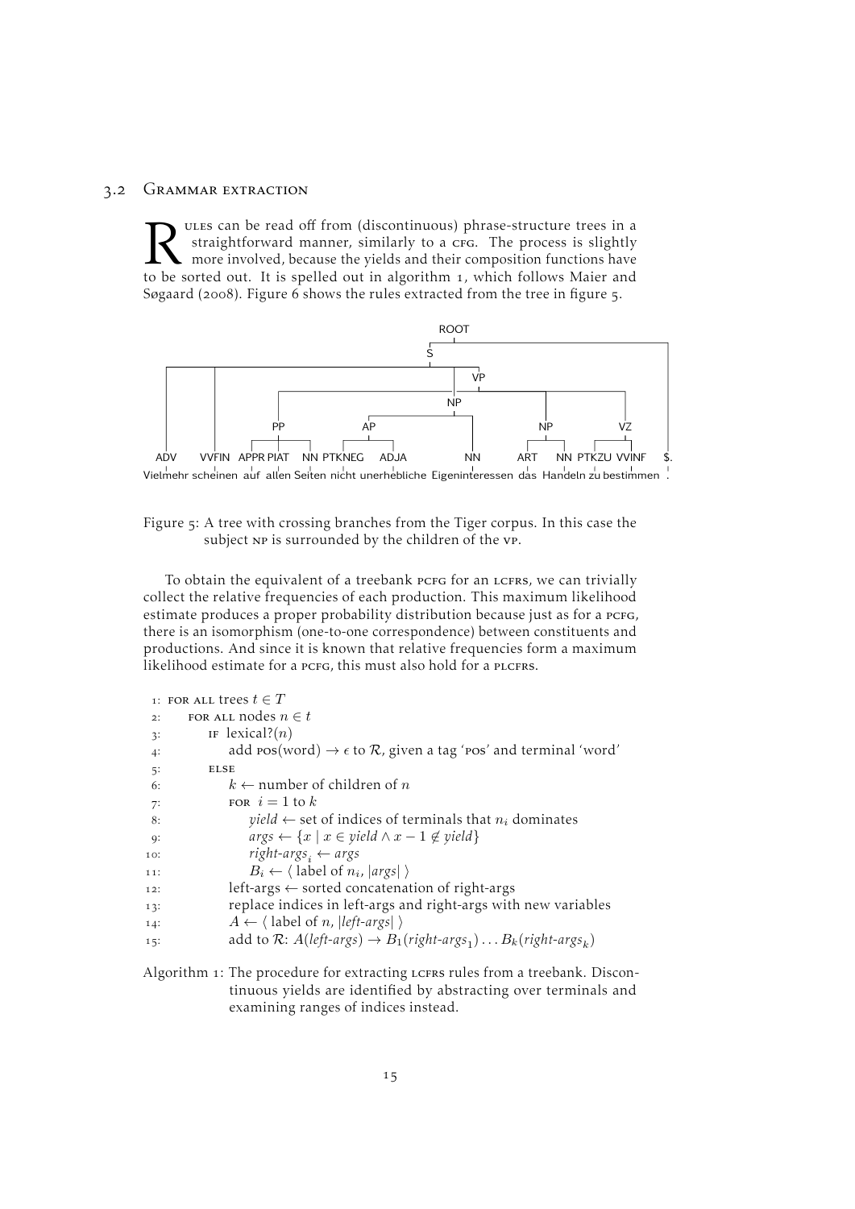## 3.2 Grammar extraction

Rules can be read off from (discontinuous) phrase-structure trees in a straightforward manner, similarly to a CFG. The process is slightly more involved, because the yields and their composition functions have to be sorted out. It is spelled out in algorithm 1, which follows Maier and Søgaard (2008). Figure 6 shows the rules extracted from the tree in figure 5.

Figure 5: A tree with crossing branches from the Tiger corpus. In this case the subject NP is surrounded by the children of the VP.

To obtain the equivalent of a treebank PCFG for an LCFRS, we can trivially collect the relative frequencies of each production. This maximum likelihood estimate produces a proper probability distribution because just as for a PCFG, there is an isomorphism (one-to-one correspondence) between constituents and productions. And since it is known that relative frequencies form a maximum likelihood estimate for a PCFG, this must also hold for a PLCFRS.

```
1:  FOR ALL trees t ∈ T
2:    FOR ALL nodes n ∈ t
3:      IF lexical?(n)
4:        add POS(word) → ε to R, given a tag 'POS' and terminal 'word'
5:      ELSE
6:        k ← number of children of n
7:        FOR i = 1 to k
8:          yield ← set of indices of terminals that n_i dominates
9:          args ← {x | x ∈ yield ∧ x − 1 ∉ yield}
10:         right-args_i ← args
11:         B_i ← ⟨ label of n_i, |args| ⟩
12:       left-args ← sorted concatenation of right-args
13:       replace indices in left-args and right-args with new variables
14:       A ← ⟨ label of n, |left-args| ⟩
15:       add to R: A(left-args) → B_1(right-args_1) ... B_k(right-args_k)
```

Algorithm 1: The procedure for extracting LCFRS rules from a treebank. Discontinuous yields are identified by abstracting over terminals and examining ranges of indices instead.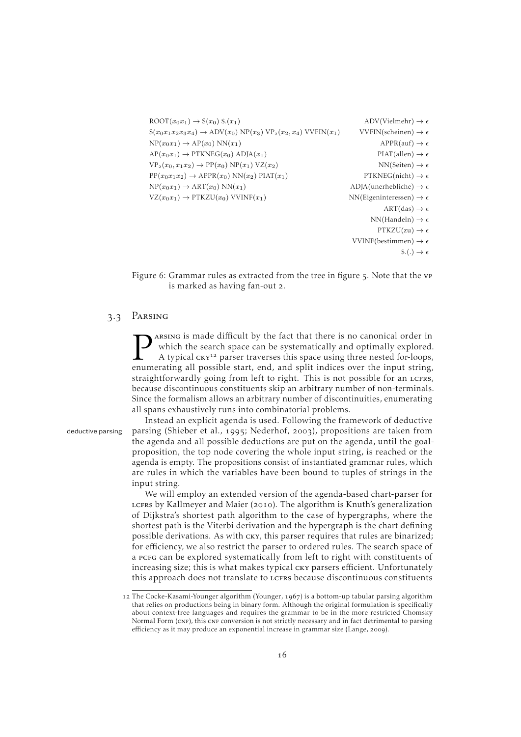$$\text{ROOT}(x_0x_1) \rightarrow \text{S}(x_0)\ \$.(x_1)$$
$$\text{S}(x_0x_1x_2x_3x_4) \rightarrow \text{ADV}(x_0)\ \text{NP}(x_3)\ \text{VP}_2(x_2, x_4)\ \text{VVFIN}(x_1)$$
$$\text{NP}(x_0x_1) \rightarrow \text{AP}(x_0)\ \text{NN}(x_1)$$
$$\text{AP}(x_0x_1) \rightarrow \text{PTKNEG}(x_0)\ \text{ADJA}(x_1)$$
$$\text{VP}_2(x_0, x_1x_2) \rightarrow \text{PP}(x_0)\ \text{NP}(x_1)\ \text{VZ}(x_2)$$
$$\text{PP}(x_0x_1x_2) \rightarrow \text{APPR}(x_0)\ \text{NN}(x_2)\ \text{PIAT}(x_1)$$
$$\text{NP}(x_0x_1) \rightarrow \text{ART}(x_0)\ \text{NN}(x_1)$$
$$\text{VZ}(x_0x_1) \rightarrow \text{PTKZU}(x_0)\ \text{VVINF}(x_1)$$

$$\text{ADV}(\text{Vielmehr}) \rightarrow \epsilon$$
$$\text{VVFIN}(\text{scheinen}) \rightarrow \epsilon$$
$$\text{APPR}(\text{auf}) \rightarrow \epsilon$$
$$\text{PIAT}(\text{allen}) \rightarrow \epsilon$$
$$\text{NN}(\text{Seiten}) \rightarrow \epsilon$$
$$\text{PTKNEG}(\text{nicht}) \rightarrow \epsilon$$
$$\text{ADJA}(\text{unerhebliche}) \rightarrow \epsilon$$
$$\text{NN}(\text{Eigeninteressen}) \rightarrow \epsilon$$
$$\text{ART}(\text{das}) \rightarrow \epsilon$$
$$\text{NN}(\text{Handeln}) \rightarrow \epsilon$$
$$\text{PTKZU}(\text{zu}) \rightarrow \epsilon$$
$$\text{VVINF}(\text{bestimmen}) \rightarrow \epsilon$$
$$\$.(.) \rightarrow \epsilon$$

Figure 6: Grammar rules as extracted from the tree in figure 5. Note that the VP is marked as having fan-out 2.

## 3.3 Parsing

Parsing is made difficult by the fact that there is no canonical order in which the search space can be systematically and optimally explored. A typical CKY[12] parser traverses this space using three nested for-loops, enumerating all possible start, end, and split indices over the input string, straightforwardly going from left to right. This is not possible for an LCFRS, because discontinuous constituents skip an arbitrary number of non-terminals. Since the formalism allows an arbitrary number of discontinuities, enumerating all spans exhaustively runs into combinatorial problems.

*deductive parsing*

Instead an explicit agenda is used. Following the framework of deductive parsing (Shieber et al., 1995; Nederhof, 2003), propositions are taken from the agenda and all possible deductions are put on the agenda, until the goal-proposition, the top node covering the whole input string, is reached or the agenda is empty. The propositions consist of instantiated grammar rules, which are rules in which the variables have been bound to tuples of strings in the input string.

We will employ an extended version of the agenda-based chart-parser for LCFRS by Kallmeyer and Maier (2010). The algorithm is Knuth's generalization of Dijkstra's shortest path algorithm to the case of hypergraphs, where the shortest path is the Viterbi derivation and the hypergraph is the chart defining possible derivations. As with CKY, this parser requires that rules are binarized; for efficiency, we also restrict the parser to ordered rules. The search space of a PCFG can be explored systematically from left to right with constituents of increasing size; this is what makes typical CKY parsers efficient. Unfortunately this approach does not translate to LCFRS because discontinuous constituents

[12] The Cocke-Kasami-Younger algorithm (Younger, 1967) is a bottom-up tabular parsing algorithm that relies on productions being in binary form. Although the original formulation is specifically about context-free languages and requires the grammar to be in the more restricted Chomsky Normal Form (CNF), this CNF conversion is not strictly necessary and in fact detrimental to parsing efficiency as it may produce an exponential increase in grammar size (Lange, 2009).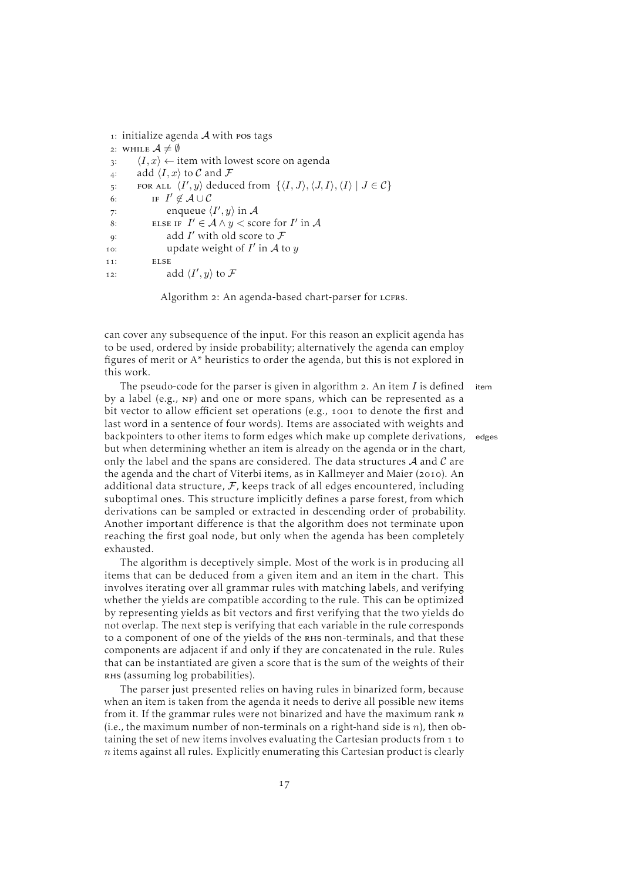```
1: initialize agenda A with POS tags
2: WHILE A ≠ ∅
3:     ⟨I, x⟩ ← item with lowest score on agenda
4:     add ⟨I, x⟩ to C and F
5:     FOR ALL ⟨I′, y⟩ deduced from {⟨I, J⟩, ⟨J, I⟩, ⟨I⟩ | J ∈ C}
6:         IF I′ ∉ A ∪ C
7:             enqueue ⟨I′, y⟩ in A
8:         ELSE IF I′ ∈ A ∧ y < score for I′ in A
9:             add I′ with old score to F
10:            update weight of I′ in A to y
11:        ELSE
12:            add ⟨I′, y⟩ to F
```

Algorithm 2: An agenda-based chart-parser for LCFRS.

can cover any subsequence of the input. For this reason an explicit agenda has to be used, ordered by inside probability; alternatively the agenda can employ figures of merit or A* heuristics to order the agenda, but this is not explored in this work.

The pseudo-code for the parser is given in algorithm 2. An item $I$ is defined by a label (e.g., NP) and one or more spans, which can be represented as a bit vector to allow efficient set operations (e.g., 1001 to denote the first and last word in a sentence of four words). Items are associated with weights and backpointers to other items to form edges which make up complete derivations, but when determining whether an item is already on the agenda or in the chart, only the label and the spans are considered. The data structures $\mathcal{A}$ and $\mathcal{C}$ are the agenda and the chart of Viterbi items, as in Kallmeyer and Maier (2010). An additional data structure, $\mathcal{F}$, keeps track of all edges encountered, including suboptimal ones. This structure implicitly defines a parse forest, from which derivations can be sampled or extracted in descending order of probability. Another important difference is that the algorithm does not terminate upon reaching the first goal node, but only when the agenda has been completely exhausted.

The algorithm is deceptively simple. Most of the work is in producing all items that can be deduced from a given item and an item in the chart. This involves iterating over all grammar rules with matching labels, and verifying whether the yields are compatible according to the rule. This can be optimized by representing yields as bit vectors and first verifying that the two yields do not overlap. The next step is verifying that each variable in the rule corresponds to a component of one of the yields of the RHS non-terminals, and that these components are adjacent if and only if they are concatenated in the rule. Rules that can be instantiated are given a score that is the sum of the weights of their RHS (assuming log probabilities).

The parser just presented relies on having rules in binarized form, because when an item is taken from the agenda it needs to derive all possible new items from it. If the grammar rules were not binarized and have the maximum rank $n$ (i.e., the maximum number of non-terminals on a right-hand side is $n$), then obtaining the set of new items involves evaluating the Cartesian products from 1 to $n$ items against all rules. Explicitly enumerating this Cartesian product is clearly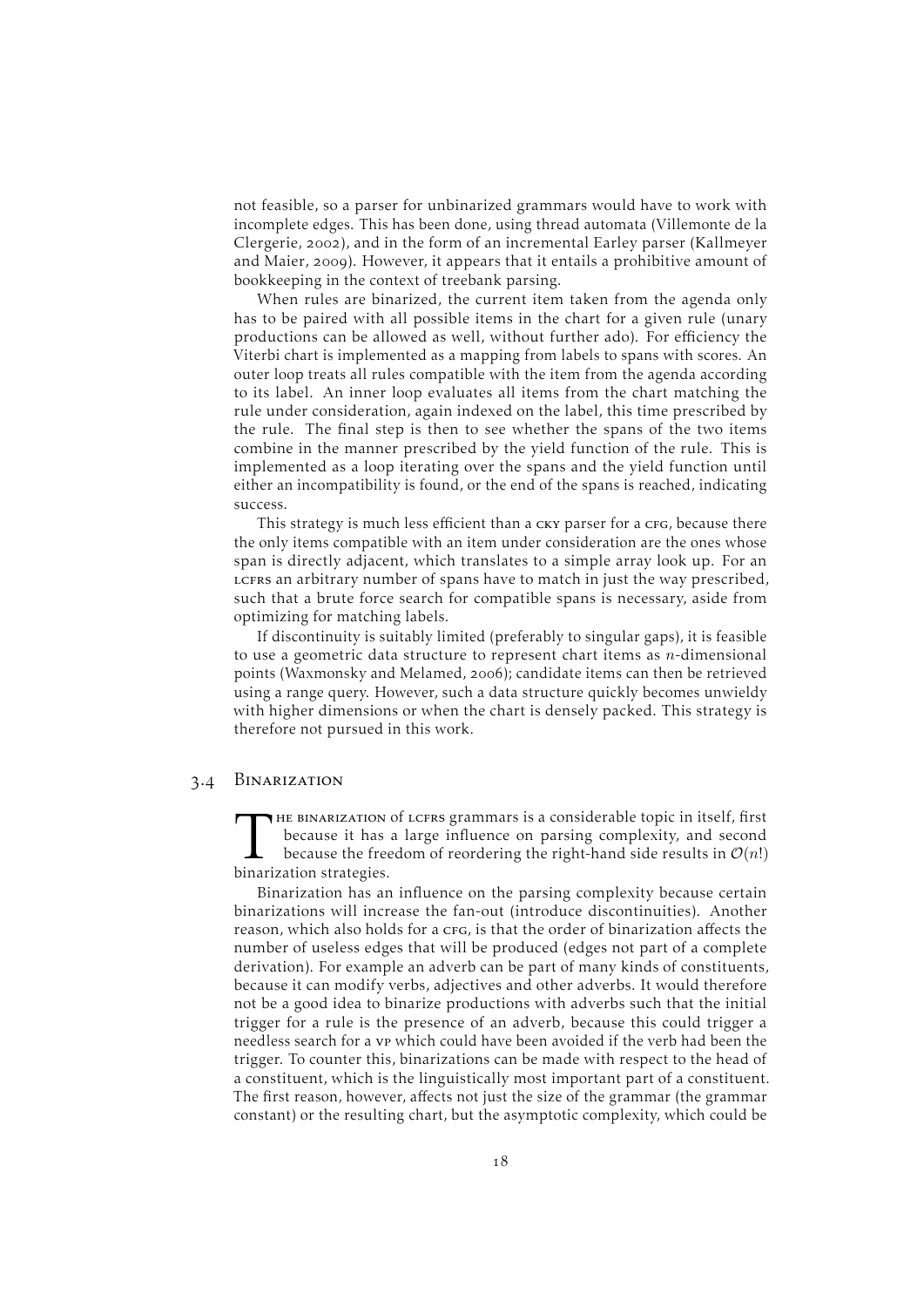not feasible, so a parser for unbinarized grammars would have to work with incomplete edges. This has been done, using thread automata (Villemonte de la Clergerie, 2002), and in the form of an incremental Earley parser (Kallmeyer and Maier, 2009). However, it appears that it entails a prohibitive amount of bookkeeping in the context of treebank parsing.

When rules are binarized, the current item taken from the agenda only has to be paired with all possible items in the chart for a given rule (unary productions can be allowed as well, without further ado). For efficiency the Viterbi chart is implemented as a mapping from labels to spans with scores. An outer loop treats all rules compatible with the item from the agenda according to its label. An inner loop evaluates all items from the chart matching the rule under consideration, again indexed on the label, this time prescribed by the rule. The final step is then to see whether the spans of the two items combine in the manner prescribed by the yield function of the rule. This is implemented as a loop iterating over the spans and the yield function until either an incompatibility is found, or the end of the spans is reached, indicating success.

This strategy is much less efficient than a CKY parser for a CFG, because there the only items compatible with an item under consideration are the ones whose span is directly adjacent, which translates to a simple array look up. For an LCFRS an arbitrary number of spans have to match in just the way prescribed, such that a brute force search for compatible spans is necessary, aside from optimizing for matching labels.

If discontinuity is suitably limited (preferably to singular gaps), it is feasible to use a geometric data structure to represent chart items as $n$-dimensional points (Waxmonsky and Melamed, 2006); candidate items can then be retrieved using a range query. However, such a data structure quickly becomes unwieldy with higher dimensions or when the chart is densely packed. This strategy is therefore not pursued in this work.

## 3.4 Binarization

The binarization of LCFRS grammars is a considerable topic in itself, first because it has a large influence on parsing complexity, and second because the freedom of reordering the right-hand side results in $\mathcal{O}(n!)$ binarization strategies.

Binarization has an influence on the parsing complexity because certain binarizations will increase the fan-out (introduce discontinuities). Another reason, which also holds for a CFG, is that the order of binarization affects the number of useless edges that will be produced (edges not part of a complete derivation). For example an adverb can be part of many kinds of constituents, because it can modify verbs, adjectives and other adverbs. It would therefore not be a good idea to binarize productions with adverbs such that the initial trigger for a rule is the presence of an adverb, because this could trigger a needless search for a VP which could have been avoided if the verb had been the trigger. To counter this, binarizations can be made with respect to the head of a constituent, which is the linguistically most important part of a constituent. The first reason, however, affects not just the size of the grammar (the grammar constant) or the resulting chart, but the asymptotic complexity, which could be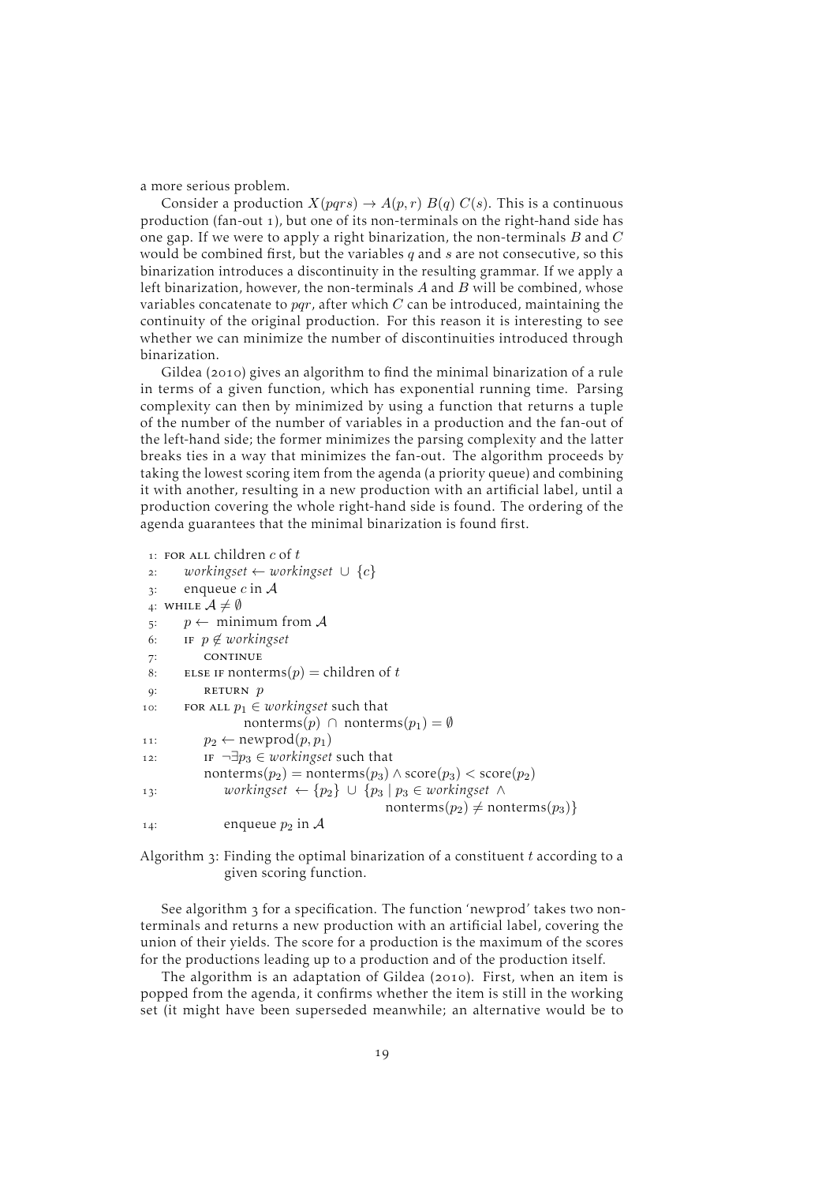a more serious problem.

Consider a production $X(pqrs) \rightarrow A(p, r)\ B(q)\ C(s)$. This is a continuous production (fan-out 1), but one of its non-terminals on the right-hand side has one gap. If we were to apply a right binarization, the non-terminals $B$ and $C$ would be combined first, but the variables $q$ and $s$ are not consecutive, so this binarization introduces a discontinuity in the resulting grammar. If we apply a left binarization, however, the non-terminals $A$ and $B$ will be combined, whose variables concatenate to $pqr$, after which $C$ can be introduced, maintaining the continuity of the original production. For this reason it is interesting to see whether we can minimize the number of discontinuities introduced through binarization.

Gildea (2010) gives an algorithm to find the minimal binarization of a rule in terms of a given function, which has exponential running time. Parsing complexity can then by minimized by using a function that returns a tuple of the number of the number of variables in a production and the fan-out of the left-hand side; the former minimizes the parsing complexity and the latter breaks ties in a way that minimizes the fan-out. The algorithm proceeds by taking the lowest scoring item from the agenda (a priority queue) and combining it with another, resulting in a new production with an artificial label, until a production covering the whole right-hand side is found. The ordering of the agenda guarantees that the minimal binarization is found first.

```
 1: FOR ALL children c of t
 2:     workingset ← workingset ∪ {c}
 3:     enqueue c in 𝒜
 4: WHILE 𝒜 ≠ ∅
 5:     p ← minimum from 𝒜
 6:     IF p ∉ workingset
 7:         CONTINUE
 8:     ELSE IF nonterms(p) = children of t
 9:         RETURN p
10:     FOR ALL p₁ ∈ workingset such that
                nonterms(p) ∩ nonterms(p₁) = ∅
11:         p₂ ← newprod(p, p₁)
12:         IF ¬∃p₃ ∈ workingset such that
            nonterms(p₂) = nonterms(p₃) ∧ score(p₃) < score(p₂)
13:             workingset ← {p₂} ∪ {p₃ | p₃ ∈ workingset ∧
                                        nonterms(p₂) ≠ nonterms(p₃)}
14:             enqueue p₂ in 𝒜
```

Algorithm 3: Finding the optimal binarization of a constituent $t$ according to a given scoring function.

See algorithm 3 for a specification. The function 'newprod' takes two non-terminals and returns a new production with an artificial label, covering the union of their yields. The score for a production is the maximum of the scores for the productions leading up to a production and of the production itself.

The algorithm is an adaptation of Gildea (2010). First, when an item is popped from the agenda, it confirms whether the item is still in the working set (it might have been superseded meanwhile; an alternative would be to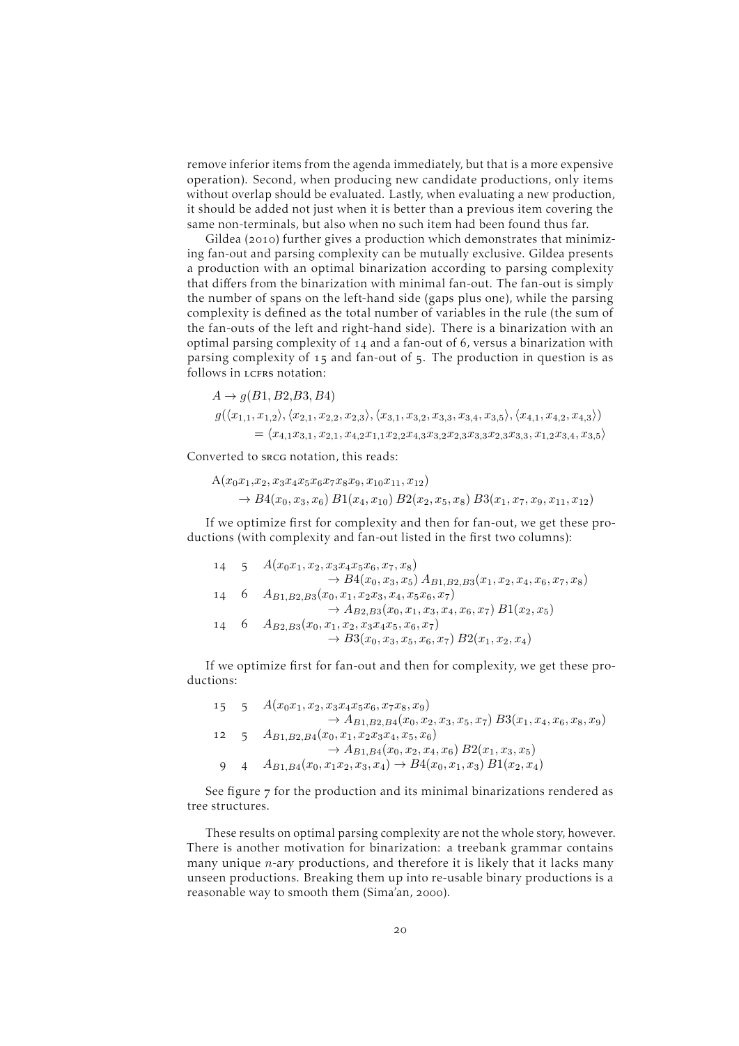remove inferior items from the agenda immediately, but that is a more expensive operation). Second, when producing new candidate productions, only items without overlap should be evaluated. Lastly, when evaluating a new production, it should be added not just when it is better than a previous item covering the same non-terminals, but also when no such item had been found thus far.

Gildea (2010) further gives a production which demonstrates that minimizing fan-out and parsing complexity can be mutually exclusive. Gildea presents a production with an optimal binarization according to parsing complexity that differs from the binarization with minimal fan-out. The fan-out is simply the number of spans on the left-hand side (gaps plus one), while the parsing complexity is defined as the total number of variables in the rule (the sum of the fan-outs of the left and right-hand side). There is a binarization with an optimal parsing complexity of 14 and a fan-out of 6, versus a binarization with parsing complexity of 15 and fan-out of 5. The production in question is as follows in LCFRS notation:

$$A \rightarrow g(B1, B2, B3, B4)$$

$$g(\langle x_{1,1}, x_{1,2}\rangle, \langle x_{2,1}, x_{2,2}, x_{2,3}\rangle, \langle x_{3,1}, x_{3,2}, x_{3,3}, x_{3,4}, x_{3,5}\rangle, \langle x_{4,1}, x_{4,2}, x_{4,3}\rangle)$$
$$= \langle x_{4,1}x_{3,1}, x_{2,1}, x_{4,2}x_{1,1}x_{2,2}x_{4,3}x_{3,2}x_{2,3}x_{3,3}x_{2,3}x_{3,3}, x_{1,2}x_{3,4}, x_{3,5}\rangle$$

Converted to SRCG notation, this reads:

$$\mathrm{A}(x_0x_1, x_2, x_3x_4x_5x_6x_7x_8x_9, x_{10}x_{11}, x_{12})$$
$$\rightarrow B4(x_0, x_3, x_6)\ B1(x_4, x_{10})\ B2(x_2, x_5, x_8)\ B3(x_1, x_7, x_9, x_{11}, x_{12})$$

If we optimize first for complexity and then for fan-out, we get these productions (with complexity and fan-out listed in the first two columns):

| | | |
|---|---|---|
| 14 | 5 | $A(x_0x_1, x_2, x_3x_4x_5x_6, x_7, x_8) \rightarrow B4(x_0, x_3, x_5)\ A_{B1,B2,B3}(x_1, x_2, x_4, x_6, x_7, x_8)$ |
| 14 | 6 | $A_{B1,B2,B3}(x_0, x_1, x_2x_3, x_4, x_5x_6, x_7) \rightarrow A_{B2,B3}(x_0, x_1, x_3, x_4, x_6, x_7)\ B1(x_2, x_5)$ |
| 14 | 6 | $A_{B2,B3}(x_0, x_1, x_2, x_3x_4x_5, x_6, x_7) \rightarrow B3(x_0, x_3, x_5, x_6, x_7)\ B2(x_1, x_2, x_4)$ |

If we optimize first for fan-out and then for complexity, we get these productions:

| | | |
|---|---|---|
| 15 | 5 | $A(x_0x_1, x_2, x_3x_4x_5x_6, x_7x_8, x_9) \rightarrow A_{B1,B2,B4}(x_0, x_2, x_3, x_5, x_7)\ B3(x_1, x_4, x_6, x_8, x_9)$ |
| 12 | 5 | $A_{B1,B2,B4}(x_0, x_1, x_2x_3x_4, x_5, x_6) \rightarrow A_{B1,B4}(x_0, x_2, x_4, x_6)\ B2(x_1, x_3, x_5)$ |
| 9 | 4 | $A_{B1,B4}(x_0, x_1x_2, x_3, x_4) \rightarrow B4(x_0, x_1, x_3)\ B1(x_2, x_4)$ |

See figure 7 for the production and its minimal binarizations rendered as tree structures.

These results on optimal parsing complexity are not the whole story, however. There is another motivation for binarization: a treebank grammar contains many unique $n$-ary productions, and therefore it is likely that it lacks many unseen productions. Breaking them up into re-usable binary productions is a reasonable way to smooth them (Sima'an, 2000).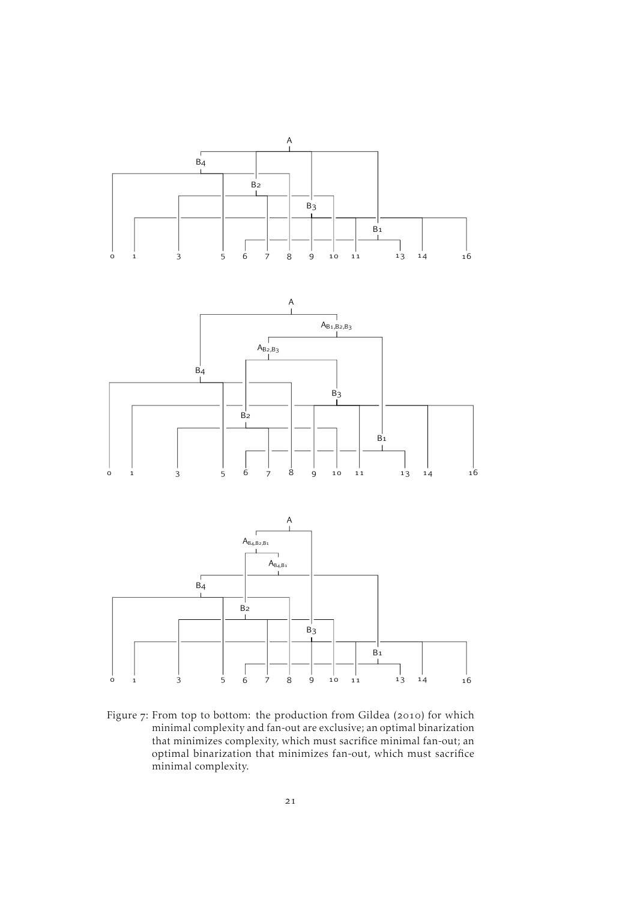Figure 7: From top to bottom: the production from Gildea (2010) for which minimal complexity and fan-out are exclusive; an optimal binarization that minimizes complexity, which must sacrifice minimal fan-out; an optimal binarization that minimizes fan-out, which must sacrifice minimal complexity.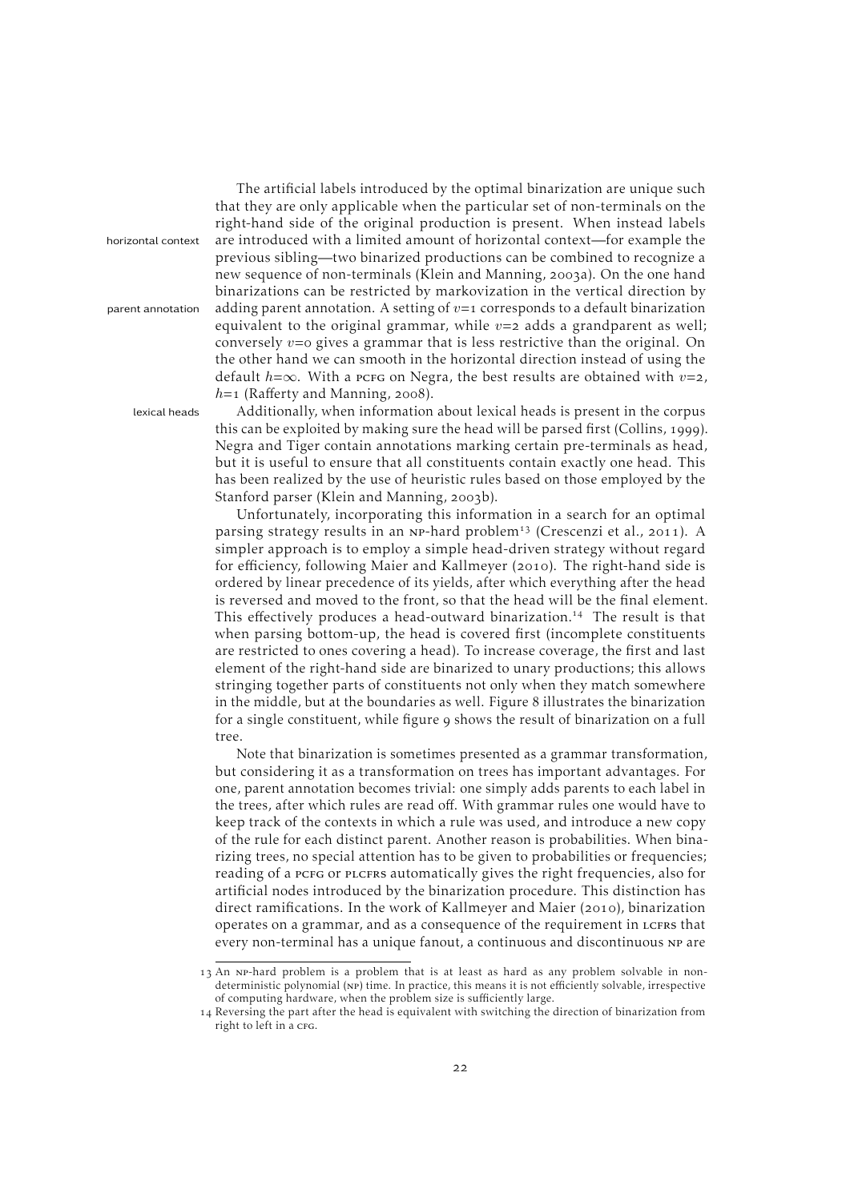The artificial labels introduced by the optimal binarization are unique such that they are only applicable when the particular set of non-terminals on the right-hand side of the original production is present. When instead labels are introduced with a limited amount of horizontal context—for example the previous sibling—two binarized productions can be combined to recognize a new sequence of non-terminals (Klein and Manning, 2003a). On the one hand binarizations can be restricted by markovization in the vertical direction by adding parent annotation. A setting of $v$=1 corresponds to a default binarization equivalent to the original grammar, while $v$=2 adds a grandparent as well; conversely $v$=0 gives a grammar that is less restrictive than the original. On the other hand we can smooth in the horizontal direction instead of using the default $h$=$\infty$. With a PCFG on Negra, the best results are obtained with $v$=2, $h$=1 (Rafferty and Manning, 2008).

Additionally, when information about lexical heads is present in the corpus this can be exploited by making sure the head will be parsed first (Collins, 1999). Negra and Tiger contain annotations marking certain pre-terminals as head, but it is useful to ensure that all constituents contain exactly one head. This has been realized by the use of heuristic rules based on those employed by the Stanford parser (Klein and Manning, 2003b).

Unfortunately, incorporating this information in a search for an optimal parsing strategy results in an NP-hard problem[13] (Crescenzi et al., 2011). A simpler approach is to employ a simple head-driven strategy without regard for efficiency, following Maier and Kallmeyer (2010). The right-hand side is ordered by linear precedence of its yields, after which everything after the head is reversed and moved to the front, so that the head will be the final element. This effectively produces a head-outward binarization.[14] The result is that when parsing bottom-up, the head is covered first (incomplete constituents are restricted to ones covering a head). To increase coverage, the first and last element of the right-hand side are binarized to unary productions; this allows stringing together parts of constituents not only when they match somewhere in the middle, but at the boundaries as well. Figure 8 illustrates the binarization for a single constituent, while figure 9 shows the result of binarization on a full tree.

Note that binarization is sometimes presented as a grammar transformation, but considering it as a transformation on trees has important advantages. For one, parent annotation becomes trivial: one simply adds parents to each label in the trees, after which rules are read off. With grammar rules one would have to keep track of the contexts in which a rule was used, and introduce a new copy of the rule for each distinct parent. Another reason is probabilities. When binarizing trees, no special attention has to be given to probabilities or frequencies; reading of a PCFG or PLCFRS automatically gives the right frequencies, also for artificial nodes introduced by the binarization procedure. This distinction has direct ramifications. In the work of Kallmeyer and Maier (2010), binarization operates on a grammar, and as a consequence of the requirement in LCFRS that every non-terminal has a unique fanout, a continuous and discontinuous NP are

13 An NP-hard problem is a problem that is at least as hard as any problem solvable in non-deterministic polynomial (NP) time. In practice, this means it is not efficiently solvable, irrespective of computing hardware, when the problem size is sufficiently large.

14 Reversing the part after the head is equivalent with switching the direction of binarization from right to left in a CFG.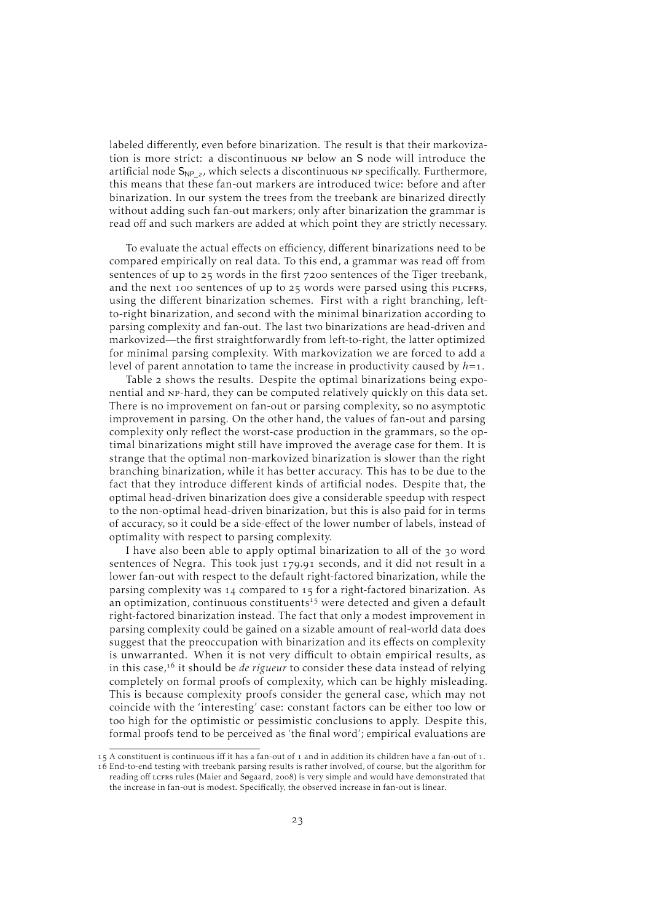labeled differently, even before binarization. The result is that their markovization is more strict: a discontinuous NP below an S node will introduce the artificial node $S_{NP\_2}$, which selects a discontinuous NP specifically. Furthermore, this means that these fan-out markers are introduced twice: before and after binarization. In our system the trees from the treebank are binarized directly without adding such fan-out markers; only after binarization the grammar is read off and such markers are added at which point they are strictly necessary.

To evaluate the actual effects on efficiency, different binarizations need to be compared empirically on real data. To this end, a grammar was read off from sentences of up to 25 words in the first 7200 sentences of the Tiger treebank, and the next 100 sentences of up to 25 words were parsed using this PLCFRS, using the different binarization schemes. First with a right branching, left-to-right binarization, and second with the minimal binarization according to parsing complexity and fan-out. The last two binarizations are head-driven and markovized—the first straightforwardly from left-to-right, the latter optimized for minimal parsing complexity. With markovization we are forced to add a level of parent annotation to tame the increase in productivity caused by $h{=}1$.

Table 2 shows the results. Despite the optimal binarizations being exponential and NP-hard, they can be computed relatively quickly on this data set. There is no improvement on fan-out or parsing complexity, so no asymptotic improvement in parsing. On the other hand, the values of fan-out and parsing complexity only reflect the worst-case production in the grammars, so the optimal binarizations might still have improved the average case for them. It is strange that the optimal non-markovized binarization is slower than the right branching binarization, while it has better accuracy. This has to be due to the fact that they introduce different kinds of artificial nodes. Despite that, the optimal head-driven binarization does give a considerable speedup with respect to the non-optimal head-driven binarization, but this is also paid for in terms of accuracy, so it could be a side-effect of the lower number of labels, instead of optimality with respect to parsing complexity.

I have also been able to apply optimal binarization to all of the 30 word sentences of Negra. This took just 179.91 seconds, and it did not result in a lower fan-out with respect to the default right-factored binarization, while the parsing complexity was 14 compared to 15 for a right-factored binarization. As an optimization, continuous constituents[15] were detected and given a default right-factored binarization instead. The fact that only a modest improvement in parsing complexity could be gained on a sizable amount of real-world data does suggest that the preoccupation with binarization and its effects on complexity is unwarranted. When it is not very difficult to obtain empirical results, as in this case,[16] it should be *de rigueur* to consider these data instead of relying completely on formal proofs of complexity, which can be highly misleading. This is because complexity proofs consider the general case, which may not coincide with the 'interesting' case: constant factors can be either too low or too high for the optimistic or pessimistic conclusions to apply. Despite this, formal proofs tend to be perceived as 'the final word'; empirical evaluations are

15 A constituent is continuous iff it has a fan-out of 1 and in addition its children have a fan-out of 1.

16 End-to-end testing with treebank parsing results is rather involved, of course, but the algorithm for reading off LCFRS rules (Maier and Søgaard, 2008) is very simple and would have demonstrated that the increase in fan-out is modest. Specifically, the observed increase in fan-out is linear.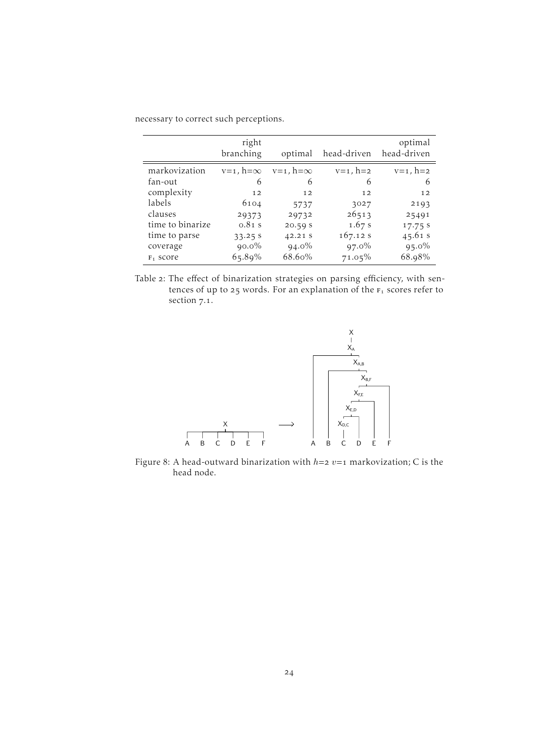necessary to correct such perceptions.

| | right branching | optimal | head-driven | optimal head-driven |
|---|---|---|---|---|
| markovization | v=1, h=∞ | v=1, h=∞ | v=1, h=2 | v=1, h=2 |
| fan-out | 6 | 6 | 6 | 6 |
| complexity | 12 | 12 | 12 | 12 |
| labels | 6104 | 5737 | 3027 | 2193 |
| clauses | 29373 | 29732 | 26513 | 25491 |
| time to binarize | 0.81 s | 20.59 s | 1.67 s | 17.75 s |
| time to parse | 33.25 s | 42.21 s | 167.12 s | 45.61 s |
| coverage | 90.0% | 94.0% | 97.0% | 95.0% |
| F1 score | 65.89% | 68.60% | 71.05% | 68.98% |

Table 2: The effect of binarization strategies on parsing efficiency, with sentences of up to 25 words. For an explanation of the F1 scores refer to section 7.1.

Figure 8: A head-outward binarization with $h$=2 $v$=1 markovization; C is the head node.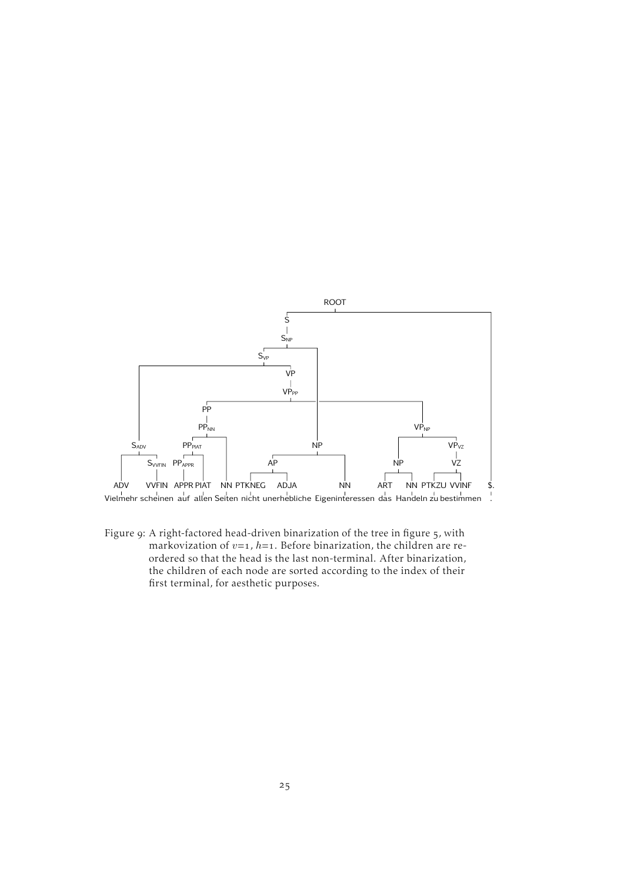Figure 9: A right-factored head-driven binarization of the tree in figure 5, with markovization of $v$=1, $h$=1. Before binarization, the children are re-ordered so that the head is the last non-terminal. After binarization, the children of each node are sorted according to the index of their first terminal, for aesthetic purposes.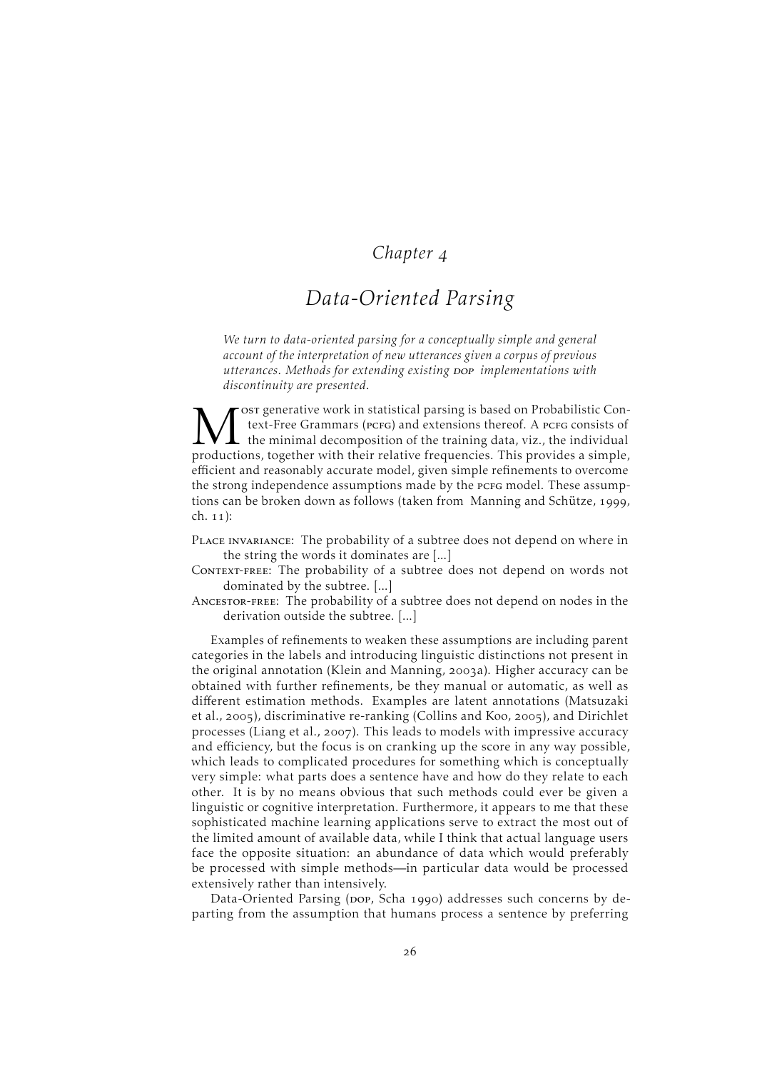# Chapter 4

# Data-Oriented Parsing

*We turn to data-oriented parsing for a conceptually simple and general account of the interpretation of new utterances given a corpus of previous utterances. Methods for extending existing DOP implementations with discontinuity are presented.*

Most generative work in statistical parsing is based on Probabilistic Context-Free Grammars (PCFG) and extensions thereof. A PCFG consists of the minimal decomposition of the training data, viz., the individual productions, together with their relative frequencies. This provides a simple, efficient and reasonably accurate model, given simple refinements to overcome the strong independence assumptions made by the PCFG model. These assumptions can be broken down as follows (taken from Manning and Schütze, 1999, ch. 11):

Place invariance: The probability of a subtree does not depend on where in the string the words it dominates are [...]

Context-free: The probability of a subtree does not depend on words not dominated by the subtree. [...]

Ancestor-free: The probability of a subtree does not depend on nodes in the derivation outside the subtree. [...]

Examples of refinements to weaken these assumptions are including parent categories in the labels and introducing linguistic distinctions not present in the original annotation (Klein and Manning, 2003a). Higher accuracy can be obtained with further refinements, be they manual or automatic, as well as different estimation methods. Examples are latent annotations (Matsuzaki et al., 2005), discriminative re-ranking (Collins and Koo, 2005), and Dirichlet processes (Liang et al., 2007). This leads to models with impressive accuracy and efficiency, but the focus is on cranking up the score in any way possible, which leads to complicated procedures for something which is conceptually very simple: what parts does a sentence have and how do they relate to each other. It is by no means obvious that such methods could ever be given a linguistic or cognitive interpretation. Furthermore, it appears to me that these sophisticated machine learning applications serve to extract the most out of the limited amount of available data, while I think that actual language users face the opposite situation: an abundance of data which would preferably be processed with simple methods—in particular data would be processed extensively rather than intensively.

Data-Oriented Parsing (DOP, Scha 1990) addresses such concerns by departing from the assumption that humans process a sentence by preferring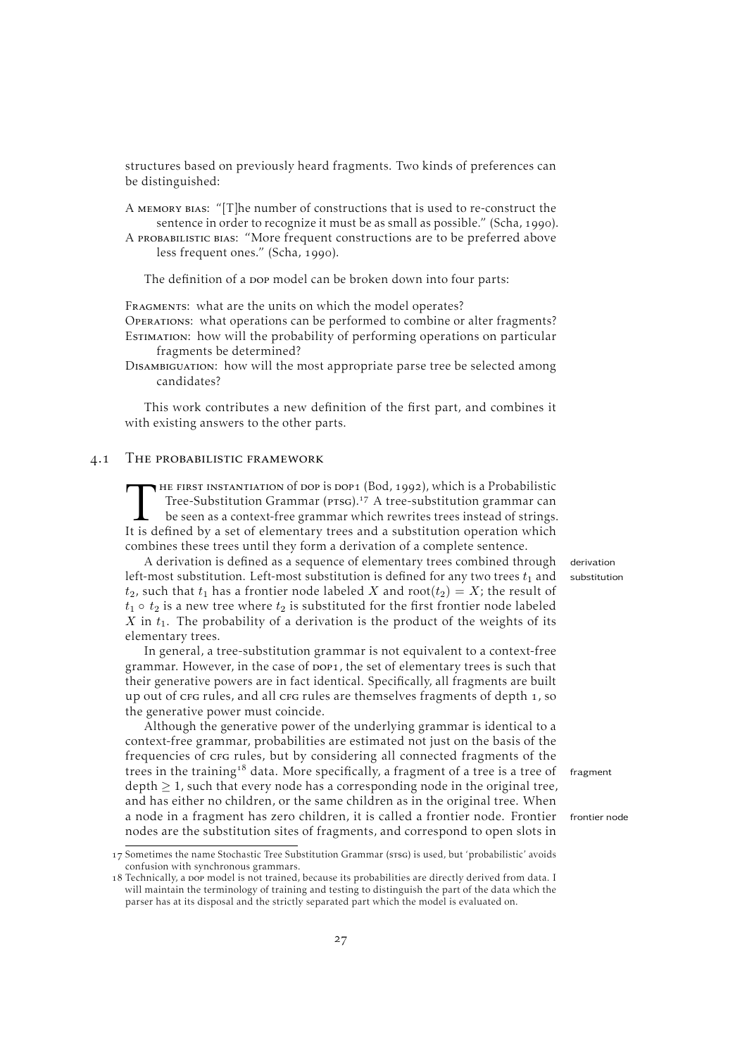structures based on previously heard fragments. Two kinds of preferences can be distinguished:

A MEMORY BIAS: "[T]he number of constructions that is used to re-construct the sentence in order to recognize it must be as small as possible." (Scha, 1990).

A PROBABILISTIC BIAS: "More frequent constructions are to be preferred above less frequent ones." (Scha, 1990).

The definition of a DOP model can be broken down into four parts:

FRAGMENTS: what are the units on which the model operates?

OPERATIONS: what operations can be performed to combine or alter fragments?

ESTIMATION: how will the probability of performing operations on particular fragments be determined?

DISAMBIGUATION: how will the most appropriate parse tree be selected among candidates?

This work contributes a new definition of the first part, and combines it with existing answers to the other parts.

## 4.1 The probabilistic framework

THE FIRST INSTANTIATION of DOP is DOP1 (Bod, 1992), which is a Probabilistic Tree-Substitution Grammar (PTSG).[17] A tree-substitution grammar can be seen as a context-free grammar which rewrites trees instead of strings. It is defined by a set of elementary trees and a substitution operation which combines these trees until they form a derivation of a complete sentence.

A derivation is defined as a sequence of elementary trees combined through left-most substitution. Left-most substitution is defined for any two trees $t_1$ and $t_2$, such that $t_1$ has a frontier node labeled $X$ and $\text{root}(t_2) = X$; the result of $t_1 \circ t_2$ is a new tree where $t_2$ is substituted for the first frontier node labeled $X$ in $t_1$. The probability of a derivation is the product of the weights of its elementary trees.

derivation

substitution

In general, a tree-substitution grammar is not equivalent to a context-free grammar. However, in the case of DOP1, the set of elementary trees is such that their generative powers are in fact identical. Specifically, all fragments are built up out of CFG rules, and all CFG rules are themselves fragments of depth 1, so the generative power must coincide.

Although the generative power of the underlying grammar is identical to a context-free grammar, probabilities are estimated not just on the basis of the frequencies of CFG rules, but by considering all connected fragments of the trees in the training[18] data. More specifically, a fragment of a tree is a tree of depth $\geq 1$, such that every node has a corresponding node in the original tree, and has either no children, or the same children as in the original tree. When a node in a fragment has zero children, it is called a frontier node. Frontier nodes are the substitution sites of fragments, and correspond to open slots in

fragment

frontier node

---

17 Sometimes the name Stochastic Tree Substitution Grammar (STSG) is used, but 'probabilistic' avoids confusion with synchronous grammars.

18 Technically, a DOP model is not trained, because its probabilities are directly derived from data. I will maintain the terminology of training and testing to distinguish the part of the data which the parser has at its disposal and the strictly separated part which the model is evaluated on.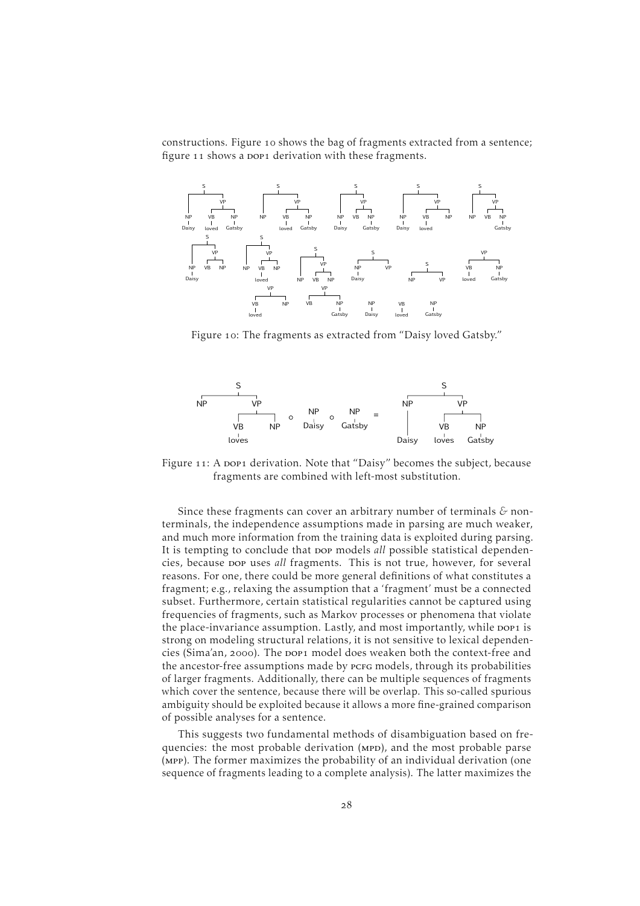constructions. Figure 10 shows the bag of fragments extracted from a sentence; figure 11 shows a DOP1 derivation with these fragments.

Figure 10: The fragments as extracted from "Daisy loved Gatsby."

Figure 11: A DOP1 derivation. Note that "Daisy" becomes the subject, because fragments are combined with left-most substitution.

Since these fragments can cover an arbitrary number of terminals & nonterminals, the independence assumptions made in parsing are much weaker, and much more information from the training data is exploited during parsing. It is tempting to conclude that DOP models *all* possible statistical dependencies, because DOP uses *all* fragments. This is not true, however, for several reasons. For one, there could be more general definitions of what constitutes a fragment; e.g., relaxing the assumption that a 'fragment' must be a connected subset. Furthermore, certain statistical regularities cannot be captured using frequencies of fragments, such as Markov processes or phenomena that violate the place-invariance assumption. Lastly, and most importantly, while DOP1 is strong on modeling structural relations, it is not sensitive to lexical dependencies (Sima'an, 2000). The DOP1 model does weaken both the context-free and the ancestor-free assumptions made by PCFG models, through its probabilities of larger fragments. Additionally, there can be multiple sequences of fragments which cover the sentence, because there will be overlap. This so-called spurious ambiguity should be exploited because it allows a more fine-grained comparison of possible analyses for a sentence.

This suggests two fundamental methods of disambiguation based on frequencies: the most probable derivation (MPD), and the most probable parse (MPP). The former maximizes the probability of an individual derivation (one sequence of fragments leading to a complete analysis). The latter maximizes the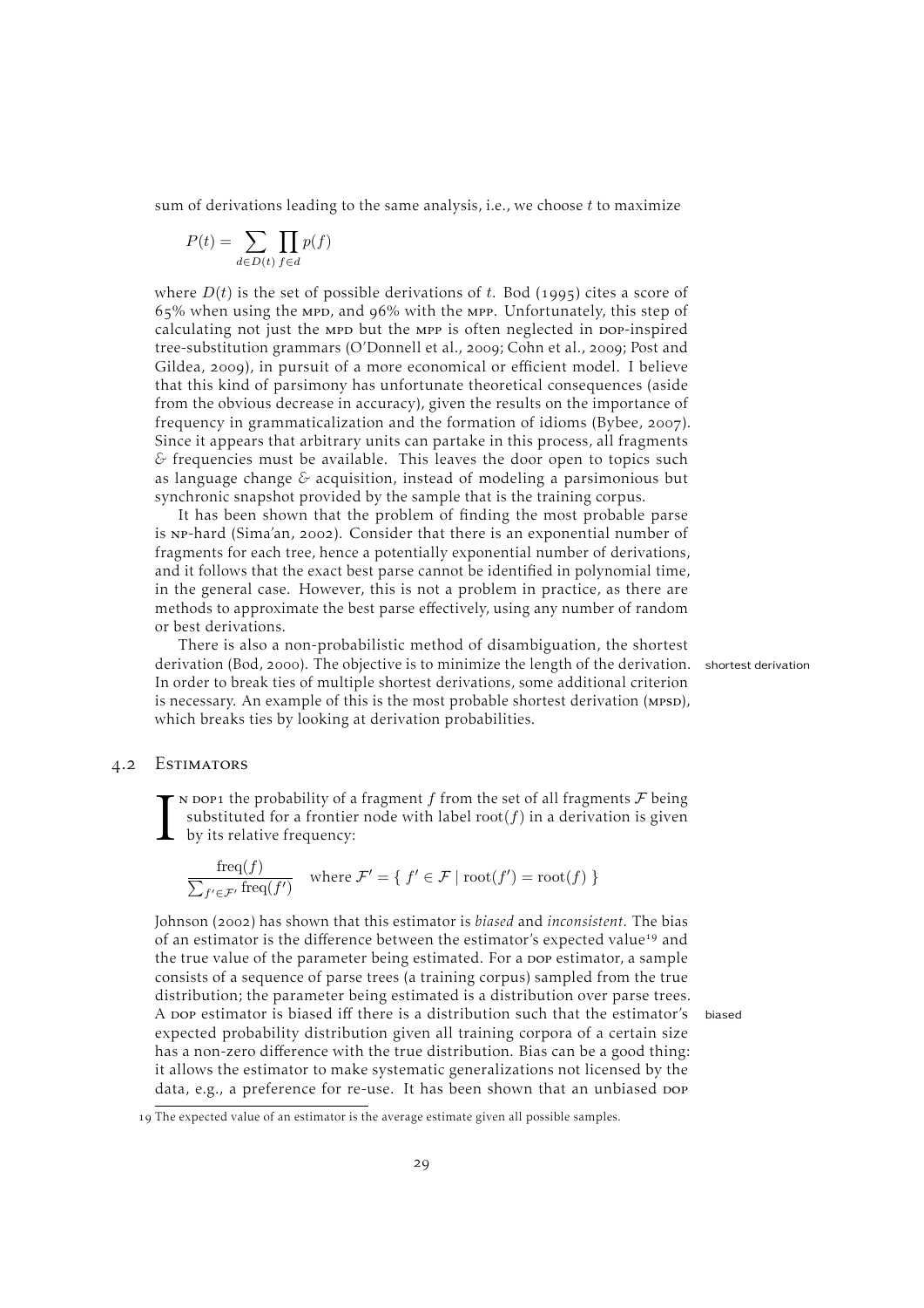sum of derivations leading to the same analysis, i.e., we choose $t$ to maximize

$$P(t) = \sum_{d \in D(t)} \prod_{f \in d} p(f)$$

where $D(t)$ is the set of possible derivations of $t$. Bod (1995) cites a score of 65% when using the MPD, and 96% with the MPP. Unfortunately, this step of calculating not just the MPD but the MPP is often neglected in DOP-inspired tree-substitution grammars (O'Donnell et al., 2009; Cohn et al., 2009; Post and Gildea, 2009), in pursuit of a more economical or efficient model. I believe that this kind of parsimony has unfortunate theoretical consequences (aside from the obvious decrease in accuracy), given the results on the importance of frequency in grammaticalization and the formation of idioms (Bybee, 2007). Since it appears that arbitrary units can partake in this process, all fragments & frequencies must be available. This leaves the door open to topics such as language change & acquisition, instead of modeling a parsimonious but synchronic snapshot provided by the sample that is the training corpus.

It has been shown that the problem of finding the most probable parse is NP-hard (Sima'an, 2002). Consider that there is an exponential number of fragments for each tree, hence a potentially exponential number of derivations, and it follows that the exact best parse cannot be identified in polynomial time, in the general case. However, this is not a problem in practice, as there are methods to approximate the best parse effectively, using any number of random or best derivations.

There is also a non-probabilistic method of disambiguation, the shortest derivation (Bod, 2000). The objective is to minimize the length of the derivation. In order to break ties of multiple shortest derivations, some additional criterion is necessary. An example of this is the most probable shortest derivation (MPSD), which breaks ties by looking at derivation probabilities.

## 4.2 Estimators

In DOP1 the probability of a fragment $f$ from the set of all fragments $\mathcal{F}$ being substituted for a frontier node with label $\text{root}(f)$ in a derivation is given by its relative frequency:

$$\frac{\text{freq}(f)}{\sum_{f' \in \mathcal{F}'} \text{freq}(f')} \quad \text{where } \mathcal{F}' = \{ f' \in \mathcal{F} \mid \text{root}(f') = \text{root}(f) \}$$

Johnson (2002) has shown that this estimator is *biased* and *inconsistent*. The bias of an estimator is the difference between the estimator's expected value[19] and the true value of the parameter being estimated. For a DOP estimator, a sample consists of a sequence of parse trees (a training corpus) sampled from the true distribution; the parameter being estimated is a distribution over parse trees. A DOP estimator is biased iff there is a distribution such that the estimator's expected probability distribution given all training corpora of a certain size has a non-zero difference with the true distribution. Bias can be a good thing: it allows the estimator to make systematic generalizations not licensed by the data, e.g., a preference for re-use. It has been shown that an unbiased DOP

[19] The expected value of an estimator is the average estimate given all possible samples.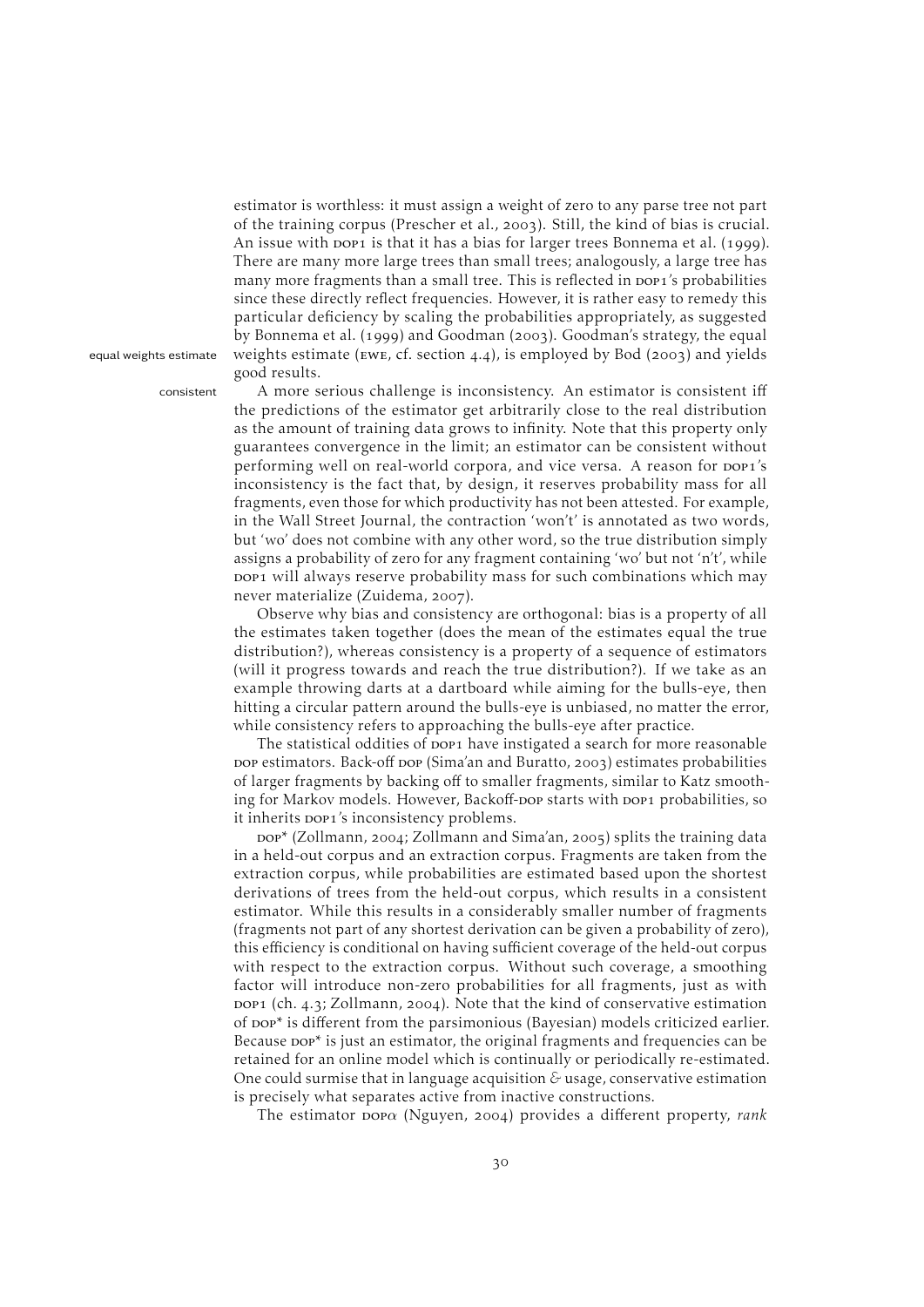estimator is worthless: it must assign a weight of zero to any parse tree not part of the training corpus (Prescher et al., 2003). Still, the kind of bias is crucial. An issue with DOP1 is that it has a bias for larger trees Bonnema et al. (1999). There are many more large trees than small trees; analogously, a large tree has many more fragments than a small tree. This is reflected in DOP1's probabilities since these directly reflect frequencies. However, it is rather easy to remedy this particular deficiency by scaling the probabilities appropriately, as suggested by Bonnema et al. (1999) and Goodman (2003). Goodman's strategy, the equal weights estimate (EWE, cf. section 4.4), is employed by Bod (2003) and yields good results.

A more serious challenge is inconsistency. An estimator is consistent iff the predictions of the estimator get arbitrarily close to the real distribution as the amount of training data grows to infinity. Note that this property only guarantees convergence in the limit; an estimator can be consistent without performing well on real-world corpora, and vice versa. A reason for DOP1's inconsistency is the fact that, by design, it reserves probability mass for all fragments, even those for which productivity has not been attested. For example, in the Wall Street Journal, the contraction 'won't' is annotated as two words, but 'wo' does not combine with any other word, so the true distribution simply assigns a probability of zero for any fragment containing 'wo' but not 'n't', while DOP1 will always reserve probability mass for such combinations which may never materialize (Zuidema, 2007).

Observe why bias and consistency are orthogonal: bias is a property of all the estimates taken together (does the mean of the estimates equal the true distribution?), whereas consistency is a property of a sequence of estimators (will it progress towards and reach the true distribution?). If we take as an example throwing darts at a dartboard while aiming for the bulls-eye, then hitting a circular pattern around the bulls-eye is unbiased, no matter the error, while consistency refers to approaching the bulls-eye after practice.

The statistical oddities of DOP1 have instigated a search for more reasonable DOP estimators. Back-off DOP (Sima'an and Buratto, 2003) estimates probabilities of larger fragments by backing off to smaller fragments, similar to Katz smoothing for Markov models. However, Backoff-DOP starts with DOP1 probabilities, so it inherits DOP1's inconsistency problems.

DOP* (Zollmann, 2004; Zollmann and Sima'an, 2005) splits the training data in a held-out corpus and an extraction corpus. Fragments are taken from the extraction corpus, while probabilities are estimated based upon the shortest derivations of trees from the held-out corpus, which results in a consistent estimator. While this results in a considerably smaller number of fragments (fragments not part of any shortest derivation can be given a probability of zero), this efficiency is conditional on having sufficient coverage of the held-out corpus with respect to the extraction corpus. Without such coverage, a smoothing factor will introduce non-zero probabilities for all fragments, just as with DOP1 (ch. 4.3; Zollmann, 2004). Note that the kind of conservative estimation of DOP* is different from the parsimonious (Bayesian) models criticized earlier. Because DOP* is just an estimator, the original fragments and frequencies can be retained for an online model which is continually or periodically re-estimated. One could surmise that in language acquisition & usage, conservative estimation is precisely what separates active from inactive constructions.

The estimator DOP$\alpha$ (Nguyen, 2004) provides a different property, *rank*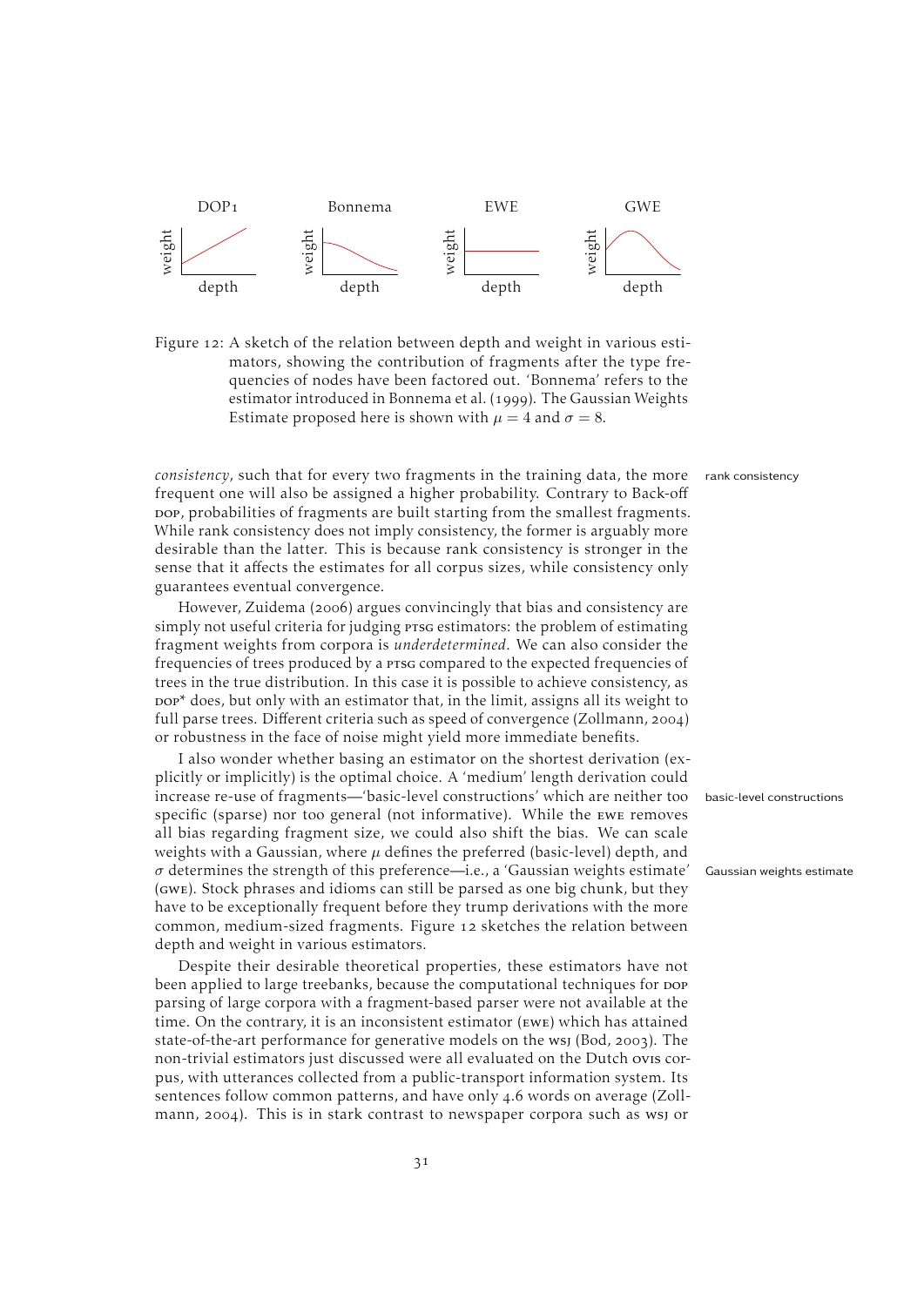DOP1 | Bonnema | EWE | GWE

Figure 12: A sketch of the relation between depth and weight in various estimators, showing the contribution of fragments after the type frequencies of nodes have been factored out. 'Bonnema' refers to the estimator introduced in Bonnema et al. (1999). The Gaussian Weights Estimate proposed here is shown with $\mu = 4$ and $\sigma = 8$.

*consistency*, such that for every two fragments in the training data, the more frequent one will also be assigned a higher probability. Contrary to Back-off DOP, probabilities of fragments are built starting from the smallest fragments. While rank consistency does not imply consistency, the former is arguably more desirable than the latter. This is because rank consistency is stronger in the sense that it affects the estimates for all corpus sizes, while consistency only guarantees eventual convergence.

However, Zuidema (2006) argues convincingly that bias and consistency are simply not useful criteria for judging PTSG estimators: the problem of estimating fragment weights from corpora is *underdetermined*. We can also consider the frequencies of trees produced by a PTSG compared to the expected frequencies of trees in the true distribution. In this case it is possible to achieve consistency, as DOP* does, but only with an estimator that, in the limit, assigns all its weight to full parse trees. Different criteria such as speed of convergence (Zollmann, 2004) or robustness in the face of noise might yield more immediate benefits.

I also wonder whether basing an estimator on the shortest derivation (explicitly or implicitly) is the optimal choice. A 'medium' length derivation could increase re-use of fragments—'basic-level constructions' which are neither too specific (sparse) nor too general (not informative). While the EWE removes all bias regarding fragment size, we could also shift the bias. We can scale weights with a Gaussian, where $\mu$ defines the preferred (basic-level) depth, and $\sigma$ determines the strength of this preference—i.e., a 'Gaussian weights estimate' (GWE). Stock phrases and idioms can still be parsed as one big chunk, but they have to be exceptionally frequent before they trump derivations with the more common, medium-sized fragments. Figure 12 sketches the relation between depth and weight in various estimators.

Despite their desirable theoretical properties, these estimators have not been applied to large treebanks, because the computational techniques for DOP parsing of large corpora with a fragment-based parser were not available at the time. On the contrary, it is an inconsistent estimator (EWE) which has attained state-of-the-art performance for generative models on the WSJ (Bod, 2003). The non-trivial estimators just discussed were all evaluated on the Dutch OVIS corpus, with utterances collected from a public-transport information system. Its sentences follow common patterns, and have only 4.6 words on average (Zollmann, 2004). This is in stark contrast to newspaper corpora such as WSJ or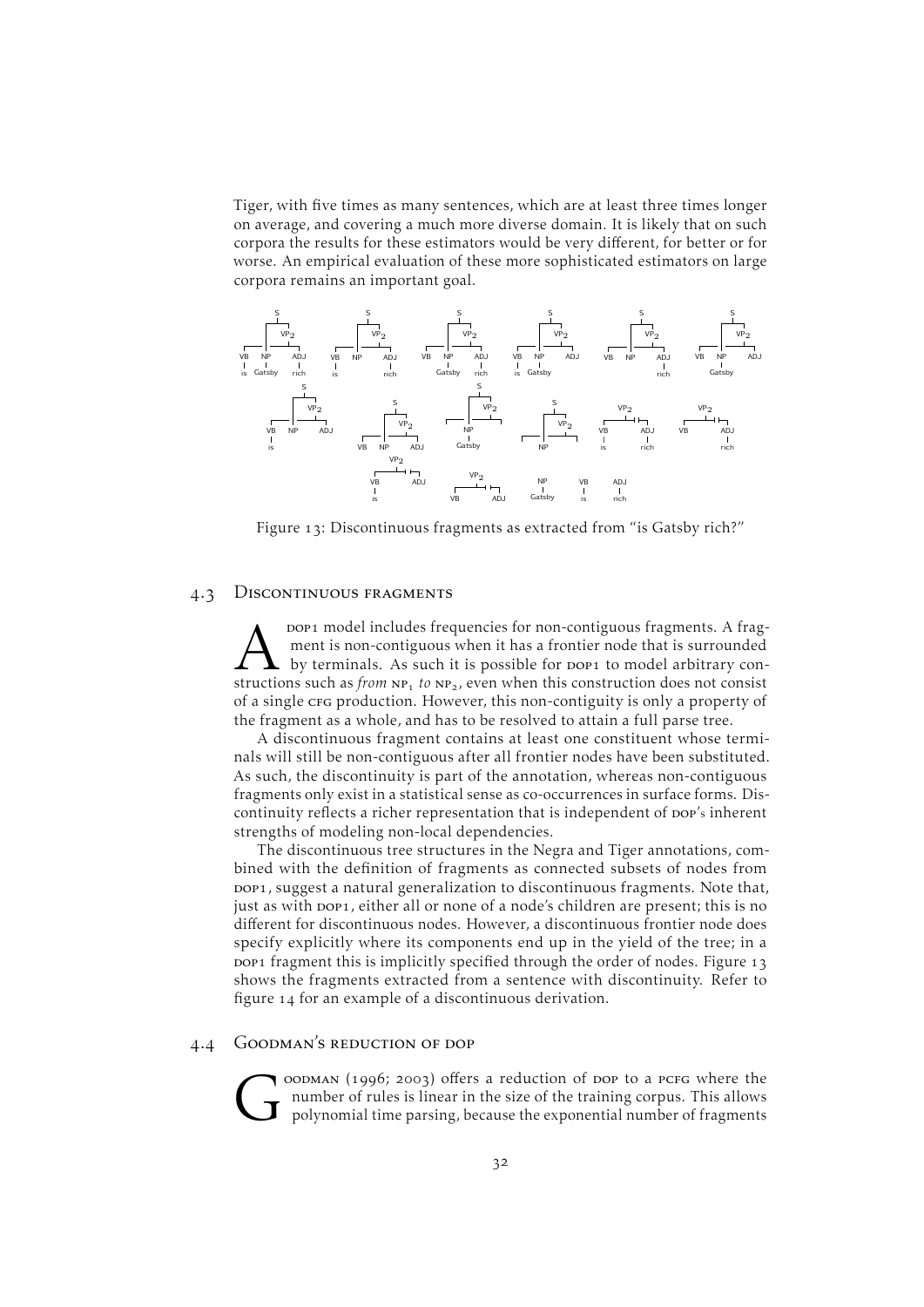Tiger, with five times as many sentences, which are at least three times longer on average, and covering a much more diverse domain. It is likely that on such corpora the results for these estimators would be very different, for better or for worse. An empirical evaluation of these more sophisticated estimators on large corpora remains an important goal.

Figure 13: Discontinuous fragments as extracted from "is Gatsby rich?"

## 4.3 Discontinuous fragments

A DOP1 model includes frequencies for non-contiguous fragments. A fragment is non-contiguous when it has a frontier node that is surrounded by terminals. As such it is possible for DOP1 to model arbitrary constructions such as *from* $NP_1$ *to* $NP_2$, even when this construction does not consist of a single CFG production. However, this non-contiguity is only a property of the fragment as a whole, and has to be resolved to attain a full parse tree.

A discontinuous fragment contains at least one constituent whose terminals will still be non-contiguous after all frontier nodes have been substituted. As such, the discontinuity is part of the annotation, whereas non-contiguous fragments only exist in a statistical sense as co-occurrences in surface forms. Discontinuity reflects a richer representation that is independent of DOP's inherent strengths of modeling non-local dependencies.

The discontinuous tree structures in the Negra and Tiger annotations, combined with the definition of fragments as connected subsets of nodes from DOP1, suggest a natural generalization to discontinuous fragments. Note that, just as with DOP1, either all or none of a node's children are present; this is no different for discontinuous nodes. However, a discontinuous frontier node does specify explicitly where its components end up in the yield of the tree; in a DOP1 fragment this is implicitly specified through the order of nodes. Figure 13 shows the fragments extracted from a sentence with discontinuity. Refer to figure 14 for an example of a discontinuous derivation.

## 4.4 Goodman's reduction of DOP

Goodman (1996; 2003) offers a reduction of DOP to a PCFG where the number of rules is linear in the size of the training corpus. This allows polynomial time parsing, because the exponential number of fragments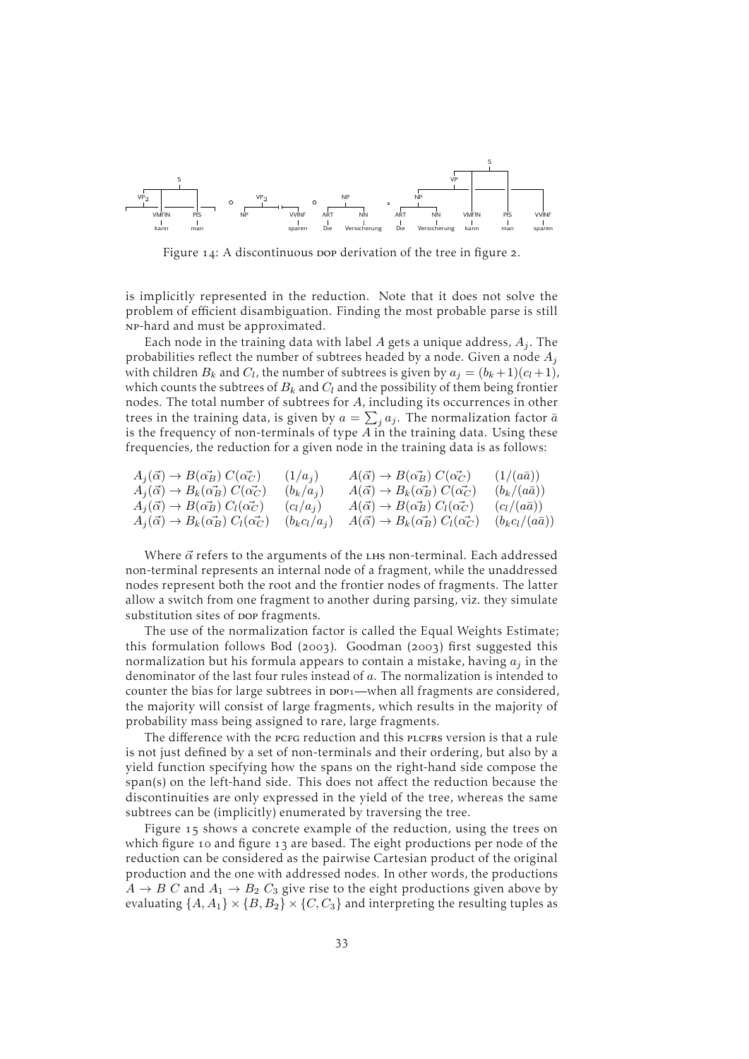Figure 14: A discontinuous DOP derivation of the tree in figure 2.

is implicitly represented in the reduction. Note that it does not solve the problem of efficient disambiguation. Finding the most probable parse is still NP-hard and must be approximated.

Each node in the training data with label $A$ gets a unique address, $A_j$. The probabilities reflect the number of subtrees headed by a node. Given a node $A_j$ with children $B_k$ and $C_l$, the number of subtrees is given by $a_j = (b_k + 1)(c_l + 1)$, which counts the subtrees of $B_k$ and $C_l$ and the possibility of them being frontier nodes. The total number of subtrees for $A$, including its occurrences in other trees in the training data, is given by $a = \sum_j a_j$. The normalization factor $\bar{a}$ is the frequency of non-terminals of type $A$ in the training data. Using these frequencies, the reduction for a given node in the training data is as follows:

$$
\begin{array}{llll}
A_j(\vec{\alpha}) \rightarrow B(\vec{\alpha_B})\ C(\vec{\alpha_C}) & (1/a_j) & A(\vec{\alpha}) \rightarrow B(\vec{\alpha_B})\ C(\vec{\alpha_C}) & (1/(a\bar{a})) \\
A_j(\vec{\alpha}) \rightarrow B_k(\vec{\alpha_B})\ C(\vec{\alpha_C}) & (b_k/a_j) & A(\vec{\alpha}) \rightarrow B_k(\vec{\alpha_B})\ C(\vec{\alpha_C}) & (b_k/(a\bar{a})) \\
A_j(\vec{\alpha}) \rightarrow B(\vec{\alpha_B})\ C_l(\vec{\alpha_C}) & (c_l/a_j) & A(\vec{\alpha}) \rightarrow B(\vec{\alpha_B})\ C_l(\vec{\alpha_C}) & (c_l/(a\bar{a})) \\
A_j(\vec{\alpha}) \rightarrow B_k(\vec{\alpha_B})\ C_l(\vec{\alpha_C}) & (b_k c_l/a_j) & A(\vec{\alpha}) \rightarrow B_k(\vec{\alpha_B})\ C_l(\vec{\alpha_C}) & (b_k c_l/(a\bar{a}))
\end{array}
$$

Where $\vec{\alpha}$ refers to the arguments of the LHS non-terminal. Each addressed non-terminal represents an internal node of a fragment, while the unaddressed nodes represent both the root and the frontier nodes of fragments. The latter allow a switch from one fragment to another during parsing, viz. they simulate substitution sites of DOP fragments.

The use of the normalization factor is called the Equal Weights Estimate; this formulation follows Bod (2003). Goodman (2003) first suggested this normalization but his formula appears to contain a mistake, having $a_j$ in the denominator of the last four rules instead of $a$. The normalization is intended to counter the bias for large subtrees in DOP1—when all fragments are considered, the majority will consist of large fragments, which results in the majority of probability mass being assigned to rare, large fragments.

The difference with the PCFG reduction and this PLCFRS version is that a rule is not just defined by a set of non-terminals and their ordering, but also by a yield function specifying how the spans on the right-hand side compose the span(s) on the left-hand side. This does not affect the reduction because the discontinuities are only expressed in the yield of the tree, whereas the same subtrees can be (implicitly) enumerated by traversing the tree.

Figure 15 shows a concrete example of the reduction, using the trees on which figure 10 and figure 13 are based. The eight productions per node of the reduction can be considered as the pairwise Cartesian product of the original production and the one with addressed nodes. In other words, the productions $A \rightarrow B\ C$ and $A_1 \rightarrow B_2\ C_3$ give rise to the eight productions given above by evaluating $\{A, A_1\} \times \{B, B_2\} \times \{C, C_3\}$ and interpreting the resulting tuples as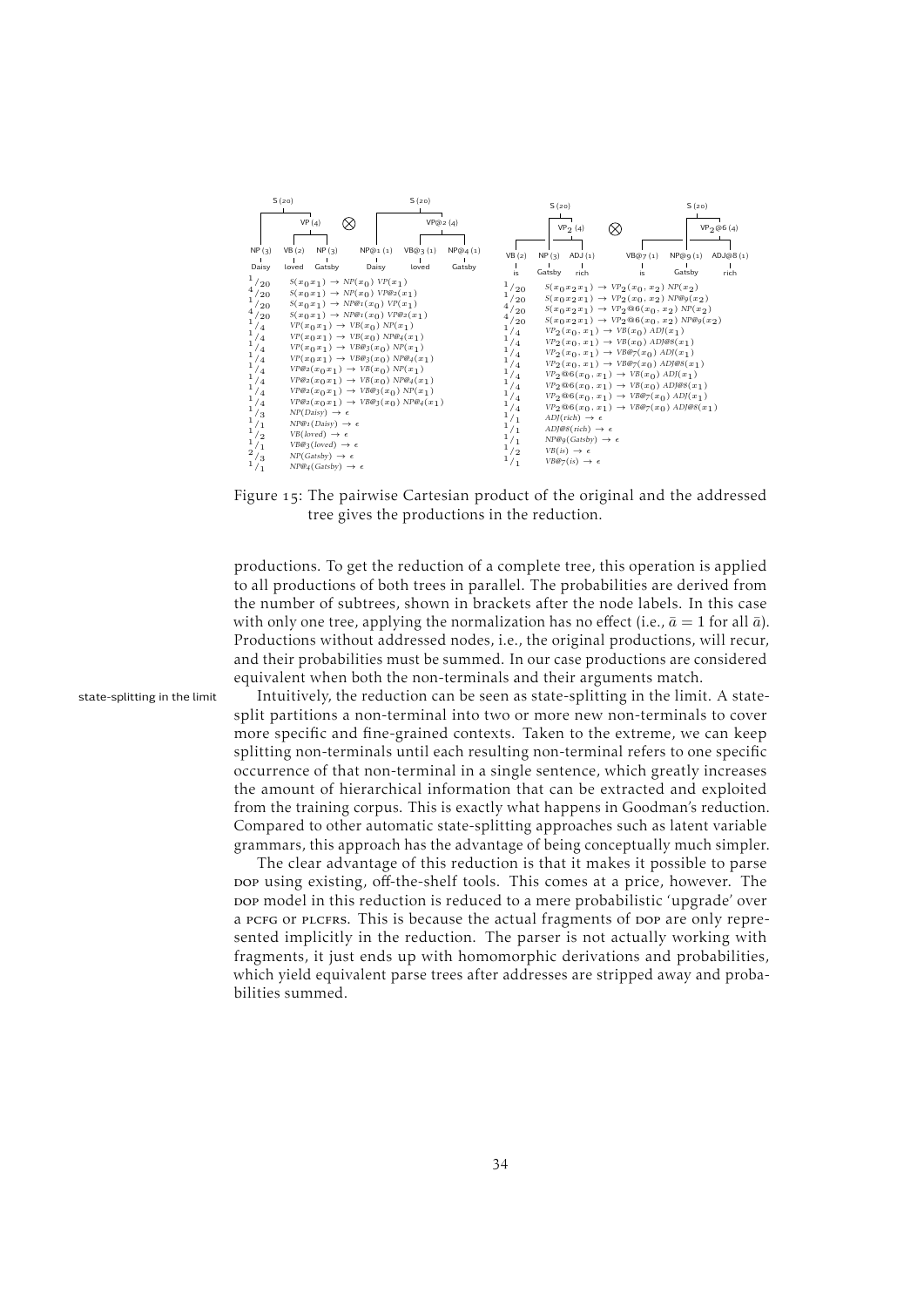$$
\begin{array}{ll}
1/20 & S(x_0 x_1) \rightarrow NP(x_0)\ VP(x_1) \\
4/20 & S(x_0 x_1) \rightarrow NP(x_0)\ VP@2(x_1) \\
1/20 & S(x_0 x_1) \rightarrow NP@1(x_0)\ VP(x_1) \\
4/20 & S(x_0 x_1) \rightarrow NP@1(x_0)\ VP@2(x_1) \\
1/4 & VP(x_0 x_1) \rightarrow VB(x_0)\ NP(x_1) \\
1/4 & VP(x_0 x_1) \rightarrow VB(x_0)\ NP@4(x_1) \\
1/4 & VP(x_0 x_1) \rightarrow VB@3(x_0)\ NP(x_1) \\
1/4 & VP(x_0 x_1) \rightarrow VB@3(x_0)\ NP@4(x_1) \\
1/4 & VP@2(x_0 x_1) \rightarrow VB(x_0)\ NP(x_1) \\
1/4 & VP@2(x_0 x_1) \rightarrow VB(x_0)\ NP@4(x_1) \\
1/4 & VP@2(x_0 x_1) \rightarrow VB@3(x_0)\ NP(x_1) \\
1/4 & VP@2(x_0 x_1) \rightarrow VB@3(x_0)\ NP@4(x_1) \\
1/3 & NP(Daisy) \rightarrow \epsilon \\
1/1 & NP@1(Daisy) \rightarrow \epsilon \\
1/2 & VB(loved) \rightarrow \epsilon \\
1/1 & VB@3(loved) \rightarrow \epsilon \\
2/3 & NP(Gatsby) \rightarrow \epsilon \\
1/1 & NP@4(Gatsby) \rightarrow \epsilon
\end{array}
$$

$$
\begin{array}{ll}
1/20 & S(x_0 x_2 x_1) \rightarrow VP_2(x_0, x_2)\ NP(x_2) \\
1/20 & S(x_0 x_2 x_1) \rightarrow VP_2(x_0, x_2)\ NP@9(x_2) \\
4/20 & S(x_0 x_2 x_1) \rightarrow VP_2@6(x_0, x_2)\ NP(x_2) \\
4/20 & S(x_0 x_2 x_1) \rightarrow VP_2@6(x_0, x_2)\ NP@9(x_2) \\
1/4 & VP_2(x_0, x_1) \rightarrow VB(x_0)\ ADJ(x_1) \\
1/4 & VP_2(x_0, x_1) \rightarrow VB(x_0)\ ADJ@8(x_1) \\
1/4 & VP_2(x_0, x_1) \rightarrow VB@7(x_0)\ ADJ(x_1) \\
1/4 & VP_2(x_0, x_1) \rightarrow VB@7(x_0)\ ADJ@8(x_1) \\
1/4 & VP_2@6(x_0, x_1) \rightarrow VB(x_0)\ ADJ(x_1) \\
1/4 & VP_2@6(x_0, x_1) \rightarrow VB(x_0)\ ADJ@8(x_1) \\
1/4 & VP_2@6(x_0, x_1) \rightarrow VB@7(x_0)\ ADJ(x_1) \\
1/4 & VP_2@6(x_0, x_1) \rightarrow VB@7(x_0)\ ADJ@8(x_1) \\
1/1 & ADJ(rich) \rightarrow \epsilon \\
1/1 & ADJ@8(rich) \rightarrow \epsilon \\
1/1 & NP@9(Gatsby) \rightarrow \epsilon \\
1/2 & VB(is) \rightarrow \epsilon \\
1/1 & VB@7(is) \rightarrow \epsilon
\end{array}
$$

Figure 15: The pairwise Cartesian product of the original and the addressed tree gives the productions in the reduction.

productions. To get the reduction of a complete tree, this operation is applied to all productions of both trees in parallel. The probabilities are derived from the number of subtrees, shown in brackets after the node labels. In this case with only one tree, applying the normalization has no effect (i.e., $\bar{a} = 1$ for all $\bar{a}$). Productions without addressed nodes, i.e., the original productions, will recur, and their probabilities must be summed. In our case productions are considered equivalent when both the non-terminals and their arguments match.

*state-splitting in the limit*

Intuitively, the reduction can be seen as state-splitting in the limit. A state-split partitions a non-terminal into two or more new non-terminals to cover more specific and fine-grained contexts. Taken to the extreme, we can keep splitting non-terminals until each resulting non-terminal refers to one specific occurrence of that non-terminal in a single sentence, which greatly increases the amount of hierarchical information that can be extracted and exploited from the training corpus. This is exactly what happens in Goodman's reduction. Compared to other automatic state-splitting approaches such as latent variable grammars, this approach has the advantage of being conceptually much simpler.

The clear advantage of this reduction is that it makes it possible to parse DOP using existing, off-the-shelf tools. This comes at a price, however. The DOP model in this reduction is reduced to a mere probabilistic 'upgrade' over a PCFG or PLCFRS. This is because the actual fragments of DOP are only represented implicitly in the reduction. The parser is not actually working with fragments, it just ends up with homomorphic derivations and probabilities, which yield equivalent parse trees after addresses are stripped away and probabilities summed.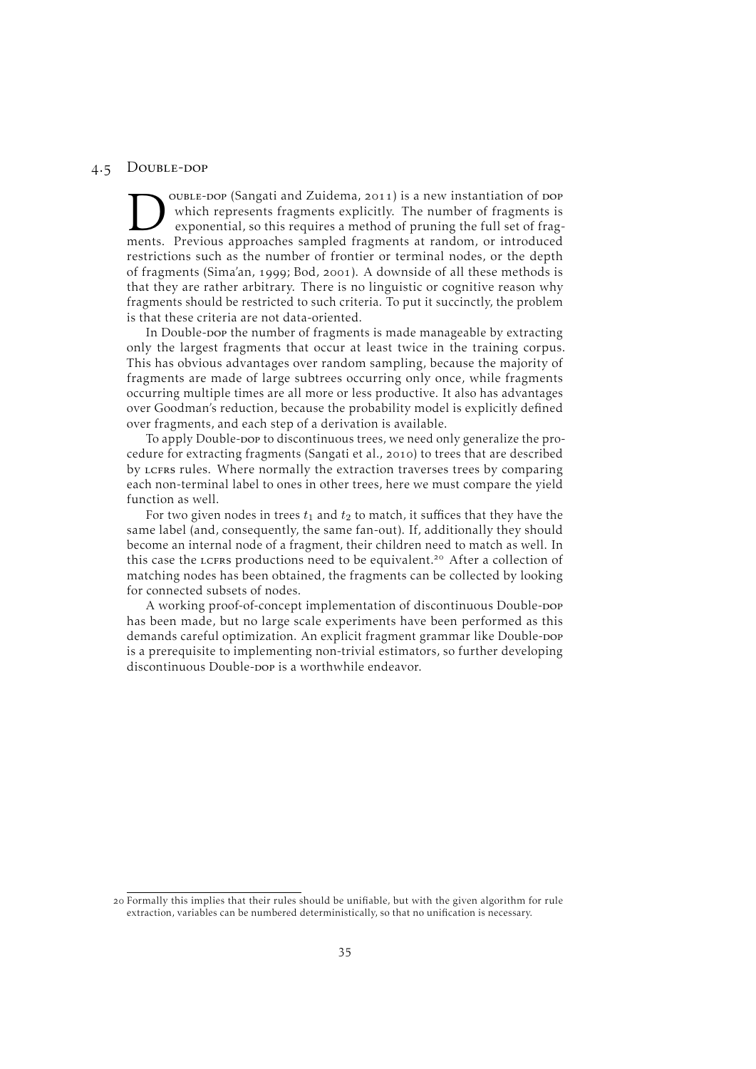## 4.5 Double-dop

Double-dop (Sangati and Zuidema, 2011) is a new instantiation of dop which represents fragments explicitly. The number of fragments is exponential, so this requires a method of pruning the full set of fragments. Previous approaches sampled fragments at random, or introduced restrictions such as the number of frontier or terminal nodes, or the depth of fragments (Sima'an, 1999; Bod, 2001). A downside of all these methods is that they are rather arbitrary. There is no linguistic or cognitive reason why fragments should be restricted to such criteria. To put it succinctly, the problem is that these criteria are not data-oriented.

In Double-dop the number of fragments is made manageable by extracting only the largest fragments that occur at least twice in the training corpus. This has obvious advantages over random sampling, because the majority of fragments are made of large subtrees occurring only once, while fragments occurring multiple times are all more or less productive. It also has advantages over Goodman's reduction, because the probability model is explicitly defined over fragments, and each step of a derivation is available.

To apply Double-dop to discontinuous trees, we need only generalize the procedure for extracting fragments (Sangati et al., 2010) to trees that are described by lcfrs rules. Where normally the extraction traverses trees by comparing each non-terminal label to ones in other trees, here we must compare the yield function as well.

For two given nodes in trees $t_1$ and $t_2$ to match, it suffices that they have the same label (and, consequently, the same fan-out). If, additionally they should become an internal node of a fragment, their children need to match as well. In this case the lcfrs productions need to be equivalent.[20] After a collection of matching nodes has been obtained, the fragments can be collected by looking for connected subsets of nodes.

A working proof-of-concept implementation of discontinuous Double-dop has been made, but no large scale experiments have been performed as this demands careful optimization. An explicit fragment grammar like Double-dop is a prerequisite to implementing non-trivial estimators, so further developing discontinuous Double-dop is a worthwhile endeavor.

[20] Formally this implies that their rules should be unifiable, but with the given algorithm for rule extraction, variables can be numbered deterministically, so that no unification is necessary.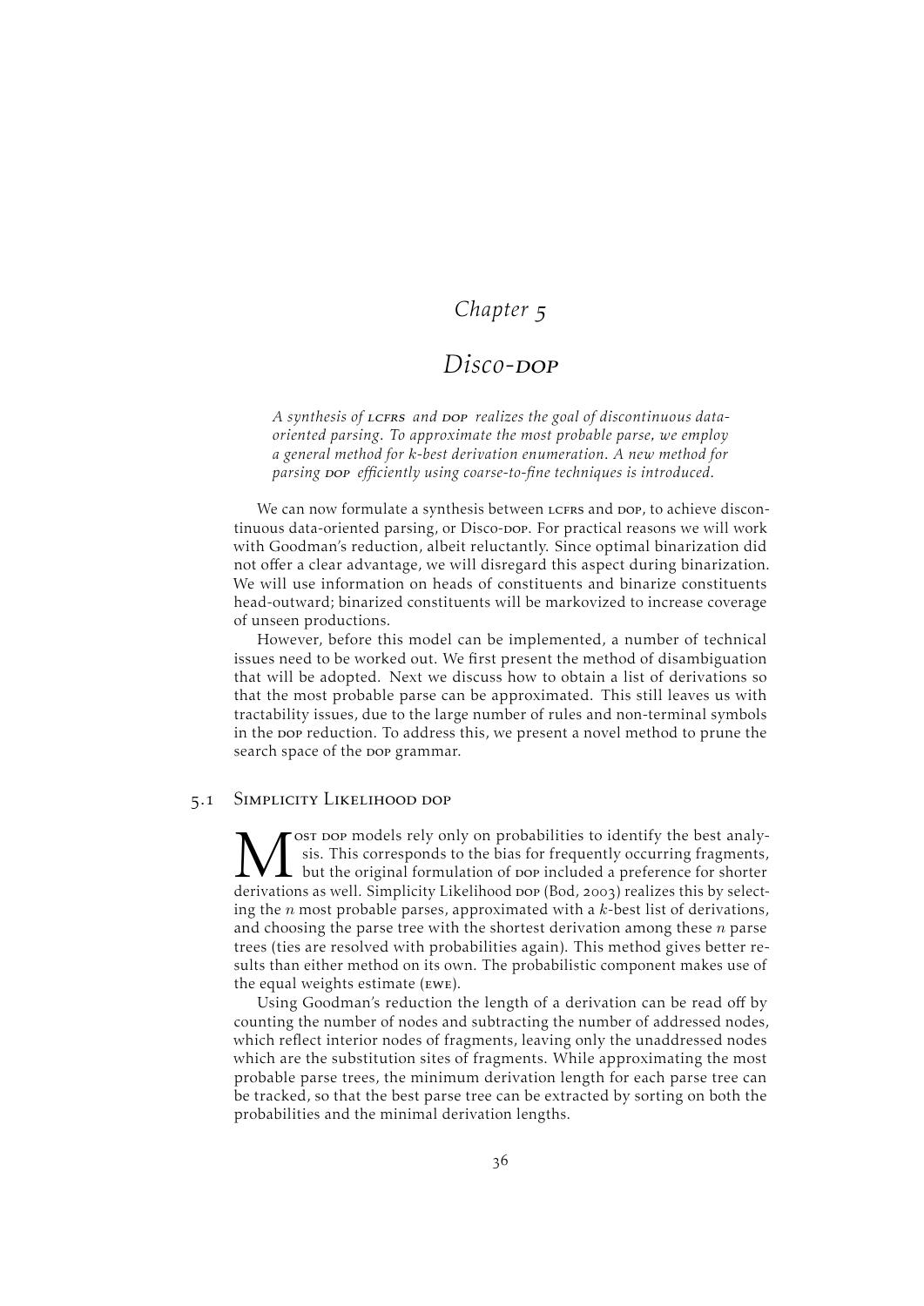# Chapter 5

# *Disco-DOP*

*A synthesis of LCFRS and DOP realizes the goal of discontinuous data-oriented parsing. To approximate the most probable parse, we employ a general method for k-best derivation enumeration. A new method for parsing DOP efficiently using coarse-to-fine techniques is introduced.*

We can now formulate a synthesis between LCFRS and DOP, to achieve discontinuous data-oriented parsing, or Disco-DOP. For practical reasons we will work with Goodman's reduction, albeit reluctantly. Since optimal binarization did not offer a clear advantage, we will disregard this aspect during binarization. We will use information on heads of constituents and binarize constituents head-outward; binarized constituents will be markovized to increase coverage of unseen productions.

However, before this model can be implemented, a number of technical issues need to be worked out. We first present the method of disambiguation that will be adopted. Next we discuss how to obtain a list of derivations so that the most probable parse can be approximated. This still leaves us with tractability issues, due to the large number of rules and non-terminal symbols in the DOP reduction. To address this, we present a novel method to prune the search space of the DOP grammar.

## 5.1 Simplicity Likelihood DOP

Most DOP models rely only on probabilities to identify the best analysis. This corresponds to the bias for frequently occurring fragments, but the original formulation of DOP included a preference for shorter derivations as well. Simplicity Likelihood DOP (Bod, 2003) realizes this by selecting the $n$ most probable parses, approximated with a $k$-best list of derivations, and choosing the parse tree with the shortest derivation among these $n$ parse trees (ties are resolved with probabilities again). This method gives better results than either method on its own. The probabilistic component makes use of the equal weights estimate (EWE).

Using Goodman's reduction the length of a derivation can be read off by counting the number of nodes and subtracting the number of addressed nodes, which reflect interior nodes of fragments, leaving only the unaddressed nodes which are the substitution sites of fragments. While approximating the most probable parse trees, the minimum derivation length for each parse tree can be tracked, so that the best parse tree can be extracted by sorting on both the probabilities and the minimal derivation lengths.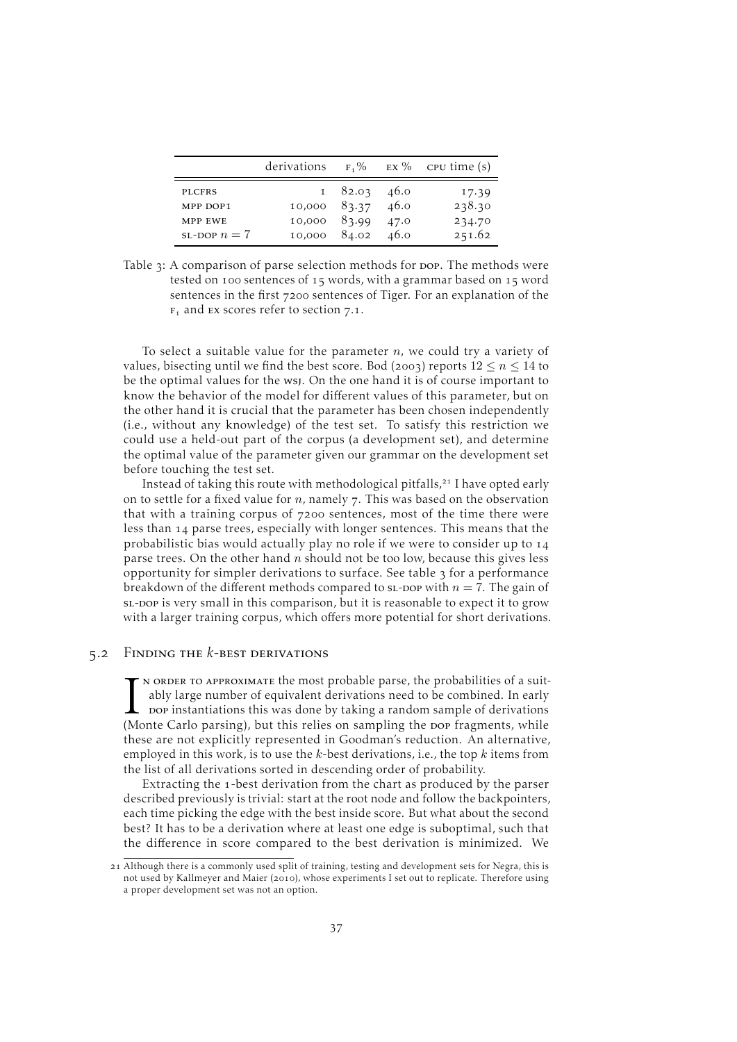| | derivations | $F_1$ % | EX % | CPU time (s) |
|---|---|---|---|---|
| PLCFRS | 1 | 82.03 | 46.0 | 17.39 |
| MPP DOP1 | 10,000 | 83.37 | 46.0 | 238.30 |
| MPP EWE | 10,000 | 83.99 | 47.0 | 234.70 |
| SL-DOP $n = 7$ | 10,000 | 84.02 | 46.0 | 251.62 |

Table 3: A comparison of parse selection methods for DOP. The methods were tested on 100 sentences of 15 words, with a grammar based on 15 word sentences in the first 7200 sentences of Tiger. For an explanation of the $F_1$ and EX scores refer to section 7.1.

To select a suitable value for the parameter $n$, we could try a variety of values, bisecting until we find the best score. Bod (2003) reports $12 \leq n \leq 14$ to be the optimal values for the WSJ. On the one hand it is of course important to know the behavior of the model for different values of this parameter, but on the other hand it is crucial that the parameter has been chosen independently (i.e., without any knowledge) of the test set. To satisfy this restriction we could use a held-out part of the corpus (a development set), and determine the optimal value of the parameter given our grammar on the development set before touching the test set.

Instead of taking this route with methodological pitfalls,[21] I have opted early on to settle for a fixed value for $n$, namely 7. This was based on the observation that with a training corpus of 7200 sentences, most of the time there were less than 14 parse trees, especially with longer sentences. This means that the probabilistic bias would actually play no role if we were to consider up to 14 parse trees. On the other hand $n$ should not be too low, because this gives less opportunity for simpler derivations to surface. See table 3 for a performance breakdown of the different methods compared to SL-DOP with $n = 7$. The gain of SL-DOP is very small in this comparison, but it is reasonable to expect it to grow with a larger training corpus, which offers more potential for short derivations.

## 5.2 Finding the $k$-best derivations

In order to approximate the most probable parse, the probabilities of a suitably large number of equivalent derivations need to be combined. In early DOP instantiations this was done by taking a random sample of derivations (Monte Carlo parsing), but this relies on sampling the DOP fragments, while these are not explicitly represented in Goodman's reduction. An alternative, employed in this work, is to use the $k$-best derivations, i.e., the top $k$ items from the list of all derivations sorted in descending order of probability.

Extracting the 1-best derivation from the chart as produced by the parser described previously is trivial: start at the root node and follow the backpointers, each time picking the edge with the best inside score. But what about the second best? It has to be a derivation where at least one edge is suboptimal, such that the difference in score compared to the best derivation is minimized. We

[21] Although there is a commonly used split of training, testing and development sets for Negra, this is not used by Kallmeyer and Maier (2010), whose experiments I set out to replicate. Therefore using a proper development set was not an option.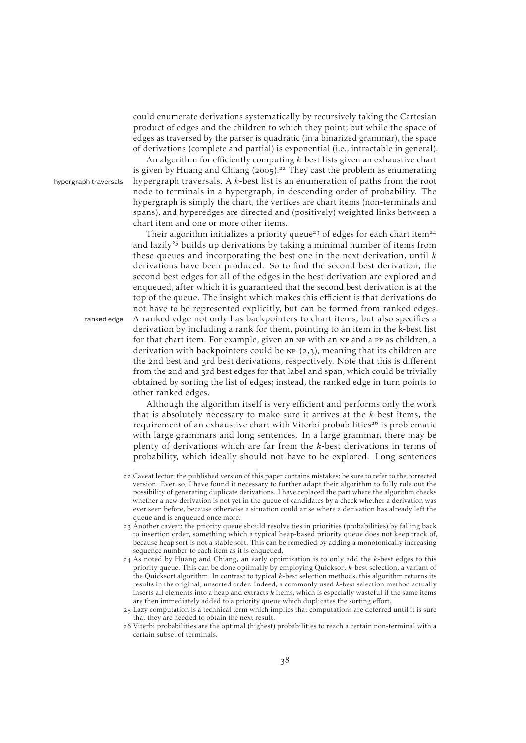could enumerate derivations systematically by recursively taking the Cartesian product of edges and the children to which they point; but while the space of edges as traversed by the parser is quadratic (in a binarized grammar), the space of derivations (complete and partial) is exponential (i.e., intractable in general).

An algorithm for efficiently computing $k$-best lists given an exhaustive chart is given by Huang and Chiang (2005).[22] They cast the problem as enumerating hypergraph traversals. A $k$-best list is an enumeration of paths from the root node to terminals in a hypergraph, in descending order of probability. The hypergraph is simply the chart, the vertices are chart items (non-terminals and spans), and hyperedges are directed and (positively) weighted links between a chart item and one or more other items.

*hypergraph traversals*

Their algorithm initializes a priority queue[23] of edges for each chart item[24] and lazily[25] builds up derivations by taking a minimal number of items from these queues and incorporating the best one in the next derivation, until $k$ derivations have been produced. So to find the second best derivation, the second best edges for all of the edges in the best derivation are explored and enqueued, after which it is guaranteed that the second best derivation is at the top of the queue. The insight which makes this efficient is that derivations do not have to be represented explicitly, but can be formed from ranked edges. A ranked edge not only has backpointers to chart items, but also specifies a derivation by including a rank for them, pointing to an item in the k-best list for that chart item. For example, given an NP with an NP and a PP as children, a derivation with backpointers could be NP-(2,3), meaning that its children are the 2nd best and 3rd best derivations, respectively. Note that this is different from the 2nd and 3rd best edges for that label and span, which could be trivially obtained by sorting the list of edges; instead, the ranked edge in turn points to other ranked edges.

*ranked edge*

Although the algorithm itself is very efficient and performs only the work that is absolutely necessary to make sure it arrives at the $k$-best items, the requirement of an exhaustive chart with Viterbi probabilities[26] is problematic with large grammars and long sentences. In a large grammar, there may be plenty of derivations which are far from the $k$-best derivations in terms of probability, which ideally should not have to be explored. Long sentences

---

22 Caveat lector: the published version of this paper contains mistakes; be sure to refer to the corrected version. Even so, I have found it necessary to further adapt their algorithm to fully rule out the possibility of generating duplicate derivations. I have replaced the part where the algorithm checks whether a new derivation is not yet in the queue of candidates by a check whether a derivation was ever seen before, because otherwise a situation could arise where a derivation has already left the queue and is enqueued once more.

23 Another caveat: the priority queue should resolve ties in priorities (probabilities) by falling back to insertion order, something which a typical heap-based priority queue does not keep track of, because heap sort is not a stable sort. This can be remedied by adding a monotonically increasing sequence number to each item as it is enqueued.

24 As noted by Huang and Chiang, an early optimization is to only add the $k$-best edges to this priority queue. This can be done optimally by employing Quicksort $k$-best selection, a variant of the Quicksort algorithm. In contrast to typical $k$-best selection methods, this algorithm returns its results in the original, unsorted order. Indeed, a commonly used $k$-best selection method actually inserts all elements into a heap and extracts $k$ items, which is especially wasteful if the same items are then immediately added to a priority queue which duplicates the sorting effort.

25 Lazy computation is a technical term which implies that computations are deferred until it is sure that they are needed to obtain the next result.

26 Viterbi probabilities are the optimal (highest) probabilities to reach a certain non-terminal with a certain subset of terminals.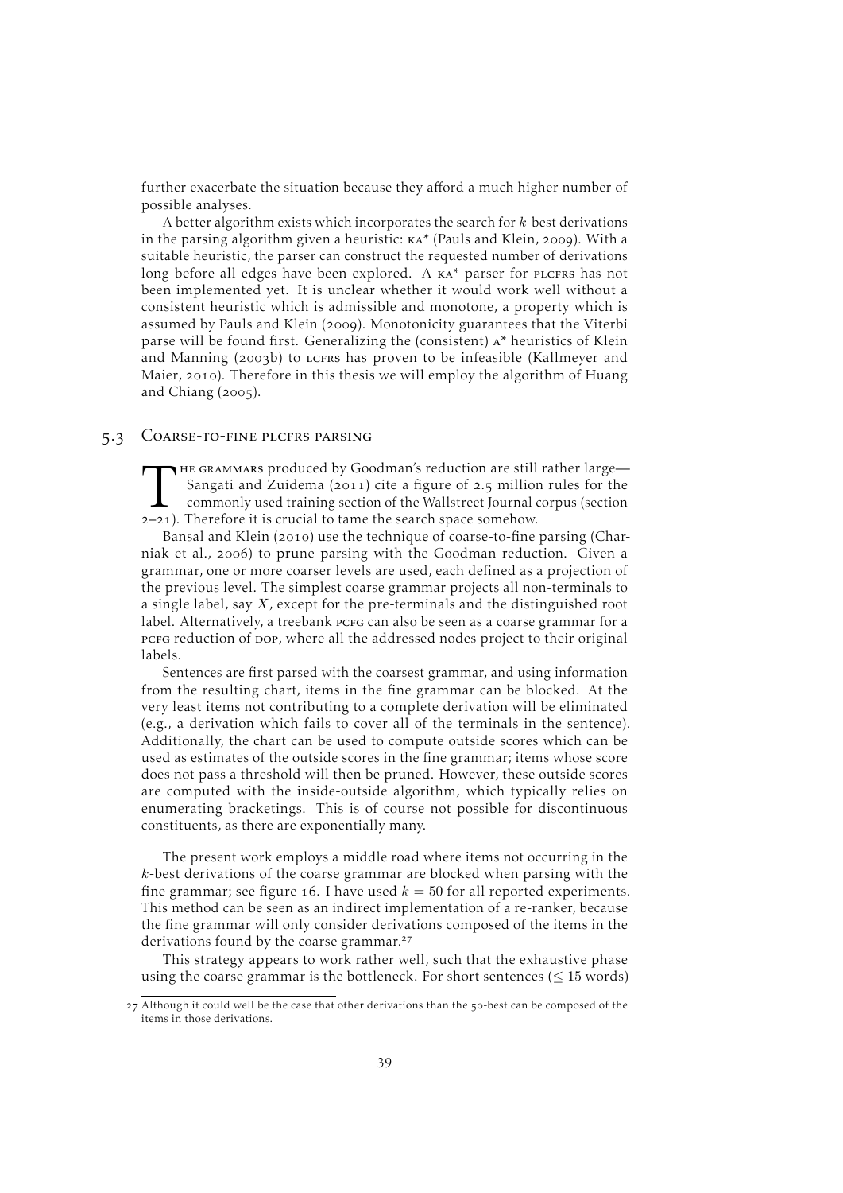further exacerbate the situation because they afford a much higher number of possible analyses.

A better algorithm exists which incorporates the search for $k$-best derivations in the parsing algorithm given a heuristic: KA* (Pauls and Klein, 2009). With a suitable heuristic, the parser can construct the requested number of derivations long before all edges have been explored. A KA* parser for PLCFRS has not been implemented yet. It is unclear whether it would work well without a consistent heuristic which is admissible and monotone, a property which is assumed by Pauls and Klein (2009). Monotonicity guarantees that the Viterbi parse will be found first. Generalizing the (consistent) A* heuristics of Klein and Manning (2003b) to LCFRS has proven to be infeasible (Kallmeyer and Maier, 2010). Therefore in this thesis we will employ the algorithm of Huang and Chiang (2005).

## 5.3 Coarse-to-fine PLCFRS parsing

The grammars produced by Goodman's reduction are still rather large—Sangati and Zuidema (2011) cite a figure of 2.5 million rules for the commonly used training section of the Wallstreet Journal corpus (section 2–21). Therefore it is crucial to tame the search space somehow.

Bansal and Klein (2010) use the technique of coarse-to-fine parsing (Charniak et al., 2006) to prune parsing with the Goodman reduction. Given a grammar, one or more coarser levels are used, each defined as a projection of the previous level. The simplest coarse grammar projects all non-terminals to a single label, say $X$, except for the pre-terminals and the distinguished root label. Alternatively, a treebank PCFG can also be seen as a coarse grammar for a PCFG reduction of DOP, where all the addressed nodes project to their original labels.

Sentences are first parsed with the coarsest grammar, and using information from the resulting chart, items in the fine grammar can be blocked. At the very least items not contributing to a complete derivation will be eliminated (e.g., a derivation which fails to cover all of the terminals in the sentence). Additionally, the chart can be used to compute outside scores which can be used as estimates of the outside scores in the fine grammar; items whose score does not pass a threshold will then be pruned. However, these outside scores are computed with the inside-outside algorithm, which typically relies on enumerating bracketings. This is of course not possible for discontinuous constituents, as there are exponentially many.

The present work employs a middle road where items not occurring in the $k$-best derivations of the coarse grammar are blocked when parsing with the fine grammar; see figure 16. I have used $k = 50$ for all reported experiments. This method can be seen as an indirect implementation of a re-ranker, because the fine grammar will only consider derivations composed of the items in the derivations found by the coarse grammar.[27]

This strategy appears to work rather well, such that the exhaustive phase using the coarse grammar is the bottleneck. For short sentences ($\leq 15$ words)

[27] Although it could well be the case that other derivations than the 50-best can be composed of the items in those derivations.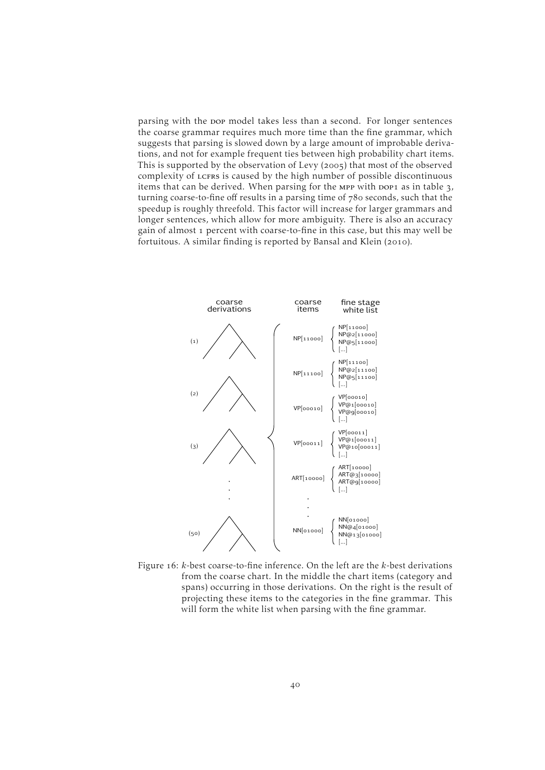parsing with the DOP model takes less than a second. For longer sentences the coarse grammar requires much more time than the fine grammar, which suggests that parsing is slowed down by a large amount of improbable derivations, and not for example frequent ties between high probability chart items. This is supported by the observation of Levy (2005) that most of the observed complexity of LCFRS is caused by the high number of possible discontinuous items that can be derived. When parsing for the MPP with DOP1 as in table 3, turning coarse-to-fine off results in a parsing time of 780 seconds, such that the speedup is roughly threefold. This factor will increase for larger grammars and longer sentences, which allow for more ambiguity. There is also an accuracy gain of almost 1 percent with coarse-to-fine in this case, but this may well be fortuitous. A similar finding is reported by Bansal and Klein (2010).

| coarse derivations | coarse items | fine stage white list |
|---|---|---|
| (1) | NP[11000] | NP[11000], NP@2[11000], NP@5[11000], [...] |
| (2) | NP[11100] | NP[11100], NP@2[11100], NP@5[11100], [...] |
| (3) | VP[00010] | VP[00010], VP@1[00010], VP@9[00010], [...] |
| . | VP[00011] | VP[00011], VP@1[00011], VP@10[00011], [...] |
| . | ART[10000] | ART[10000], ART@3[10000], ART@9[10000], [...] |
| . | . | |
| (50) | NN[01000] | NN[01000], NN@4[01000], NN@13[01000], [...] |

Figure 16: $k$-best coarse-to-fine inference. On the left are the $k$-best derivations from the coarse chart. In the middle the chart items (category and spans) occurring in those derivations. On the right is the result of projecting these items to the categories in the fine grammar. This will form the white list when parsing with the fine grammar.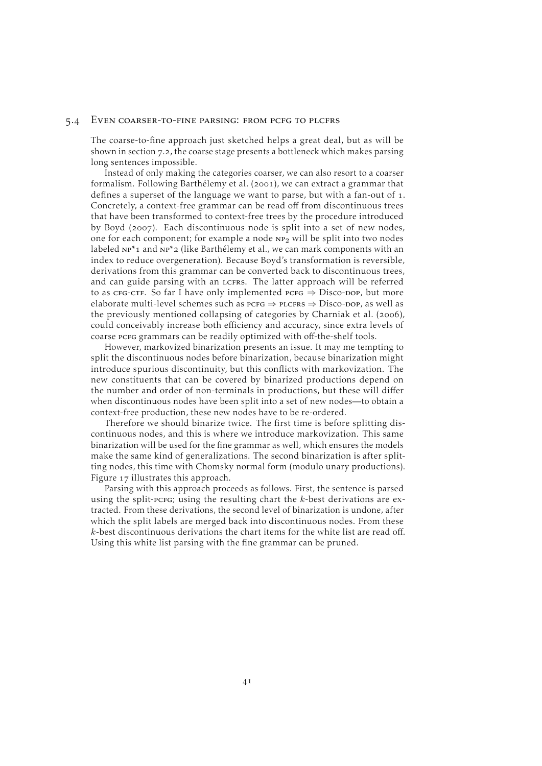## 5.4 Even coarser-to-fine parsing: from pcfg to plcfrs

The coarse-to-fine approach just sketched helps a great deal, but as will be shown in section 7.2, the coarse stage presents a bottleneck which makes parsing long sentences impossible.

Instead of only making the categories coarser, we can also resort to a coarser formalism. Following Barthélemy et al. (2001), we can extract a grammar that defines a superset of the language we want to parse, but with a fan-out of 1. Concretely, a context-free grammar can be read off from discontinuous trees that have been transformed to context-free trees by the procedure introduced by Boyd (2007). Each discontinuous node is split into a set of new nodes, one for each component; for example a node $\text{NP}_2$ will be split into two nodes labeled NP*1 and NP*2 (like Barthélemy et al., we can mark components with an index to reduce overgeneration). Because Boyd's transformation is reversible, derivations from this grammar can be converted back to discontinuous trees, and can guide parsing with an LCFRS. The latter approach will be referred to as CFG-CTF. So far I have only implemented PCFG $\Rightarrow$ Disco-DOP, but more elaborate multi-level schemes such as PCFG $\Rightarrow$ PLCFRS $\Rightarrow$ Disco-DOP, as well as the previously mentioned collapsing of categories by Charniak et al. (2006), could conceivably increase both efficiency and accuracy, since extra levels of coarse PCFG grammars can be readily optimized with off-the-shelf tools.

However, markovized binarization presents an issue. It may me tempting to split the discontinuous nodes before binarization, because binarization might introduce spurious discontinuity, but this conflicts with markovization. The new constituents that can be covered by binarized productions depend on the number and order of non-terminals in productions, but these will differ when discontinuous nodes have been split into a set of new nodes—to obtain a context-free production, these new nodes have to be re-ordered.

Therefore we should binarize twice. The first time is before splitting discontinuous nodes, and this is where we introduce markovization. This same binarization will be used for the fine grammar as well, which ensures the models make the same kind of generalizations. The second binarization is after splitting nodes, this time with Chomsky normal form (modulo unary productions). Figure 17 illustrates this approach.

Parsing with this approach proceeds as follows. First, the sentence is parsed using the split-PCFG; using the resulting chart the $k$-best derivations are extracted. From these derivations, the second level of binarization is undone, after which the split labels are merged back into discontinuous nodes. From these $k$-best discontinuous derivations the chart items for the white list are read off. Using this white list parsing with the fine grammar can be pruned.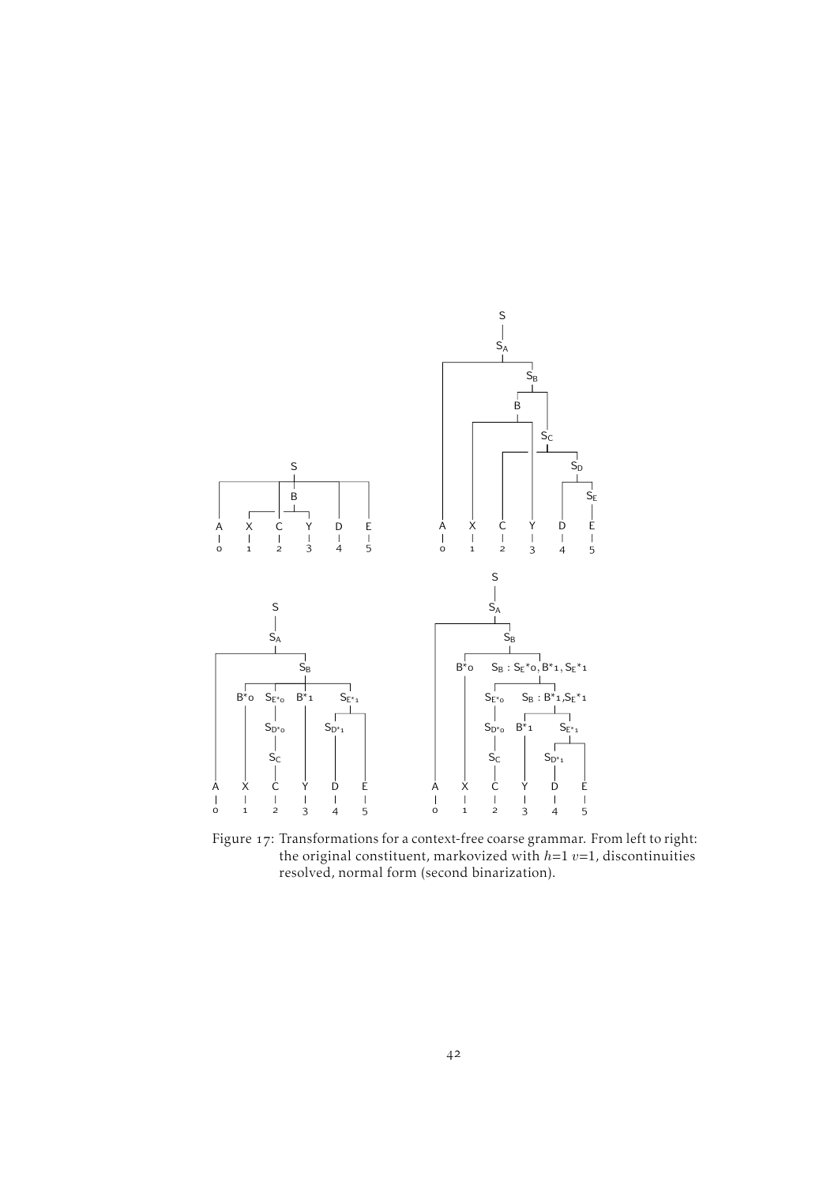Figure 17: Transformations for a context-free coarse grammar. From left to right: the original constituent, markovized with $h=1$ $v=1$, discontinuities resolved, normal form (second binarization).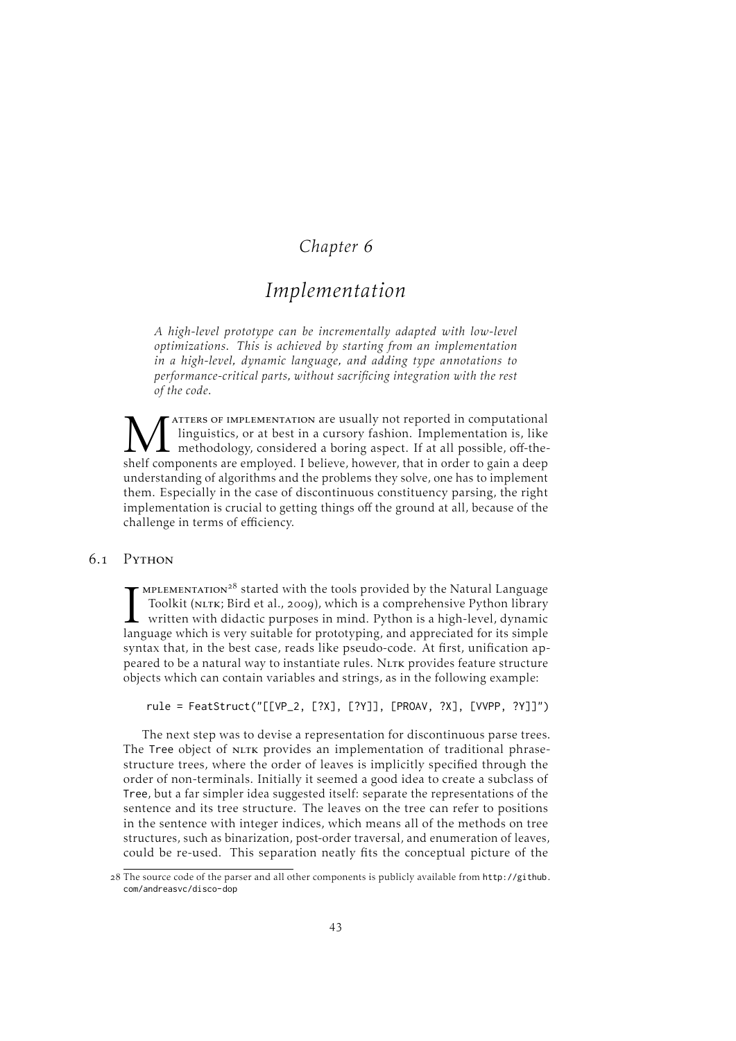# Chapter 6

# Implementation

*A high-level prototype can be incrementally adapted with low-level optimizations. This is achieved by starting from an implementation in a high-level, dynamic language, and adding type annotations to performance-critical parts, without sacrificing integration with the rest of the code.*

Matters of implementation are usually not reported in computational linguistics, or at best in a cursory fashion. Implementation is, like methodology, considered a boring aspect. If at all possible, off-the-shelf components are employed. I believe, however, that in order to gain a deep understanding of algorithms and the problems they solve, one has to implement them. Especially in the case of discontinuous constituency parsing, the right implementation is crucial to getting things off the ground at all, because of the challenge in terms of efficiency.

## 6.1 Python

Implementation[28] started with the tools provided by the Natural Language Toolkit (nltk; Bird et al., 2009), which is a comprehensive Python library written with didactic purposes in mind. Python is a high-level, dynamic language which is very suitable for prototyping, and appreciated for its simple syntax that, in the best case, reads like pseudo-code. At first, unification appeared to be a natural way to instantiate rules. Nltk provides feature structure objects which can contain variables and strings, as in the following example:

```
rule = FeatStruct("[[VP_2, [?X], [?Y]], [PROAV, ?X], [VVPP, ?Y]]")
```

The next step was to devise a representation for discontinuous parse trees. The `Tree` object of nltk provides an implementation of traditional phrase-structure trees, where the order of leaves is implicitly specified through the order of non-terminals. Initially it seemed a good idea to create a subclass of `Tree`, but a far simpler idea suggested itself: separate the representations of the sentence and its tree structure. The leaves on the tree can refer to positions in the sentence with integer indices, which means all of the methods on tree structures, such as binarization, post-order traversal, and enumeration of leaves, could be re-used. This separation neatly fits the conceptual picture of the

[28] The source code of the parser and all other components is publicly available from http://github.com/andreasvc/disco-dop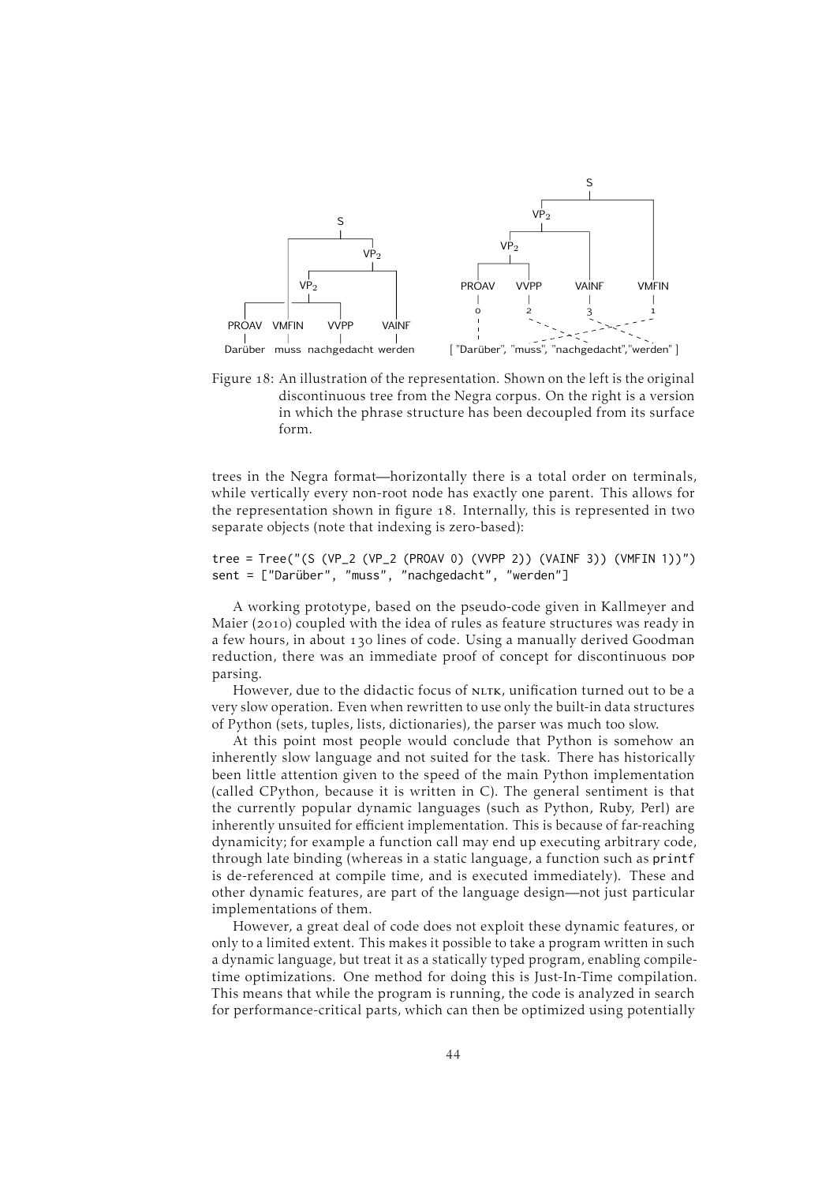Figure 18: An illustration of the representation. Shown on the left is the original discontinuous tree from the Negra corpus. On the right is a version in which the phrase structure has been decoupled from its surface form.

trees in the Negra format—horizontally there is a total order on terminals, while vertically every non-root node has exactly one parent. This allows for the representation shown in figure 18. Internally, this is represented in two separate objects (note that indexing is zero-based):

```
tree = Tree("(S (VP_2 (VP_2 (PROAV 0) (VVPP 2)) (VAINF 3)) (VMFIN 1))")
sent = ["Darüber", "muss", "nachgedacht", "werden"]
```

A working prototype, based on the pseudo-code given in Kallmeyer and Maier (2010) coupled with the idea of rules as feature structures was ready in a few hours, in about 130 lines of code. Using a manually derived Goodman reduction, there was an immediate proof of concept for discontinuous DOP parsing.

However, due to the didactic focus of NLTK, unification turned out to be a very slow operation. Even when rewritten to use only the built-in data structures of Python (sets, tuples, lists, dictionaries), the parser was much too slow.

At this point most people would conclude that Python is somehow an inherently slow language and not suited for the task. There has historically been little attention given to the speed of the main Python implementation (called CPython, because it is written in C). The general sentiment is that the currently popular dynamic languages (such as Python, Ruby, Perl) are inherently unsuited for efficient implementation. This is because of far-reaching dynamicity; for example a function call may end up executing arbitrary code, through late binding (whereas in a static language, a function such as `printf` is de-referenced at compile time, and is executed immediately). These and other dynamic features, are part of the language design—not just particular implementations of them.

However, a great deal of code does not exploit these dynamic features, or only to a limited extent. This makes it possible to take a program written in such a dynamic language, but treat it as a statically typed program, enabling compile-time optimizations. One method for doing this is Just-In-Time compilation. This means that while the program is running, the code is analyzed in search for performance-critical parts, which can then be optimized using potentially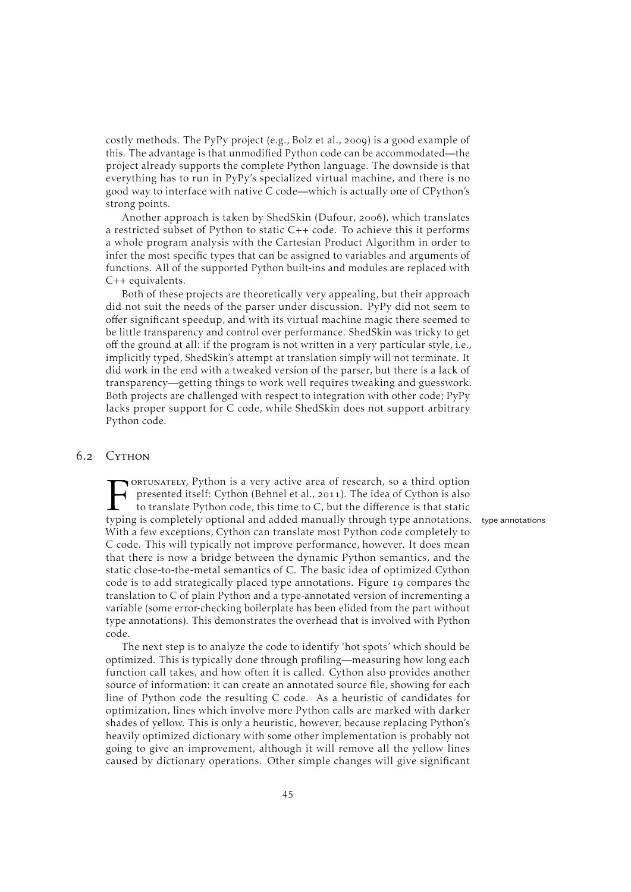costly methods. The PyPy project (e.g., Bolz et al., 2009) is a good example of this. The advantage is that unmodified Python code can be accommodated—the project already supports the complete Python language. The downside is that everything has to run in PyPy's specialized virtual machine, and there is no good way to interface with native C code—which is actually one of CPython's strong points.

Another approach is taken by ShedSkin (Dufour, 2006), which translates a restricted subset of Python to static C++ code. To achieve this it performs a whole program analysis with the Cartesian Product Algorithm in order to infer the most specific types that can be assigned to variables and arguments of functions. All of the supported Python built-ins and modules are replaced with C++ equivalents.

Both of these projects are theoretically very appealing, but their approach did not suit the needs of the parser under discussion. PyPy did not seem to offer significant speedup, and with its virtual machine magic there seemed to be little transparency and control over performance. ShedSkin was tricky to get off the ground at all: if the program is not written in a very particular style, i.e., implicitly typed, ShedSkin's attempt at translation simply will not terminate. It did work in the end with a tweaked version of the parser, but there is a lack of transparency—getting things to work well requires tweaking and guesswork. Both projects are challenged with respect to integration with other code; PyPy lacks proper support for C code, while ShedSkin does not support arbitrary Python code.

## 6.2 Cython

Fortunately, Python is a very active area of research, so a third option presented itself: Cython (Behnel et al., 2011). The idea of Cython is also to translate Python code, this time to C, but the difference is that static typing is completely optional and added manually through type annotations. With a few exceptions, Cython can translate most Python code completely to C code. This will typically not improve performance, however. It does mean that there is now a bridge between the dynamic Python semantics, and the static close-to-the-metal semantics of C. The basic idea of optimized Cython code is to add strategically placed type annotations. Figure 19 compares the translation to C of plain Python and a type-annotated version of incrementing a variable (some error-checking boilerplate has been elided from the part without type annotations). This demonstrates the overhead that is involved with Python code.

type annotations

The next step is to analyze the code to identify 'hot spots' which should be optimized. This is typically done through profiling—measuring how long each function call takes, and how often it is called. Cython also provides another source of information: it can create an annotated source file, showing for each line of Python code the resulting C code. As a heuristic of candidates for optimization, lines which involve more Python calls are marked with darker shades of yellow. This is only a heuristic, however, because replacing Python's heavily optimized dictionary with some other implementation is probably not going to give an improvement, although it will remove all the yellow lines caused by dictionary operations. Other simple changes will give significant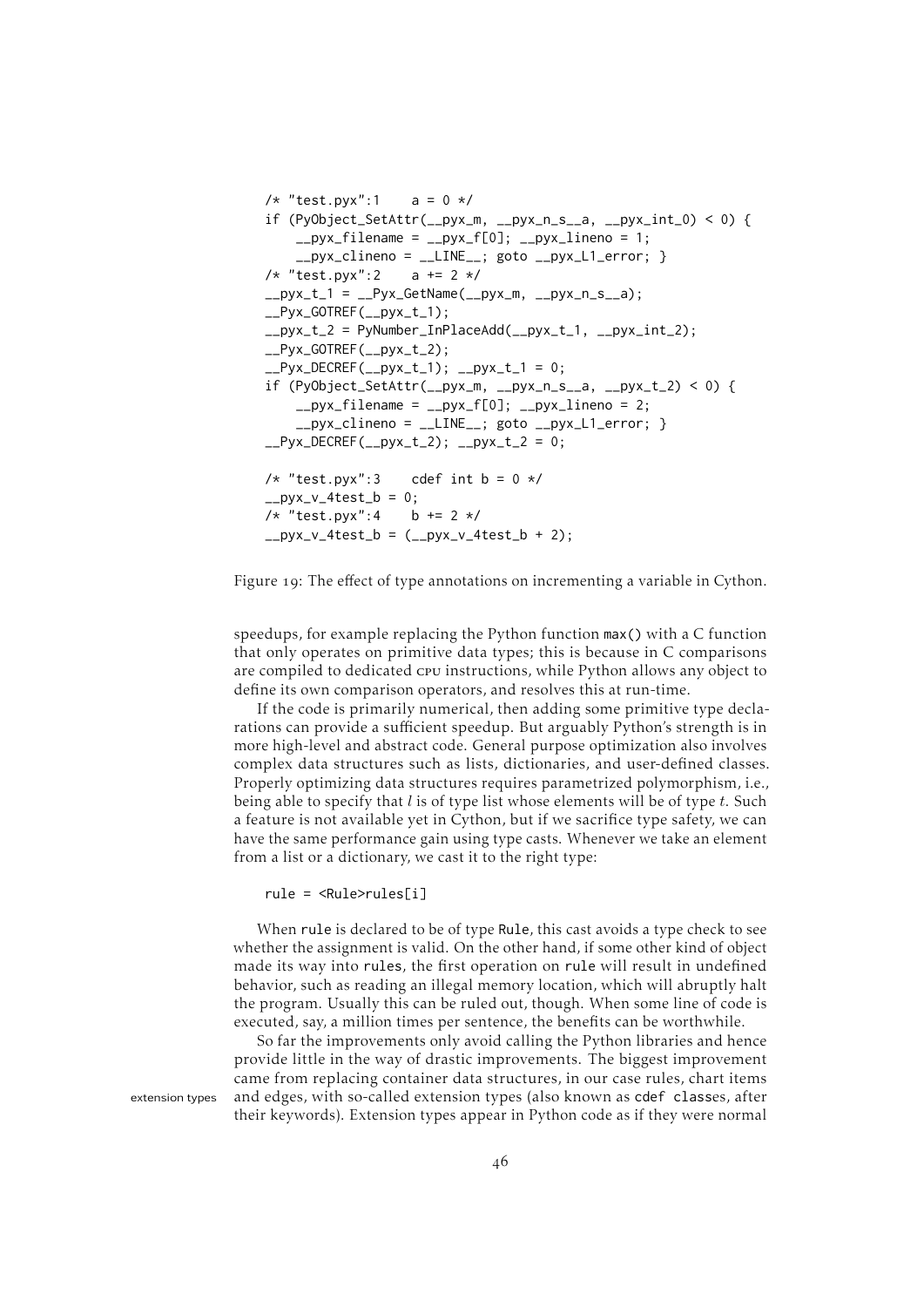```
/* "test.pyx":1    a = 0 */
if (PyObject_SetAttr(__pyx_m, __pyx_n_s__a, __pyx_int_0) < 0) {
    __pyx_filename = __pyx_f[0]; __pyx_lineno = 1;
    __pyx_clineno = __LINE__; goto __pyx_L1_error; }
/* "test.pyx":2    a += 2 */
__pyx_t_1 = __Pyx_GetName(__pyx_m, __pyx_n_s__a);
__Pyx_GOTREF(__pyx_t_1);
__pyx_t_2 = PyNumber_InPlaceAdd(__pyx_t_1, __pyx_int_2);
__Pyx_GOTREF(__pyx_t_2);
__Pyx_DECREF(__pyx_t_1); __pyx_t_1 = 0;
if (PyObject_SetAttr(__pyx_m, __pyx_n_s__a, __pyx_t_2) < 0) {
    __pyx_filename = __pyx_f[0]; __pyx_lineno = 2;
    __pyx_clineno = __LINE__; goto __pyx_L1_error; }
__Pyx_DECREF(__pyx_t_2); __pyx_t_2 = 0;

/* "test.pyx":3    cdef int b = 0 */
__pyx_v_4test_b = 0;
/* "test.pyx":4    b += 2 */
__pyx_v_4test_b = (__pyx_v_4test_b + 2);
```

Figure 19: The effect of type annotations on incrementing a variable in Cython.

speedups, for example replacing the Python function `max()` with a C function that only operates on primitive data types; this is because in C comparisons are compiled to dedicated CPU instructions, while Python allows any object to define its own comparison operators, and resolves this at run-time.

If the code is primarily numerical, then adding some primitive type declarations can provide a sufficient speedup. But arguably Python's strength is in more high-level and abstract code. General purpose optimization also involves complex data structures such as lists, dictionaries, and user-defined classes. Properly optimizing data structures requires parametrized polymorphism, i.e., being able to specify that $l$ is of type list whose elements will be of type $t$. Such a feature is not available yet in Cython, but if we sacrifice type safety, we can have the same performance gain using type casts. Whenever we take an element from a list or a dictionary, we cast it to the right type:

```
rule = <Rule>rules[i]
```

When `rule` is declared to be of type `Rule`, this cast avoids a type check to see whether the assignment is valid. On the other hand, if some other kind of object made its way into `rules`, the first operation on `rule` will result in undefined behavior, such as reading an illegal memory location, which will abruptly halt the program. Usually this can be ruled out, though. When some line of code is executed, say, a million times per sentence, the benefits can be worthwhile.

So far the improvements only avoid calling the Python libraries and hence provide little in the way of drastic improvements. The biggest improvement came from replacing container data structures, in our case rules, chart items and edges, with so-called extension types (also known as `cdef class`es, after their keywords). Extension types appear in Python code as if they were normal

extension types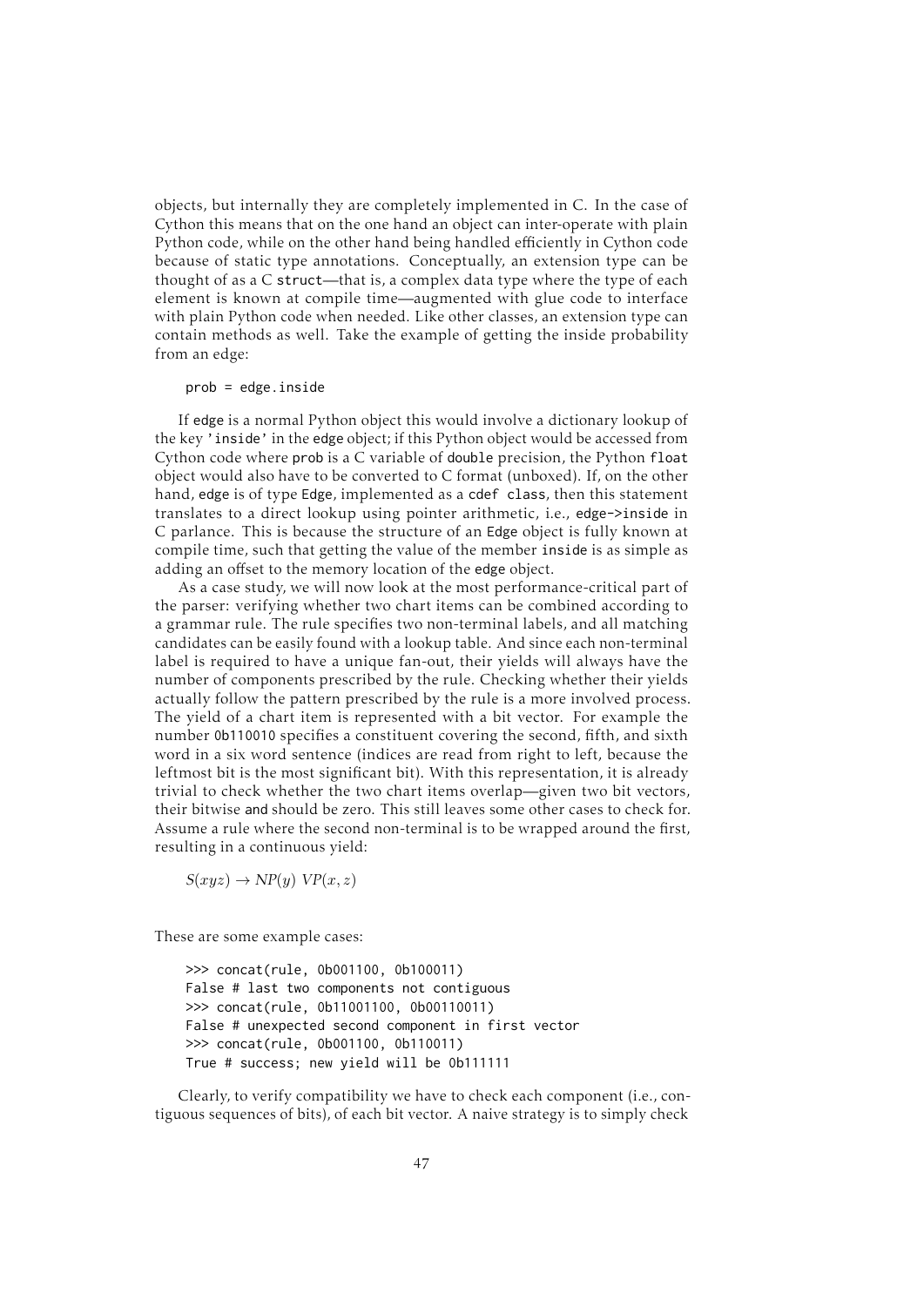objects, but internally they are completely implemented in C. In the case of Cython this means that on the one hand an object can inter-operate with plain Python code, while on the other hand being handled efficiently in Cython code because of static type annotations. Conceptually, an extension type can be thought of as a C `struct`—that is, a complex data type where the type of each element is known at compile time—augmented with glue code to interface with plain Python code when needed. Like other classes, an extension type can contain methods as well. Take the example of getting the inside probability from an edge:

```
prob = edge.inside
```

If `edge` is a normal Python object this would involve a dictionary lookup of the key `'inside'` in the `edge` object; if this Python object would be accessed from Cython code where `prob` is a C variable of `double` precision, the Python `float` object would also have to be converted to C format (unboxed). If, on the other hand, `edge` is of type `Edge`, implemented as a `cdef class`, then this statement translates to a direct lookup using pointer arithmetic, i.e., `edge->inside` in C parlance. This is because the structure of an `Edge` object is fully known at compile time, such that getting the value of the member `inside` is as simple as adding an offset to the memory location of the `edge` object.

As a case study, we will now look at the most performance-critical part of the parser: verifying whether two chart items can be combined according to a grammar rule. The rule specifies two non-terminal labels, and all matching candidates can be easily found with a lookup table. And since each non-terminal label is required to have a unique fan-out, their yields will always have the number of components prescribed by the rule. Checking whether their yields actually follow the pattern prescribed by the rule is a more involved process. The yield of a chart item is represented with a bit vector. For example the number `0b110010` specifies a constituent covering the second, fifth, and sixth word in a six word sentence (indices are read from right to left, because the leftmost bit is the most significant bit). With this representation, it is already trivial to check whether the two chart items overlap—given two bit vectors, their bitwise `and` should be zero. This still leaves some other cases to check for. Assume a rule where the second non-terminal is to be wrapped around the first, resulting in a continuous yield:

$$S(xyz) \rightarrow NP(y)\ VP(x, z)$$

These are some example cases:

```
>>> concat(rule, 0b001100, 0b100011)
False # last two components not contiguous
>>> concat(rule, 0b11001100, 0b00110011)
False # unexpected second component in first vector
>>> concat(rule, 0b001100, 0b110011)
True # success; new yield will be 0b111111
```

Clearly, to verify compatibility we have to check each component (i.e., contiguous sequences of bits), of each bit vector. A naive strategy is to simply check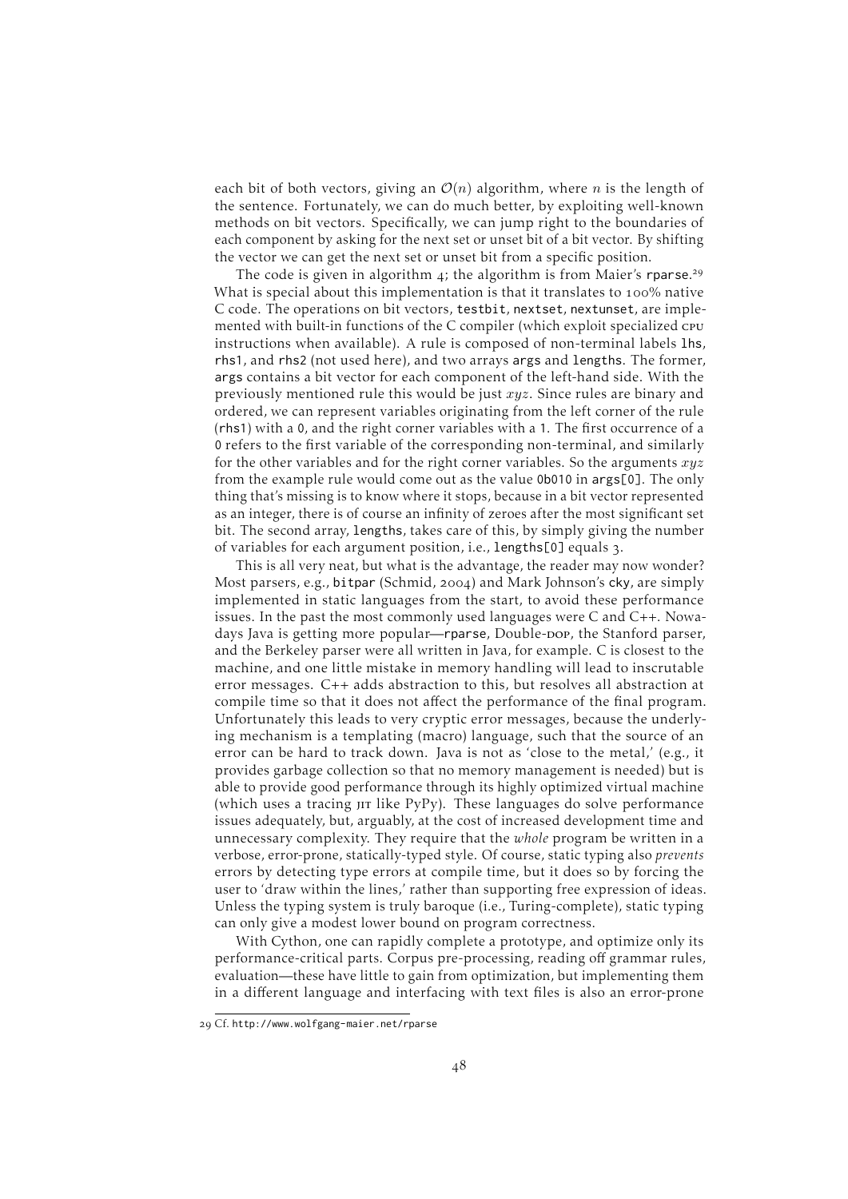each bit of both vectors, giving an $\mathcal{O}(n)$ algorithm, where $n$ is the length of the sentence. Fortunately, we can do much better, by exploiting well-known methods on bit vectors. Specifically, we can jump right to the boundaries of each component by asking for the next set or unset bit of a bit vector. By shifting the vector we can get the next set or unset bit from a specific position.

The code is given in algorithm 4; the algorithm is from Maier's `rparse`.[29] What is special about this implementation is that it translates to 100% native C code. The operations on bit vectors, `testbit`, `nextset`, `nextunset`, are implemented with built-in functions of the C compiler (which exploit specialized CPU instructions when available). A rule is composed of non-terminal labels `lhs`, `rhs1`, and `rhs2` (not used here), and two arrays `args` and `lengths`. The former, `args` contains a bit vector for each component of the left-hand side. With the previously mentioned rule this would be just $xyz$. Since rules are binary and ordered, we can represent variables originating from the left corner of the rule (`rhs1`) with a `0`, and the right corner variables with a `1`. The first occurrence of a `0` refers to the first variable of the corresponding non-terminal, and similarly for the other variables and for the right corner variables. So the arguments $xyz$ from the example rule would come out as the value `0b010` in `args[0]`. The only thing that's missing is to know where it stops, because in a bit vector represented as an integer, there is of course an infinity of zeroes after the most significant set bit. The second array, `lengths`, takes care of this, by simply giving the number of variables for each argument position, i.e., `lengths[0]` equals 3.

This is all very neat, but what is the advantage, the reader may now wonder? Most parsers, e.g., `bitpar` (Schmid, 2004) and Mark Johnson's `cky`, are simply implemented in static languages from the start, to avoid these performance issues. In the past the most commonly used languages were C and C++. Nowadays Java is getting more popular—`rparse`, Double-DOP, the Stanford parser, and the Berkeley parser were all written in Java, for example. C is closest to the machine, and one little mistake in memory handling will lead to inscrutable error messages. C++ adds abstraction to this, but resolves all abstraction at compile time so that it does not affect the performance of the final program. Unfortunately this leads to very cryptic error messages, because the underlying mechanism is a templating (macro) language, such that the source of an error can be hard to track down. Java is not as 'close to the metal,' (e.g., it provides garbage collection so that no memory management is needed) but is able to provide good performance through its highly optimized virtual machine (which uses a tracing JIT like PyPy). These languages do solve performance issues adequately, but, arguably, at the cost of increased development time and unnecessary complexity. They require that the *whole* program be written in a verbose, error-prone, statically-typed style. Of course, static typing also *prevents* errors by detecting type errors at compile time, but it does so by forcing the user to 'draw within the lines,' rather than supporting free expression of ideas. Unless the typing system is truly baroque (i.e., Turing-complete), static typing can only give a modest lower bound on program correctness.

With Cython, one can rapidly complete a prototype, and optimize only its performance-critical parts. Corpus pre-processing, reading off grammar rules, evaluation—these have little to gain from optimization, but implementing them in a different language and interfacing with text files is also an error-prone

[29] Cf. `http://www.wolfgang-maier.net/rparse`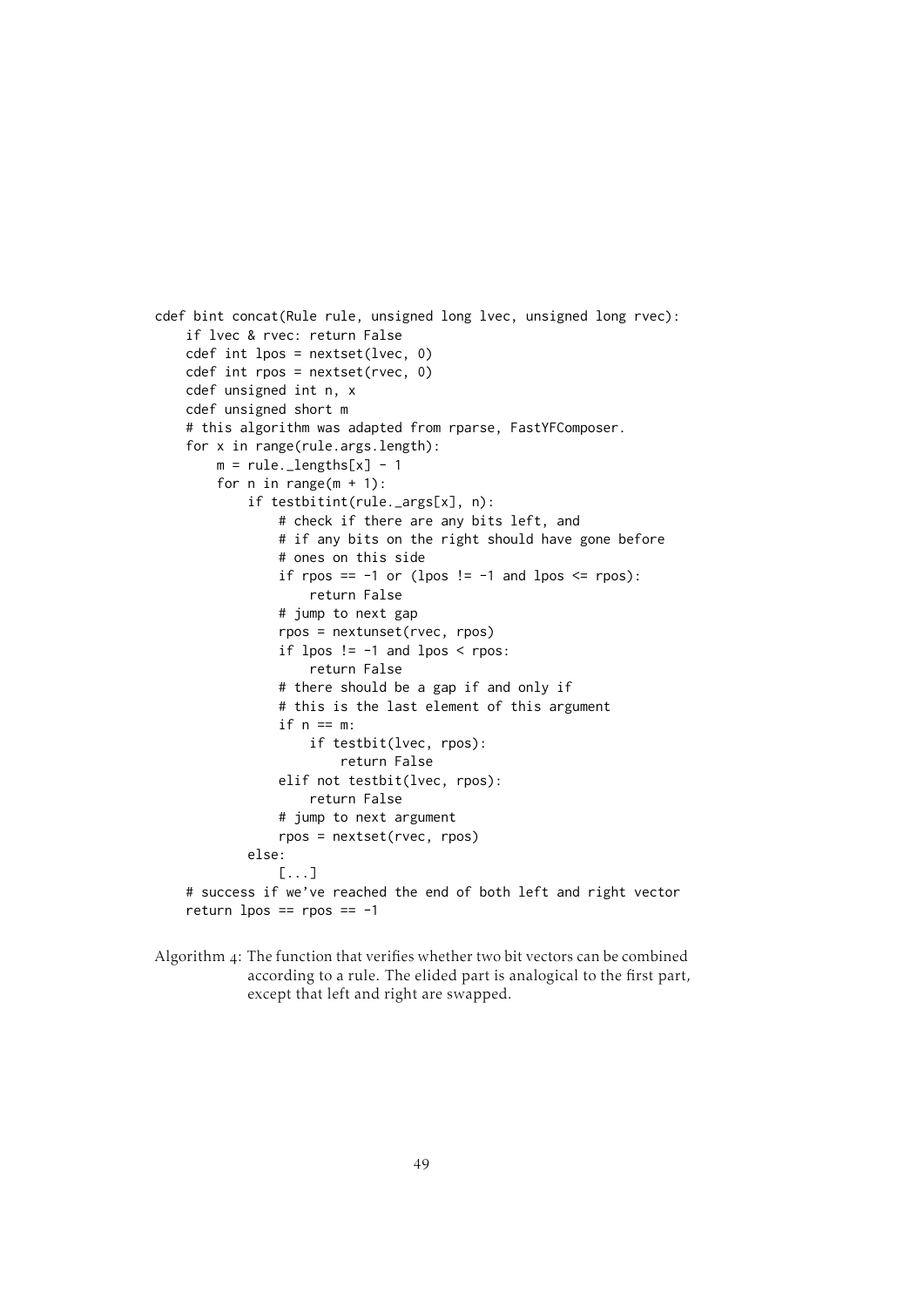```
cdef bint concat(Rule rule, unsigned long lvec, unsigned long rvec):
    if lvec & rvec: return False
    cdef int lpos = nextset(lvec, 0)
    cdef int rpos = nextset(rvec, 0)
    cdef unsigned int n, x
    cdef unsigned short m
    # this algorithm was adapted from rparse, FastYFComposer.
    for x in range(rule.args.length):
        m = rule._lengths[x] - 1
        for n in range(m + 1):
            if testbitint(rule._args[x], n):
                # check if there are any bits left, and
                # if any bits on the right should have gone before
                # ones on this side
                if rpos == -1 or (lpos != -1 and lpos <= rpos):
                    return False
                # jump to next gap
                rpos = nextunset(rvec, rpos)
                if lpos != -1 and lpos < rpos:
                    return False
                # there should be a gap if and only if
                # this is the last element of this argument
                if n == m:
                    if testbit(lvec, rpos):
                        return False
                elif not testbit(lvec, rpos):
                    return False
                # jump to next argument
                rpos = nextset(rvec, rpos)
            else:
                [...]
    # success if we've reached the end of both left and right vector
    return lpos == rpos == -1
```

Algorithm 4: The function that verifies whether two bit vectors can be combined according to a rule. The elided part is analogical to the first part, except that left and right are swapped.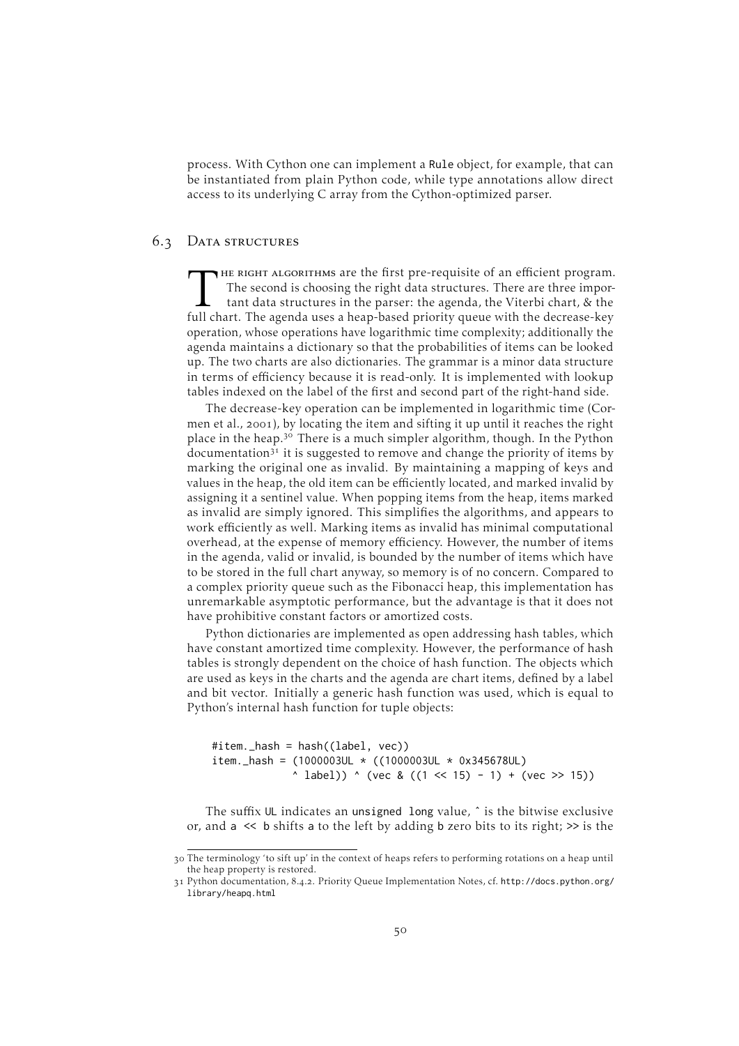process. With Cython one can implement a `Rule` object, for example, that can be instantiated from plain Python code, while type annotations allow direct access to its underlying C array from the Cython-optimized parser.

## 6.3 Data structures

The right algorithms are the first pre-requisite of an efficient program. The second is choosing the right data structures. There are three important data structures in the parser: the agenda, the Viterbi chart, & the full chart. The agenda uses a heap-based priority queue with the decrease-key operation, whose operations have logarithmic time complexity; additionally the agenda maintains a dictionary so that the probabilities of items can be looked up. The two charts are also dictionaries. The grammar is a minor data structure in terms of efficiency because it is read-only. It is implemented with lookup tables indexed on the label of the first and second part of the right-hand side.

The decrease-key operation can be implemented in logarithmic time (Cormen et al., 2001), by locating the item and sifting it up until it reaches the right place in the heap.[30] There is a much simpler algorithm, though. In the Python documentation[31] it is suggested to remove and change the priority of items by marking the original one as invalid. By maintaining a mapping of keys and values in the heap, the old item can be efficiently located, and marked invalid by assigning it a sentinel value. When popping items from the heap, items marked as invalid are simply ignored. This simplifies the algorithms, and appears to work efficiently as well. Marking items as invalid has minimal computational overhead, at the expense of memory efficiency. However, the number of items in the agenda, valid or invalid, is bounded by the number of items which have to be stored in the full chart anyway, so memory is of no concern. Compared to a complex priority queue such as the Fibonacci heap, this implementation has unremarkable asymptotic performance, but the advantage is that it does not have prohibitive constant factors or amortized costs.

Python dictionaries are implemented as open addressing hash tables, which have constant amortized time complexity. However, the performance of hash tables is strongly dependent on the choice of hash function. The objects which are used as keys in the charts and the agenda are chart items, defined by a label and bit vector. Initially a generic hash function was used, which is equal to Python's internal hash function for tuple objects:

```
#item._hash = hash((label, vec))
item._hash = (1000003UL * ((1000003UL * 0x345678UL)
            ^ label)) ^ (vec & ((1 << 15) - 1) + (vec >> 15))
```

The suffix `UL` indicates an `unsigned long` value, `^` is the bitwise exclusive or, and `a << b` shifts `a` to the left by adding `b` zero bits to its right; `>>` is the

---

30 The terminology 'to sift up' in the context of heaps refers to performing rotations on a heap until the heap property is restored.

31 Python documentation, 8.4.2. Priority Queue Implementation Notes, cf. http://docs.python.org/library/heapq.html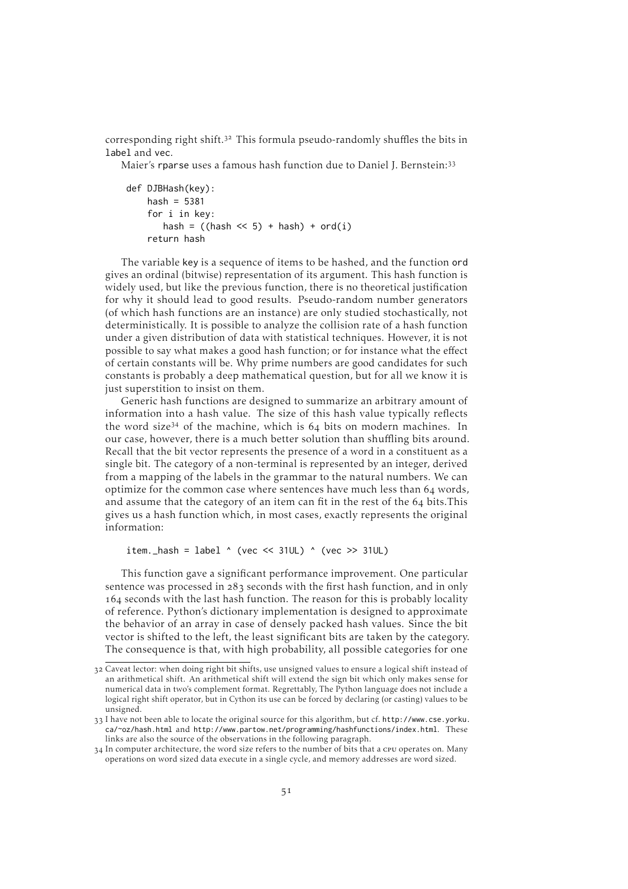corresponding right shift.[32] This formula pseudo-randomly shuffles the bits in label and vec.

Maier's rparse uses a famous hash function due to Daniel J. Bernstein:[33]

```
def DJBHash(key):
    hash = 5381
    for i in key:
       hash = ((hash << 5) + hash) + ord(i)
    return hash
```

The variable key is a sequence of items to be hashed, and the function ord gives an ordinal (bitwise) representation of its argument. This hash function is widely used, but like the previous function, there is no theoretical justification for why it should lead to good results. Pseudo-random number generators (of which hash functions are an instance) are only studied stochastically, not deterministically. It is possible to analyze the collision rate of a hash function under a given distribution of data with statistical techniques. However, it is not possible to say what makes a good hash function; or for instance what the effect of certain constants will be. Why prime numbers are good candidates for such constants is probably a deep mathematical question, but for all we know it is just superstition to insist on them.

Generic hash functions are designed to summarize an arbitrary amount of information into a hash value. The size of this hash value typically reflects the word size[34] of the machine, which is 64 bits on modern machines. In our case, however, there is a much better solution than shuffling bits around. Recall that the bit vector represents the presence of a word in a constituent as a single bit. The category of a non-terminal is represented by an integer, derived from a mapping of the labels in the grammar to the natural numbers. We can optimize for the common case where sentences have much less than 64 words, and assume that the category of an item can fit in the rest of the 64 bits.This gives us a hash function which, in most cases, exactly represents the original information:

```
item._hash = label ^ (vec << 31UL) ^ (vec >> 31UL)
```

This function gave a significant performance improvement. One particular sentence was processed in 283 seconds with the first hash function, and in only 164 seconds with the last hash function. The reason for this is probably locality of reference. Python's dictionary implementation is designed to approximate the behavior of an array in case of densely packed hash values. Since the bit vector is shifted to the left, the least significant bits are taken by the category. The consequence is that, with high probability, all possible categories for one

---

[32] Caveat lector: when doing right bit shifts, use unsigned values to ensure a logical shift instead of an arithmetical shift. An arithmetical shift will extend the sign bit which only makes sense for numerical data in two's complement format. Regrettably, The Python language does not include a logical right shift operator, but in Cython its use can be forced by declaring (or casting) values to be unsigned.

[33] I have not been able to locate the original source for this algorithm, but cf. http://www.cse.yorku.ca/~oz/hash.html and http://www.partow.net/programming/hashfunctions/index.html. These links are also the source of the observations in the following paragraph.

[34] In computer architecture, the word size refers to the number of bits that a CPU operates on. Many operations on word sized data execute in a single cycle, and memory addresses are word sized.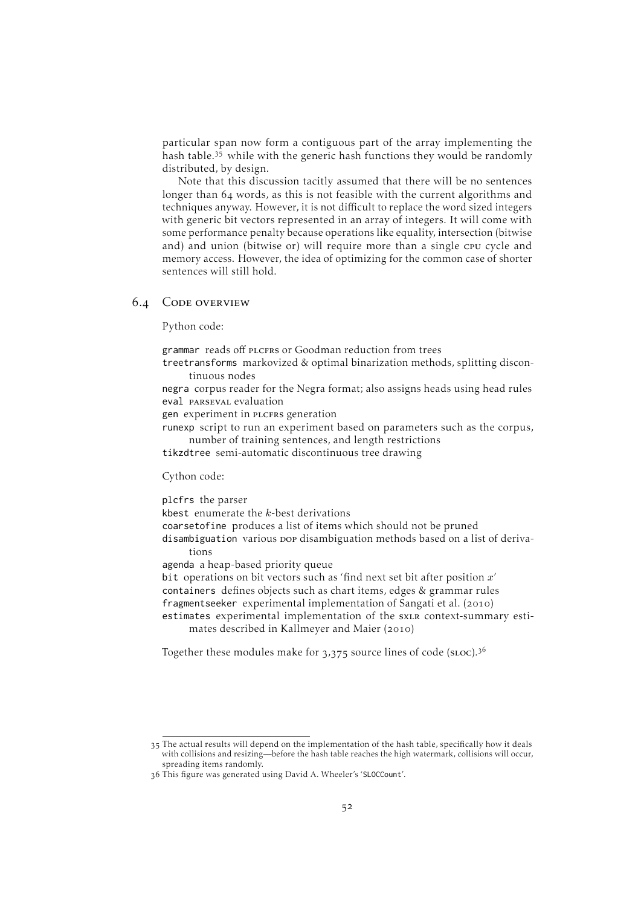particular span now form a contiguous part of the array implementing the hash table.[35] while with the generic hash functions they would be randomly distributed, by design.

Note that this discussion tacitly assumed that there will be no sentences longer than 64 words, as this is not feasible with the current algorithms and techniques anyway. However, it is not difficult to replace the word sized integers with generic bit vectors represented in an array of integers. It will come with some performance penalty because operations like equality, intersection (bitwise and) and union (bitwise or) will require more than a single CPU cycle and memory access. However, the idea of optimizing for the common case of shorter sentences will still hold.

## 6.4 Code overview

Python code:

`grammar` reads off PLCFRS or Goodman reduction from trees

`treetransforms` markovized & optimal binarization methods, splitting discontinuous nodes

`negra` corpus reader for the Negra format; also assigns heads using head rules

`eval` PARSEVAL evaluation

`gen` experiment in PLCFRS generation

`runexp` script to run an experiment based on parameters such as the corpus, number of training sentences, and length restrictions

`tikzdtree` semi-automatic discontinuous tree drawing

Cython code:

`plcfrs` the parser

`kbest` enumerate the $k$-best derivations

`coarsetofine` produces a list of items which should not be pruned

`disambiguation` various DOP disambiguation methods based on a list of derivations

`agenda` a heap-based priority queue

`bit` operations on bit vectors such as 'find next set bit after position $x$'

`containers` defines objects such as chart items, edges & grammar rules

`fragmentseeker` experimental implementation of Sangati et al. (2010)

`estimates` experimental implementation of the SXLR context-summary estimates described in Kallmeyer and Maier (2010)

Together these modules make for 3,375 source lines of code (SLOC).[36]

---

[35] The actual results will depend on the implementation of the hash table, specifically how it deals with collisions and resizing—before the hash table reaches the high watermark, collisions will occur, spreading items randomly.

[36] This figure was generated using David A. Wheeler's 'SLOCCount'.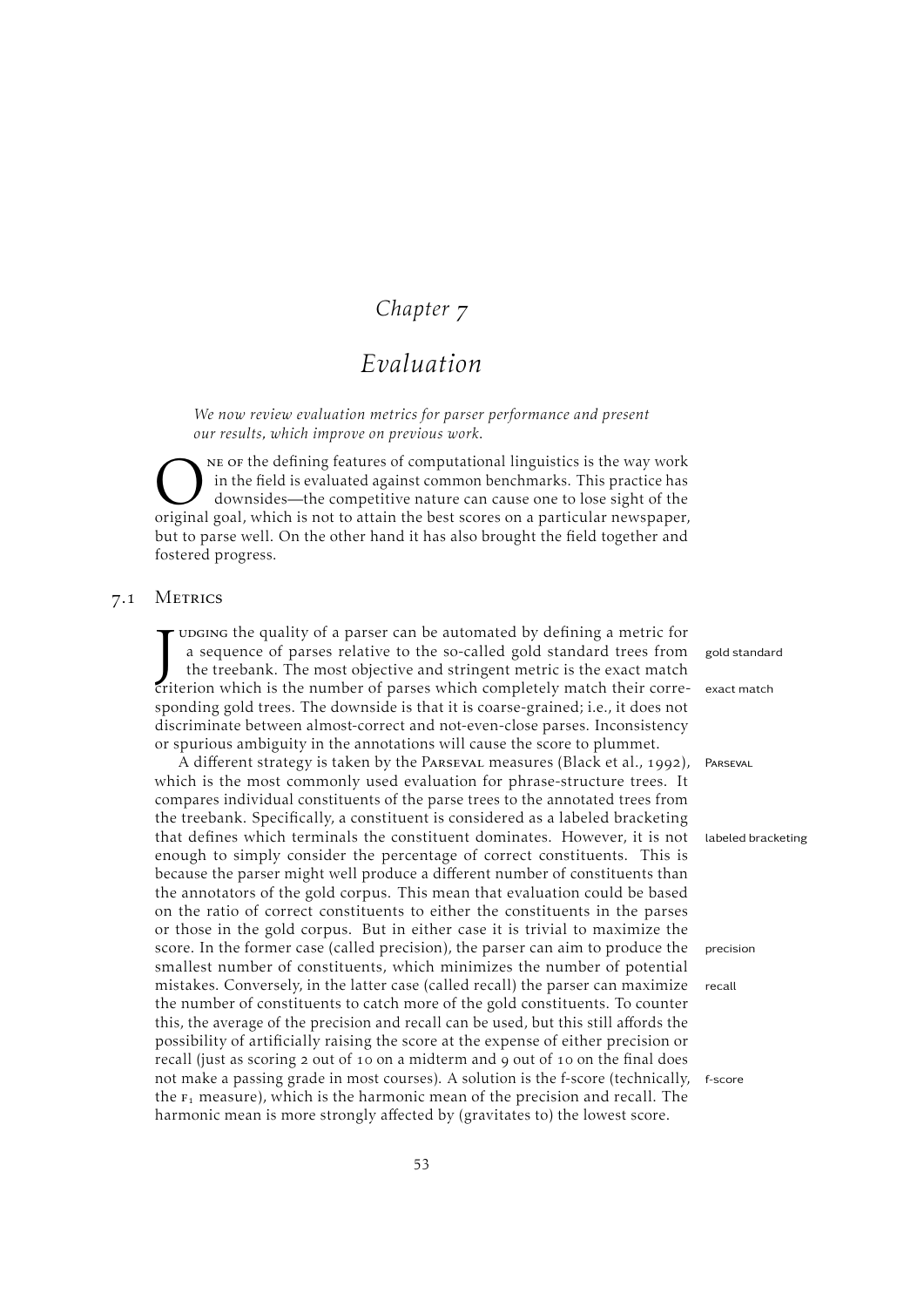# Chapter 7

# Evaluation

*We now review evaluation metrics for parser performance and present our results, which improve on previous work.*

One of the defining features of computational linguistics is the way work in the field is evaluated against common benchmarks. This practice has downsides—the competitive nature can cause one to lose sight of the original goal, which is not to attain the best scores on a particular newspaper, but to parse well. On the other hand it has also brought the field together and fostered progress.

## 7.1 Metrics

Judging the quality of a parser can be automated by defining a metric for a sequence of parses relative to the so-called gold standard trees from the treebank. The most objective and stringent metric is the exact match criterion which is the number of parses which completely match their corresponding gold trees. The downside is that it is coarse-grained; i.e., it does not discriminate between almost-correct and not-even-close parses. Inconsistency or spurious ambiguity in the annotations will cause the score to plummet.

gold standard

exact match

A different strategy is taken by the Parseval measures (Black et al., 1992), which is the most commonly used evaluation for phrase-structure trees. It compares individual constituents of the parse trees to the annotated trees from the treebank. Specifically, a constituent is considered as a labeled bracketing that defines which terminals the constituent dominates. However, it is not enough to simply consider the percentage of correct constituents. This is because the parser might well produce a different number of constituents than the annotators of the gold corpus. This mean that evaluation could be based on the ratio of correct constituents to either the constituents in the parses or those in the gold corpus. But in either case it is trivial to maximize the score. In the former case (called precision), the parser can aim to produce the smallest number of constituents, which minimizes the number of potential mistakes. Conversely, in the latter case (called recall) the parser can maximize the number of constituents to catch more of the gold constituents. To counter this, the average of the precision and recall can be used, but this still affords the possibility of artificially raising the score at the expense of either precision or recall (just as scoring 2 out of 10 on a midterm and 9 out of 10 on the final does not make a passing grade in most courses). A solution is the f-score (technically, the $F_1$ measure), which is the harmonic mean of the precision and recall. The harmonic mean is more strongly affected by (gravitates to) the lowest score.

Parseval

labeled bracketing

precision

recall

f-score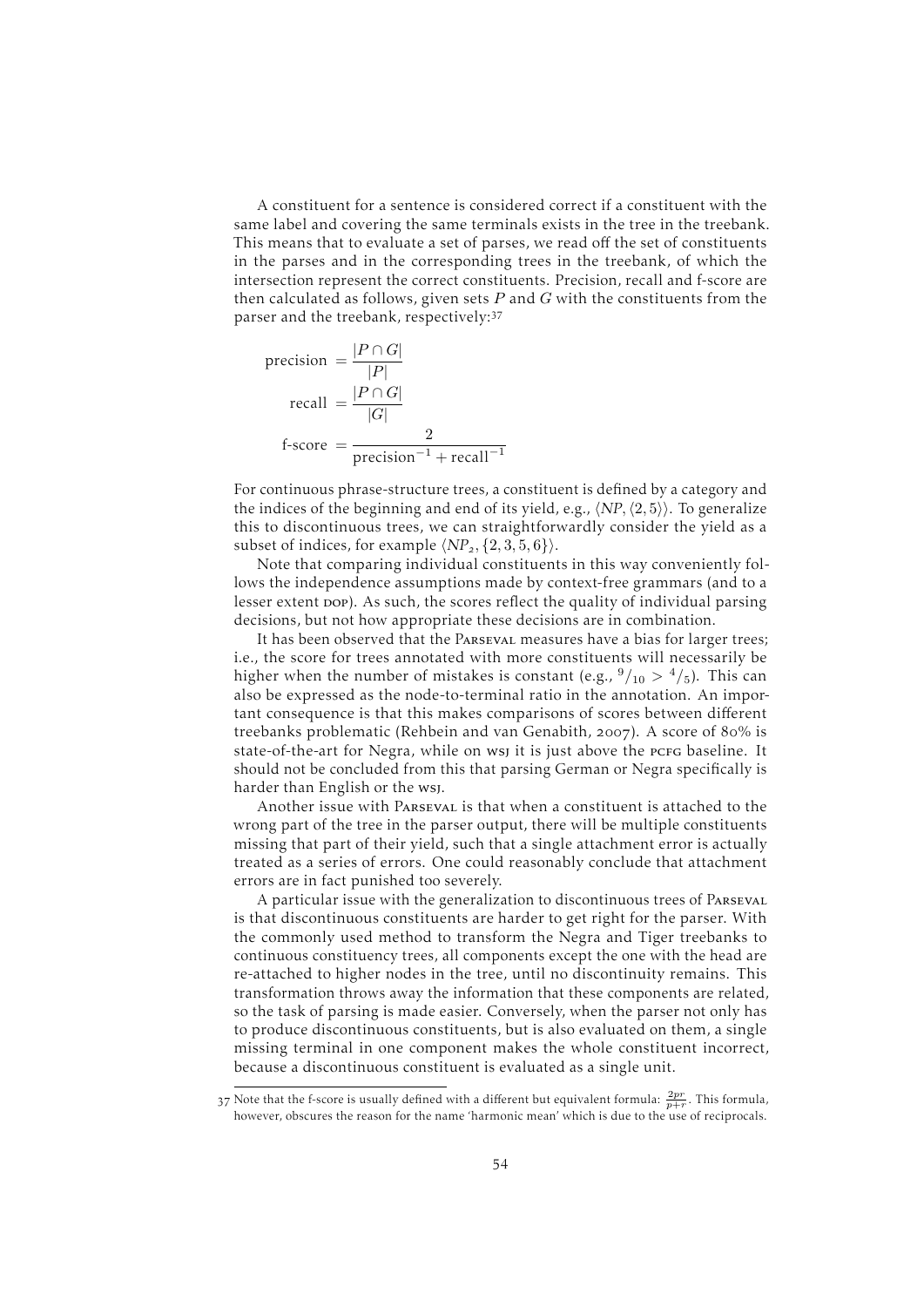A constituent for a sentence is considered correct if a constituent with the same label and covering the same terminals exists in the tree in the treebank. This means that to evaluate a set of parses, we read off the set of constituents in the parses and in the corresponding trees in the treebank, of which the intersection represent the correct constituents. Precision, recall and f-score are then calculated as follows, given sets $P$ and $G$ with the constituents from the parser and the treebank, respectively:[37]

$$
\begin{aligned}
\text{precision} &= \frac{|P \cap G|}{|P|} \\
\text{recall} &= \frac{|P \cap G|}{|G|} \\
\text{f-score} &= \frac{2}{\text{precision}^{-1} + \text{recall}^{-1}}
\end{aligned}
$$

For continuous phrase-structure trees, a constituent is defined by a category and the indices of the beginning and end of its yield, e.g., $\langle NP, \langle 2, 5 \rangle \rangle$. To generalize this to discontinuous trees, we can straightforwardly consider the yield as a subset of indices, for example $\langle NP_2, \{2, 3, 5, 6\} \rangle$.

Note that comparing individual constituents in this way conveniently follows the independence assumptions made by context-free grammars (and to a lesser extent DOP). As such, the scores reflect the quality of individual parsing decisions, but not how appropriate these decisions are in combination.

It has been observed that the PARSEVAL measures have a bias for larger trees; i.e., the score for trees annotated with more constituents will necessarily be higher when the number of mistakes is constant (e.g., $^{9}/_{10} > {}^{4}/_{5}$). This can also be expressed as the node-to-terminal ratio in the annotation. An important consequence is that this makes comparisons of scores between different treebanks problematic (Rehbein and van Genabith, 2007). A score of 80% is state-of-the-art for Negra, while on WSJ it is just above the PCFG baseline. It should not be concluded from this that parsing German or Negra specifically is harder than English or the WSJ.

Another issue with PARSEVAL is that when a constituent is attached to the wrong part of the tree in the parser output, there will be multiple constituents missing that part of their yield, such that a single attachment error is actually treated as a series of errors. One could reasonably conclude that attachment errors are in fact punished too severely.

A particular issue with the generalization to discontinuous trees of PARSEVAL is that discontinuous constituents are harder to get right for the parser. With the commonly used method to transform the Negra and Tiger treebanks to continuous constituency trees, all components except the one with the head are re-attached to higher nodes in the tree, until no discontinuity remains. This transformation throws away the information that these components are related, so the task of parsing is made easier. Conversely, when the parser not only has to produce discontinuous constituents, but is also evaluated on them, a single missing terminal in one component makes the whole constituent incorrect, because a discontinuous constituent is evaluated as a single unit.

---

37 Note that the f-score is usually defined with a different but equivalent formula: $\frac{2pr}{p+r}$. This formula, however, obscures the reason for the name 'harmonic mean' which is due to the use of reciprocals.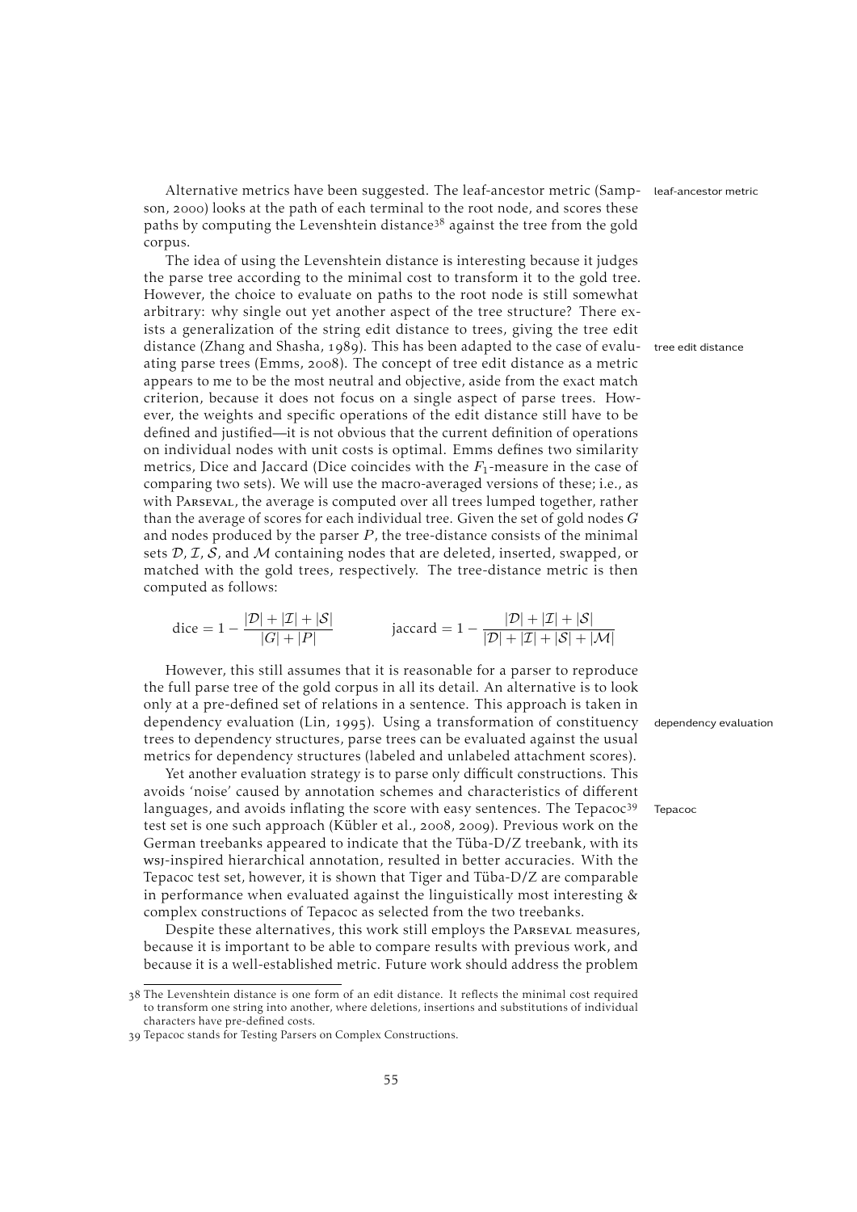Alternative metrics have been suggested. The leaf-ancestor metric (Sampson, 2000) looks at the path of each terminal to the root node, and scores these paths by computing the Levenshtein distance[38] against the tree from the gold corpus.

leaf-ancestor metric

The idea of using the Levenshtein distance is interesting because it judges the parse tree according to the minimal cost to transform it to the gold tree. However, the choice to evaluate on paths to the root node is still somewhat arbitrary: why single out yet another aspect of the tree structure? There exists a generalization of the string edit distance to trees, giving the tree edit distance (Zhang and Shasha, 1989). This has been adapted to the case of evaluating parse trees (Emms, 2008). The concept of tree edit distance as a metric appears to me to be the most neutral and objective, aside from the exact match criterion, because it does not focus on a single aspect of parse trees. However, the weights and specific operations of the edit distance still have to be defined and justified—it is not obvious that the current definition of operations on individual nodes with unit costs is optimal. Emms defines two similarity metrics, Dice and Jaccard (Dice coincides with the $F_1$-measure in the case of comparing two sets). We will use the macro-averaged versions of these; i.e., as with Parseval, the average is computed over all trees lumped together, rather than the average of scores for each individual tree. Given the set of gold nodes $G$ and nodes produced by the parser $P$, the tree-distance consists of the minimal sets $\mathcal{D}$, $\mathcal{I}$, $\mathcal{S}$, and $\mathcal{M}$ containing nodes that are deleted, inserted, swapped, or matched with the gold trees, respectively. The tree-distance metric is then computed as follows:

tree edit distance

$$\text{dice} = 1 - \frac{|\mathcal{D}| + |\mathcal{I}| + |\mathcal{S}|}{|G| + |P|} \qquad \text{jaccard} = 1 - \frac{|\mathcal{D}| + |\mathcal{I}| + |\mathcal{S}|}{|\mathcal{D}| + |\mathcal{I}| + |\mathcal{S}| + |\mathcal{M}|}$$

However, this still assumes that it is reasonable for a parser to reproduce the full parse tree of the gold corpus in all its detail. An alternative is to look only at a pre-defined set of relations in a sentence. This approach is taken in dependency evaluation (Lin, 1995). Using a transformation of constituency trees to dependency structures, parse trees can be evaluated against the usual metrics for dependency structures (labeled and unlabeled attachment scores).

dependency evaluation

Yet another evaluation strategy is to parse only difficult constructions. This avoids 'noise' caused by annotation schemes and characteristics of different languages, and avoids inflating the score with easy sentences. The Tepacoc[39] test set is one such approach (Kübler et al., 2008, 2009). Previous work on the German treebanks appeared to indicate that the Tüba-D/Z treebank, with its WSJ-inspired hierarchical annotation, resulted in better accuracies. With the Tepacoc test set, however, it is shown that Tiger and Tüba-D/Z are comparable in performance when evaluated against the linguistically most interesting & complex constructions of Tepacoc as selected from the two treebanks.

Tepacoc

Despite these alternatives, this work still employs the Parseval measures, because it is important to be able to compare results with previous work, and because it is a well-established metric. Future work should address the problem

---

38 The Levenshtein distance is one form of an edit distance. It reflects the minimal cost required to transform one string into another, where deletions, insertions and substitutions of individual characters have pre-defined costs.

39 Tepacoc stands for Testing Parsers on Complex Constructions.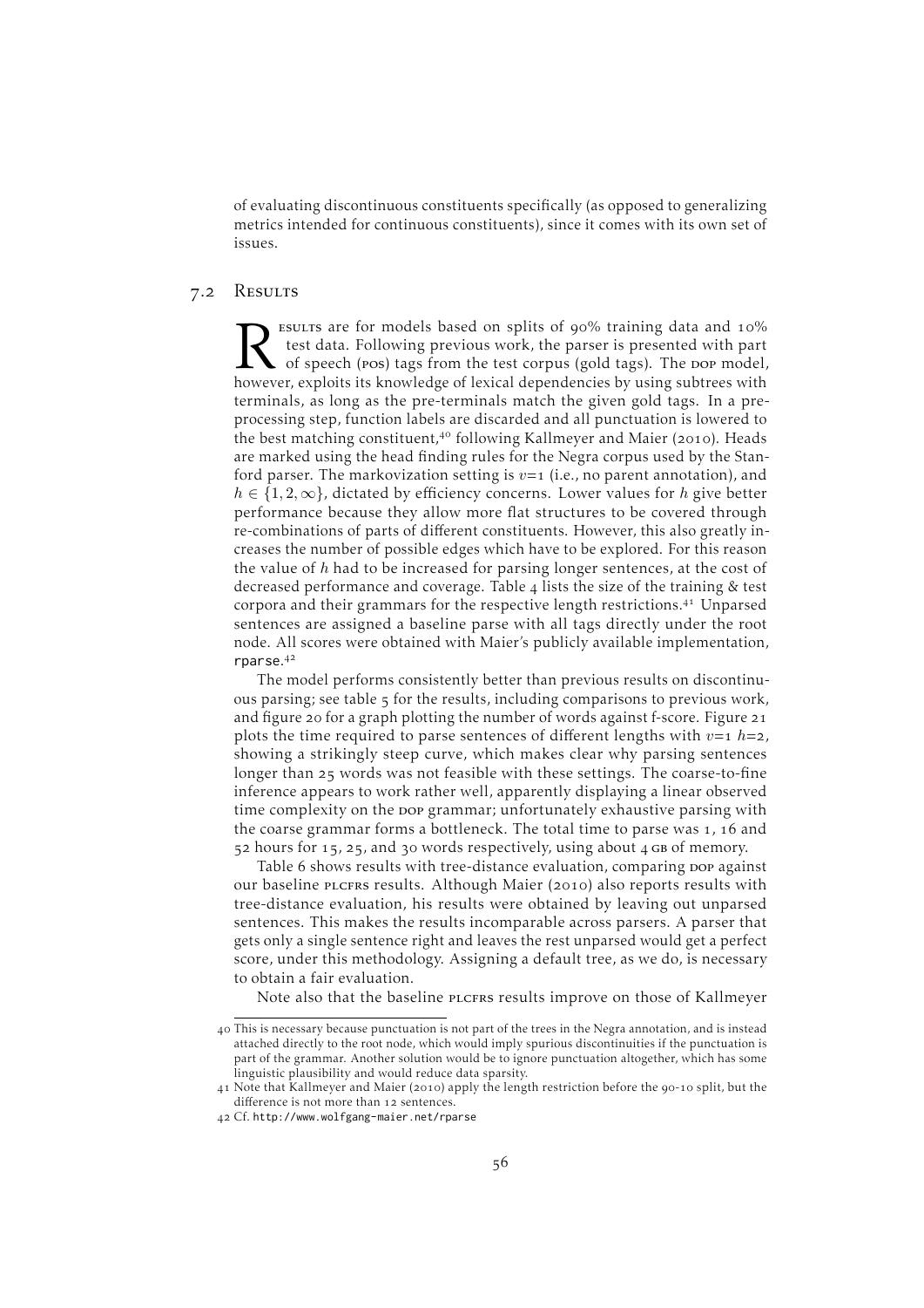of evaluating discontinuous constituents specifically (as opposed to generalizing metrics intended for continuous constituents), since it comes with its own set of issues.

## 7.2 Results

Results are for models based on splits of 90% training data and 10% test data. Following previous work, the parser is presented with part of speech (pos) tags from the test corpus (gold tags). The dop model, however, exploits its knowledge of lexical dependencies by using subtrees with terminals, as long as the pre-terminals match the given gold tags. In a pre-processing step, function labels are discarded and all punctuation is lowered to the best matching constituent,[40] following Kallmeyer and Maier (2010). Heads are marked using the head finding rules for the Negra corpus used by the Stanford parser. The markovization setting is $v$=1 (i.e., no parent annotation), and $h \in \{1, 2, \infty\}$, dictated by efficiency concerns. Lower values for $h$ give better performance because they allow more flat structures to be covered through re-combinations of parts of different constituents. However, this also greatly increases the number of possible edges which have to be explored. For this reason the value of $h$ had to be increased for parsing longer sentences, at the cost of decreased performance and coverage. Table 4 lists the size of the training & test corpora and their grammars for the respective length restrictions.[41] Unparsed sentences are assigned a baseline parse with all tags directly under the root node. All scores were obtained with Maier's publicly available implementation, rparse.[42]

The model performs consistently better than previous results on discontinuous parsing; see table 5 for the results, including comparisons to previous work, and figure 20 for a graph plotting the number of words against f-score. Figure 21 plots the time required to parse sentences of different lengths with $v$=1 $h$=2, showing a strikingly steep curve, which makes clear why parsing sentences longer than 25 words was not feasible with these settings. The coarse-to-fine inference appears to work rather well, apparently displaying a linear observed time complexity on the dop grammar; unfortunately exhaustive parsing with the coarse grammar forms a bottleneck. The total time to parse was 1, 16 and 52 hours for 15, 25, and 30 words respectively, using about 4 GB of memory.

Table 6 shows results with tree-distance evaluation, comparing dop against our baseline plcfrs results. Although Maier (2010) also reports results with tree-distance evaluation, his results were obtained by leaving out unparsed sentences. This makes the results incomparable across parsers. A parser that gets only a single sentence right and leaves the rest unparsed would get a perfect score, under this methodology. Assigning a default tree, as we do, is necessary to obtain a fair evaluation.

Note also that the baseline plcfrs results improve on those of Kallmeyer

---

[40] This is necessary because punctuation is not part of the trees in the Negra annotation, and is instead attached directly to the root node, which would imply spurious discontinuities if the punctuation is part of the grammar. Another solution would be to ignore punctuation altogether, which has some linguistic plausibility and would reduce data sparsity.

[41] Note that Kallmeyer and Maier (2010) apply the length restriction before the 90-10 split, but the difference is not more than 12 sentences.

[42] Cf. http://www.wolfgang-maier.net/rparse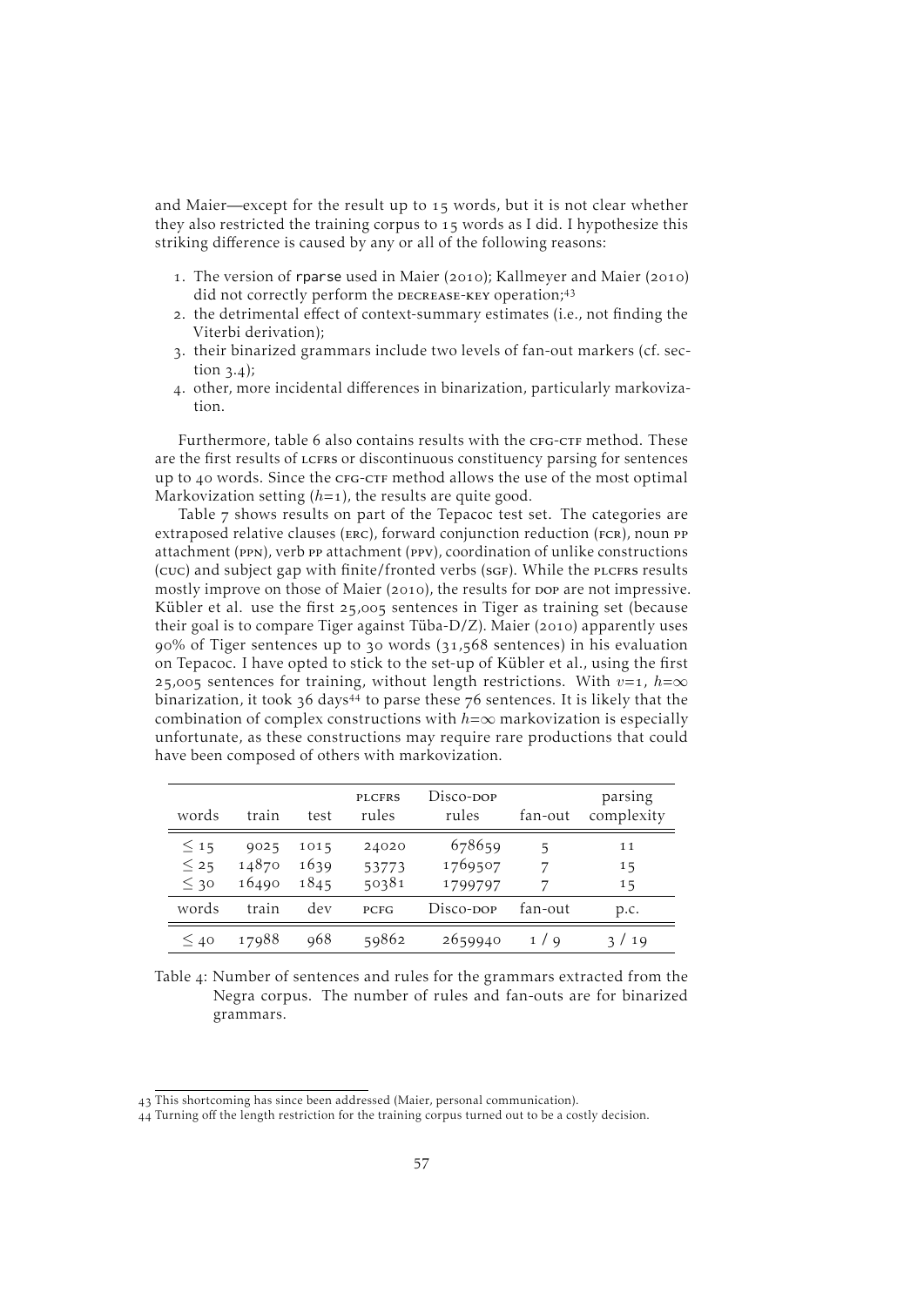and Maier—except for the result up to 15 words, but it is not clear whether they also restricted the training corpus to 15 words as I did. I hypothesize this striking difference is caused by any or all of the following reasons:

1. The version of rparse used in Maier (2010); Kallmeyer and Maier (2010) did not correctly perform the DECREASE-KEY operation;[43]
2. the detrimental effect of context-summary estimates (i.e., not finding the Viterbi derivation);
3. their binarized grammars include two levels of fan-out markers (cf. section 3.4);
4. other, more incidental differences in binarization, particularly markovization.

Furthermore, table 6 also contains results with the CFG-CTF method. These are the first results of LCFRS or discontinuous constituency parsing for sentences up to 40 words. Since the CFG-CTF method allows the use of the most optimal Markovization setting ($h$=1), the results are quite good.

Table 7 shows results on part of the Tepacoc test set. The categories are extraposed relative clauses (ERC), forward conjunction reduction (FCR), noun PP attachment (PPN), verb PP attachment (PPV), coordination of unlike constructions (CUC) and subject gap with finite/fronted verbs (SGF). While the PLCFRS results mostly improve on those of Maier (2010), the results for DOP are not impressive. Kübler et al. use the first 25,005 sentences in Tiger as training set (because their goal is to compare Tiger against Tüba-D/Z). Maier (2010) apparently uses 90% of Tiger sentences up to 30 words (31,568 sentences) in his evaluation on Tepacoc. I have opted to stick to the set-up of Kübler et al., using the first 25,005 sentences for training, without length restrictions. With $v$=1, $h$=$\infty$ binarization, it took 36 days[44] to parse these 76 sentences. It is likely that the combination of complex constructions with $h$=$\infty$ markovization is especially unfortunate, as these constructions may require rare productions that could have been composed of others with markovization.

| words | train | test | PLCFRS rules | Disco-DOP rules | fan-out | parsing complexity |
|---|---|---|---|---|---|---|
| ≤ 15 | 9025 | 1015 | 24020 | 678659 | 5 | 11 |
| ≤ 25 | 14870 | 1639 | 53773 | 1769507 | 7 | 15 |
| ≤ 30 | 16490 | 1845 | 50381 | 1799797 | 7 | 15 |
| words | train | dev | PCFG | Disco-DOP | fan-out | p.c. |
| ≤ 40 | 17988 | 968 | 59862 | 2659940 | 1 / 9 | 3 / 19 |

Table 4: Number of sentences and rules for the grammars extracted from the Negra corpus. The number of rules and fan-outs are for binarized grammars.

[43] This shortcoming has since been addressed (Maier, personal communication).

[44] Turning off the length restriction for the training corpus turned out to be a costly decision.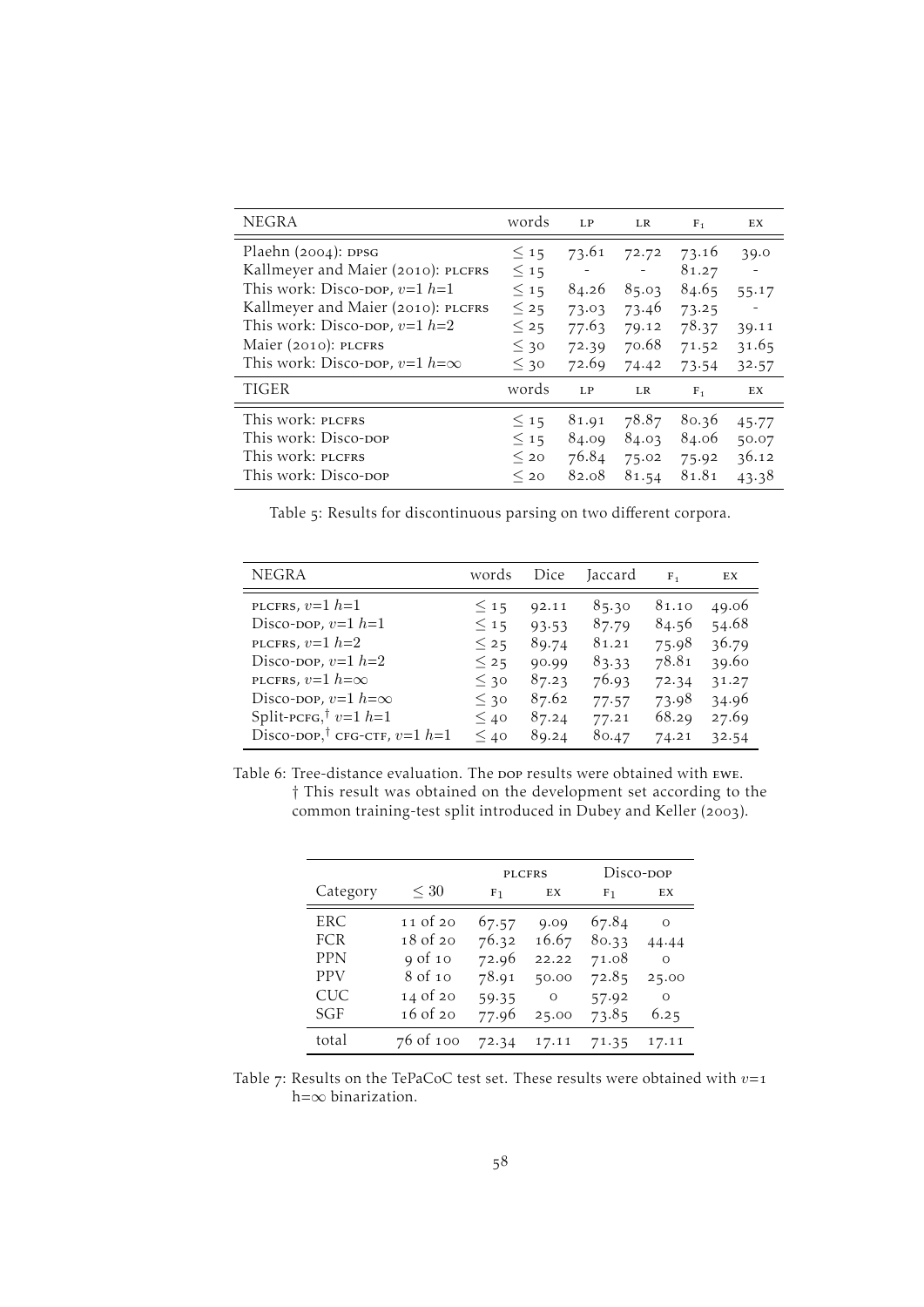| NEGRA | words | LP | LR | F[1] | EX |
|---|---|---|---|---|---|
| Plaehn (2004): DPSG | $\leq 15$ | 73.61 | 72.72 | 73.16 | 39.0 |
| Kallmeyer and Maier (2010): PLCFRS | $\leq 15$ | - | - | 81.27 | - |
| This work: Disco-DOP, $v$=1 $h$=1 | $\leq 15$ | 84.26 | 85.03 | 84.65 | 55.17 |
| Kallmeyer and Maier (2010): PLCFRS | $\leq 25$ | 73.03 | 73.46 | 73.25 | - |
| This work: Disco-DOP, $v$=1 $h$=2 | $\leq 25$ | 77.63 | 79.12 | 78.37 | 39.11 |
| Maier (2010): PLCFRS | $\leq 30$ | 72.39 | 70.68 | 71.52 | 31.65 |
| This work: Disco-DOP, $v$=1 $h$=$\infty$ | $\leq 30$ | 72.69 | 74.42 | 73.54 | 32.57 |
| **TIGER** | **words** | **LP** | **LR** | **F[1]** | **EX** |
| This work: PLCFRS | $\leq 15$ | 81.91 | 78.87 | 80.36 | 45.77 |
| This work: Disco-DOP | $\leq 15$ | 84.09 | 84.03 | 84.06 | 50.07 |
| This work: PLCFRS | $\leq 20$ | 76.84 | 75.02 | 75.92 | 36.12 |
| This work: Disco-DOP | $\leq 20$ | 82.08 | 81.54 | 81.81 | 43.38 |

Table 5: Results for discontinuous parsing on two different corpora.

| NEGRA | words | Dice | Jaccard | F[1] | EX |
|---|---|---|---|---|---|
| PLCFRS, $v$=1 $h$=1 | $\leq 15$ | 92.11 | 85.30 | 81.10 | 49.06 |
| Disco-DOP, $v$=1 $h$=1 | $\leq 15$ | 93.53 | 87.79 | 84.56 | 54.68 |
| PLCFRS, $v$=1 $h$=2 | $\leq 25$ | 89.74 | 81.21 | 75.98 | 36.79 |
| Disco-DOP, $v$=1 $h$=2 | $\leq 25$ | 90.99 | 83.33 | 78.81 | 39.60 |
| PLCFRS, $v$=1 $h$=$\infty$ | $\leq 30$ | 87.23 | 76.93 | 72.34 | 31.27 |
| Disco-DOP, $v$=1 $h$=$\infty$ | $\leq 30$ | 87.62 | 77.57 | 73.98 | 34.96 |
| Split-PCFG,† $v$=1 $h$=1 | $\leq 40$ | 87.24 | 77.21 | 68.29 | 27.69 |
| Disco-DOP,† CFG-CTF, $v$=1 $h$=1 | $\leq 40$ | 89.24 | 80.47 | 74.21 | 32.54 |

Table 6: Tree-distance evaluation. The DOP results were obtained with EWE.
† This result was obtained on the development set according to the common training-test split introduced in Dubey and Keller (2003).

| | | PLCFRS | | Disco-DOP | |
|---|---|---|---|---|---|
| Category | $\leq 30$ | F[1] | EX | F[1] | EX |
| ERC | 11 of 20 | 67.57 | 9.09 | 67.84 | 0 |
| FCR | 18 of 20 | 76.32 | 16.67 | 80.33 | 44.44 |
| PPN | 9 of 10 | 72.96 | 22.22 | 71.08 | 0 |
| PPV | 8 of 10 | 78.91 | 50.00 | 72.85 | 25.00 |
| CUC | 14 of 20 | 59.35 | 0 | 57.92 | 0 |
| SGF | 16 of 20 | 77.96 | 25.00 | 73.85 | 6.25 |
| total | 76 of 100 | 72.34 | 17.11 | 71.35 | 17.11 |

Table 7: Results on the TePaCoC test set. These results were obtained with $v$=1 h=$\infty$ binarization.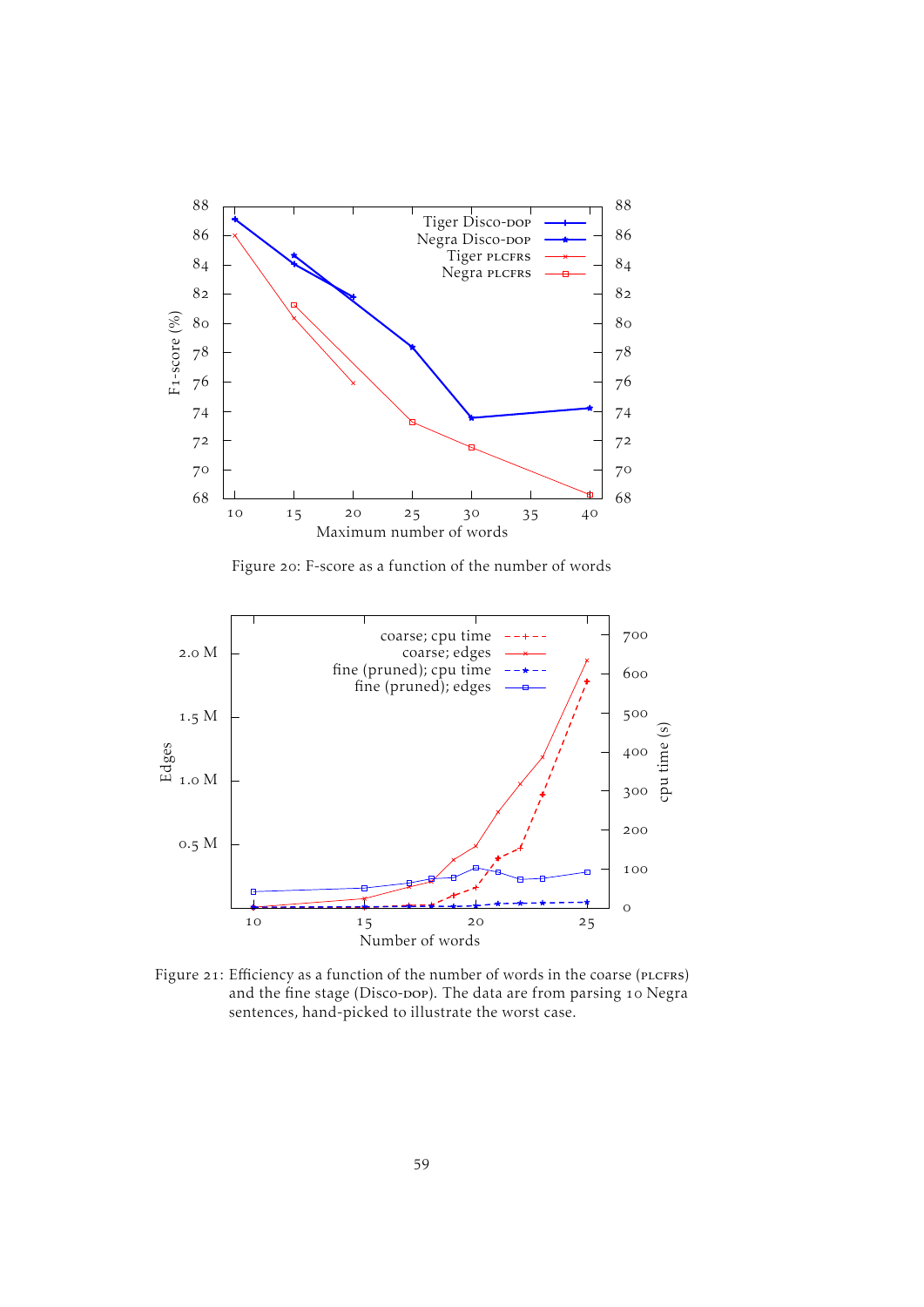Figure 20: F-score as a function of the number of words

Figure 21: Efficiency as a function of the number of words in the coarse (PLCFRS) and the fine stage (Disco-DOP). The data are from parsing 10 Negra sentences, hand-picked to illustrate the worst case.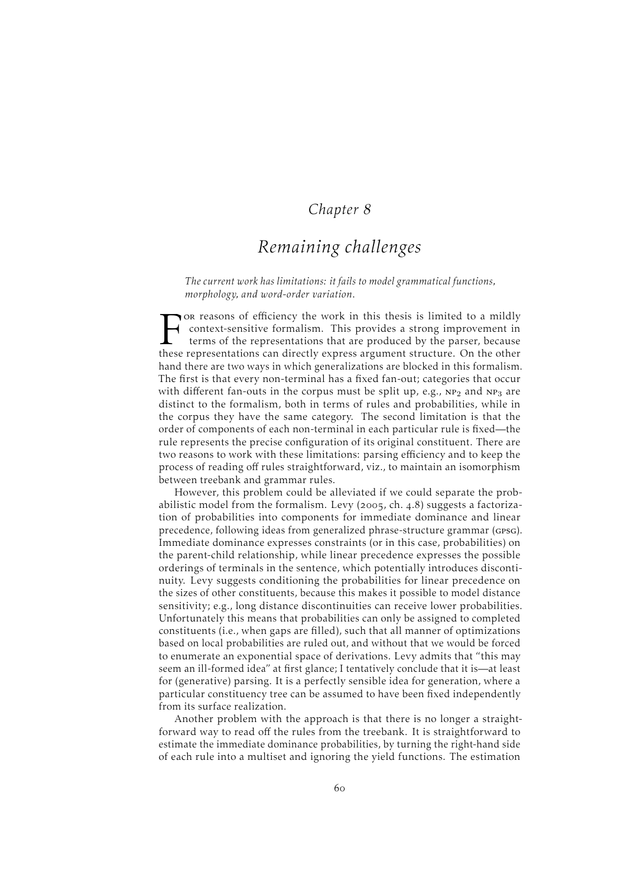# Chapter 8

# Remaining challenges

*The current work has limitations: it fails to model grammatical functions, morphology, and word-order variation.*

For reasons of efficiency the work in this thesis is limited to a mildly context-sensitive formalism. This provides a strong improvement in terms of the representations that are produced by the parser, because these representations can directly express argument structure. On the other hand there are two ways in which generalizations are blocked in this formalism. The first is that every non-terminal has a fixed fan-out; categories that occur with different fan-outs in the corpus must be split up, e.g., $\text{NP}_2$ and $\text{NP}_3$ are distinct to the formalism, both in terms of rules and probabilities, while in the corpus they have the same category. The second limitation is that the order of components of each non-terminal in each particular rule is fixed—the rule represents the precise configuration of its original constituent. There are two reasons to work with these limitations: parsing efficiency and to keep the process of reading off rules straightforward, viz., to maintain an isomorphism between treebank and grammar rules.

However, this problem could be alleviated if we could separate the probabilistic model from the formalism. Levy (2005, ch. 4.8) suggests a factorization of probabilities into components for immediate dominance and linear precedence, following ideas from generalized phrase-structure grammar (GPSG). Immediate dominance expresses constraints (or in this case, probabilities) on the parent-child relationship, while linear precedence expresses the possible orderings of terminals in the sentence, which potentially introduces discontinuity. Levy suggests conditioning the probabilities for linear precedence on the sizes of other constituents, because this makes it possible to model distance sensitivity; e.g., long distance discontinuities can receive lower probabilities. Unfortunately this means that probabilities can only be assigned to completed constituents (i.e., when gaps are filled), such that all manner of optimizations based on local probabilities are ruled out, and without that we would be forced to enumerate an exponential space of derivations. Levy admits that "this may seem an ill-formed idea" at first glance; I tentatively conclude that it is—at least for (generative) parsing. It is a perfectly sensible idea for generation, where a particular constituency tree can be assumed to have been fixed independently from its surface realization.

Another problem with the approach is that there is no longer a straightforward way to read off the rules from the treebank. It is straightforward to estimate the immediate dominance probabilities, by turning the right-hand side of each rule into a multiset and ignoring the yield functions. The estimation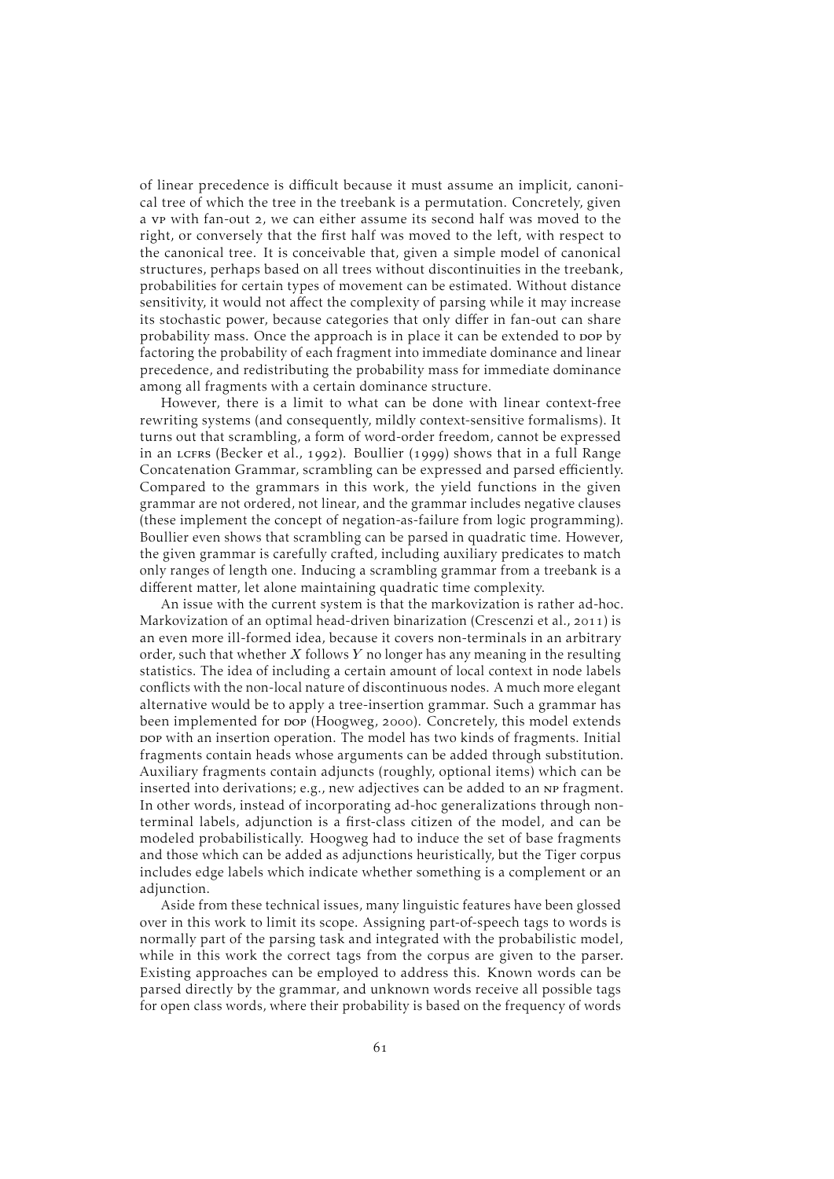of linear precedence is difficult because it must assume an implicit, canonical tree of which the tree in the treebank is a permutation. Concretely, given a VP with fan-out 2, we can either assume its second half was moved to the right, or conversely that the first half was moved to the left, with respect to the canonical tree. It is conceivable that, given a simple model of canonical structures, perhaps based on all trees without discontinuities in the treebank, probabilities for certain types of movement can be estimated. Without distance sensitivity, it would not affect the complexity of parsing while it may increase its stochastic power, because categories that only differ in fan-out can share probability mass. Once the approach is in place it can be extended to DOP by factoring the probability of each fragment into immediate dominance and linear precedence, and redistributing the probability mass for immediate dominance among all fragments with a certain dominance structure.

However, there is a limit to what can be done with linear context-free rewriting systems (and consequently, mildly context-sensitive formalisms). It turns out that scrambling, a form of word-order freedom, cannot be expressed in an LCFRS (Becker et al., 1992). Boullier (1999) shows that in a full Range Concatenation Grammar, scrambling can be expressed and parsed efficiently. Compared to the grammars in this work, the yield functions in the given grammar are not ordered, not linear, and the grammar includes negative clauses (these implement the concept of negation-as-failure from logic programming). Boullier even shows that scrambling can be parsed in quadratic time. However, the given grammar is carefully crafted, including auxiliary predicates to match only ranges of length one. Inducing a scrambling grammar from a treebank is a different matter, let alone maintaining quadratic time complexity.

An issue with the current system is that the markovization is rather ad-hoc. Markovization of an optimal head-driven binarization (Crescenzi et al., 2011) is an even more ill-formed idea, because it covers non-terminals in an arbitrary order, such that whether $X$ follows $Y$ no longer has any meaning in the resulting statistics. The idea of including a certain amount of local context in node labels conflicts with the non-local nature of discontinuous nodes. A much more elegant alternative would be to apply a tree-insertion grammar. Such a grammar has been implemented for DOP (Hoogweg, 2000). Concretely, this model extends DOP with an insertion operation. The model has two kinds of fragments. Initial fragments contain heads whose arguments can be added through substitution. Auxiliary fragments contain adjuncts (roughly, optional items) which can be inserted into derivations; e.g., new adjectives can be added to an NP fragment. In other words, instead of incorporating ad-hoc generalizations through nonterminal labels, adjunction is a first-class citizen of the model, and can be modeled probabilistically. Hoogweg had to induce the set of base fragments and those which can be added as adjunctions heuristically, but the Tiger corpus includes edge labels which indicate whether something is a complement or an adjunction.

Aside from these technical issues, many linguistic features have been glossed over in this work to limit its scope. Assigning part-of-speech tags to words is normally part of the parsing task and integrated with the probabilistic model, while in this work the correct tags from the corpus are given to the parser. Existing approaches can be employed to address this. Known words can be parsed directly by the grammar, and unknown words receive all possible tags for open class words, where their probability is based on the frequency of words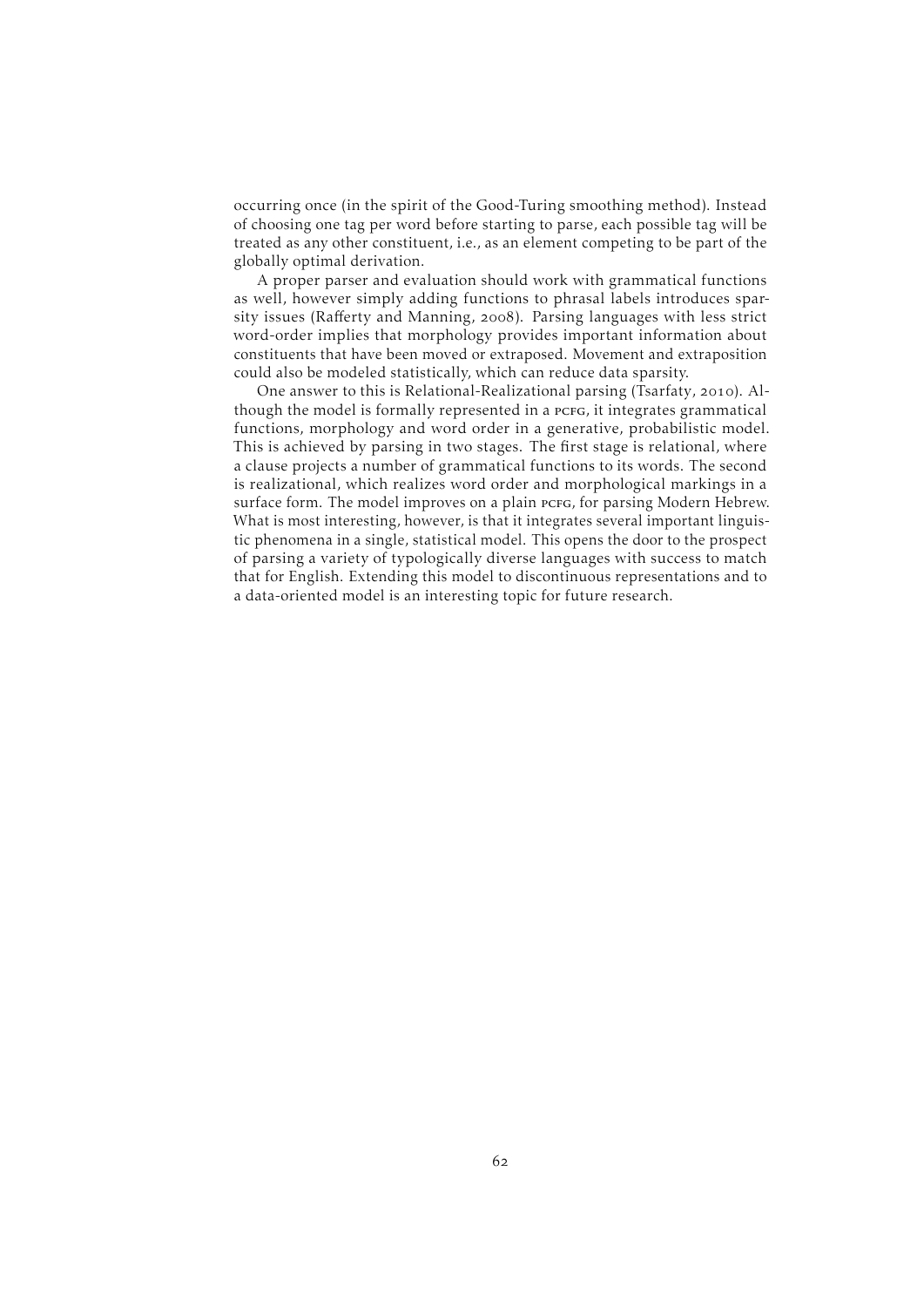occurring once (in the spirit of the Good-Turing smoothing method). Instead of choosing one tag per word before starting to parse, each possible tag will be treated as any other constituent, i.e., as an element competing to be part of the globally optimal derivation.

A proper parser and evaluation should work with grammatical functions as well, however simply adding functions to phrasal labels introduces sparsity issues (Rafferty and Manning, 2008). Parsing languages with less strict word-order implies that morphology provides important information about constituents that have been moved or extraposed. Movement and extraposition could also be modeled statistically, which can reduce data sparsity.

One answer to this is Relational-Realizational parsing (Tsarfaty, 2010). Although the model is formally represented in a PCFG, it integrates grammatical functions, morphology and word order in a generative, probabilistic model. This is achieved by parsing in two stages. The first stage is relational, where a clause projects a number of grammatical functions to its words. The second is realizational, which realizes word order and morphological markings in a surface form. The model improves on a plain PCFG, for parsing Modern Hebrew. What is most interesting, however, is that it integrates several important linguistic phenomena in a single, statistical model. This opens the door to the prospect of parsing a variety of typologically diverse languages with success to match that for English. Extending this model to discontinuous representations and to a data-oriented model is an interesting topic for future research.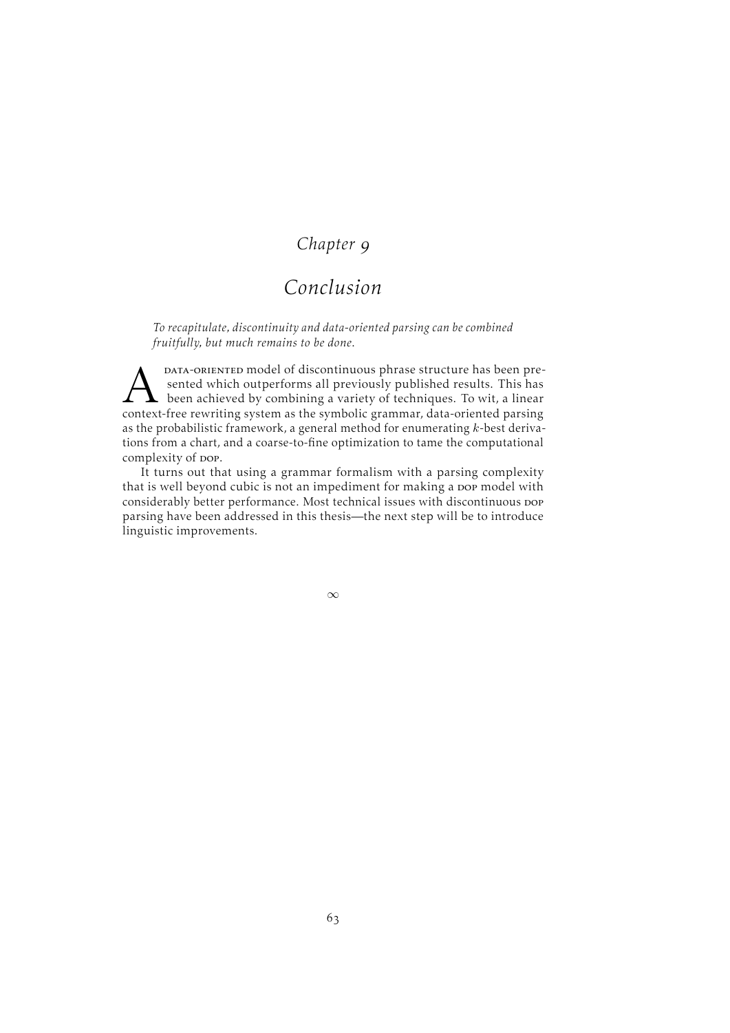# Chapter 9

# Conclusion

*To recapitulate, discontinuity and data-oriented parsing can be combined fruitfully, but much remains to be done.*

A DATA-ORIENTED model of discontinuous phrase structure has been presented which outperforms all previously published results. This has been achieved by combining a variety of techniques. To wit, a linear context-free rewriting system as the symbolic grammar, data-oriented parsing as the probabilistic framework, a general method for enumerating $k$-best derivations from a chart, and a coarse-to-fine optimization to tame the computational complexity of DOP.

It turns out that using a grammar formalism with a parsing complexity that is well beyond cubic is not an impediment for making a DOP model with considerably better performance. Most technical issues with discontinuous DOP parsing have been addressed in this thesis—the next step will be to introduce linguistic improvements.

$\infty$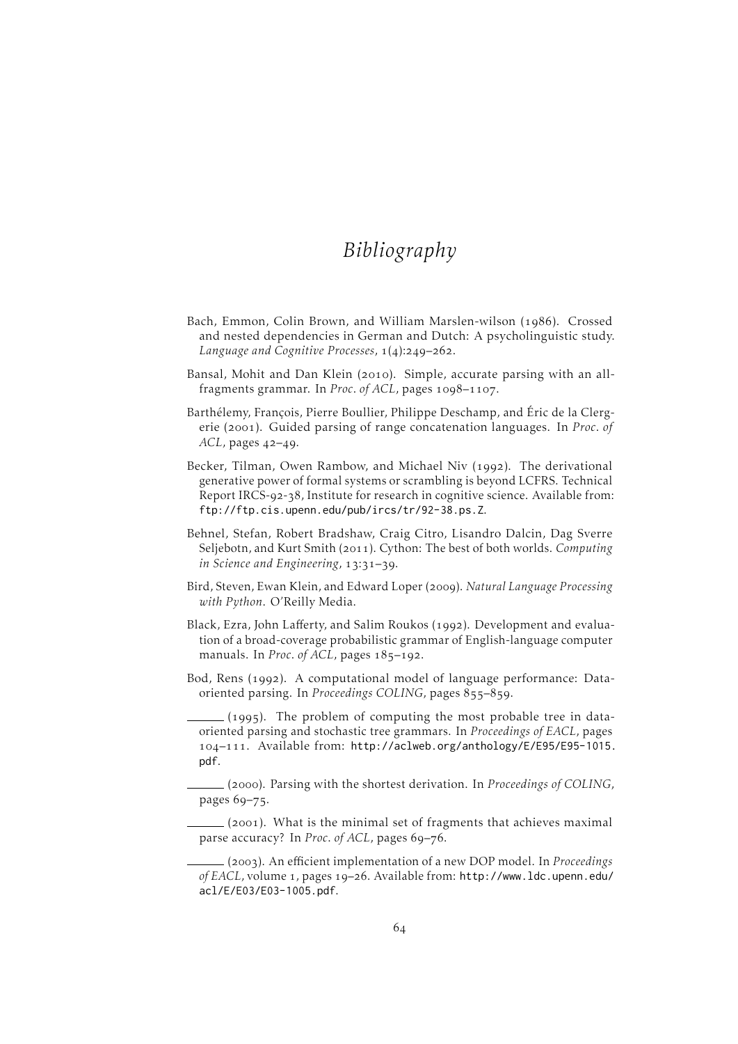# *Bibliography*

Bach, Emmon, Colin Brown, and William Marslen-wilson (1986). Crossed and nested dependencies in German and Dutch: A psycholinguistic study. *Language and Cognitive Processes*, 1(4):249–262.

Bansal, Mohit and Dan Klein (2010). Simple, accurate parsing with an all-fragments grammar. In *Proc. of ACL*, pages 1098–1107.

Barthélemy, François, Pierre Boullier, Philippe Deschamp, and Éric de la Clergerie (2001). Guided parsing of range concatenation languages. In *Proc. of ACL*, pages 42–49.

Becker, Tilman, Owen Rambow, and Michael Niv (1992). The derivational generative power of formal systems or scrambling is beyond LCFRS. Technical Report IRCS-92-38, Institute for research in cognitive science. Available from: ftp://ftp.cis.upenn.edu/pub/ircs/tr/92-38.ps.Z.

Behnel, Stefan, Robert Bradshaw, Craig Citro, Lisandro Dalcin, Dag Sverre Seljebotn, and Kurt Smith (2011). Cython: The best of both worlds. *Computing in Science and Engineering*, 13:31–39.

Bird, Steven, Ewan Klein, and Edward Loper (2009). *Natural Language Processing with Python*. O'Reilly Media.

Black, Ezra, John Lafferty, and Salim Roukos (1992). Development and evaluation of a broad-coverage probabilistic grammar of English-language computer manuals. In *Proc. of ACL*, pages 185–192.

Bod, Rens (1992). A computational model of language performance: Data-oriented parsing. In *Proceedings COLING*, pages 855–859.

——— (1995). The problem of computing the most probable tree in data-oriented parsing and stochastic tree grammars. In *Proceedings of EACL*, pages 104–111. Available from: http://aclweb.org/anthology/E/E95/E95-1015.pdf.

——— (2000). Parsing with the shortest derivation. In *Proceedings of COLING*, pages 69–75.

——— (2001). What is the minimal set of fragments that achieves maximal parse accuracy? In *Proc. of ACL*, pages 69–76.

——— (2003). An efficient implementation of a new DOP model. In *Proceedings of EACL*, volume 1, pages 19–26. Available from: http://www.ldc.upenn.edu/acl/E/E03/E03-1005.pdf.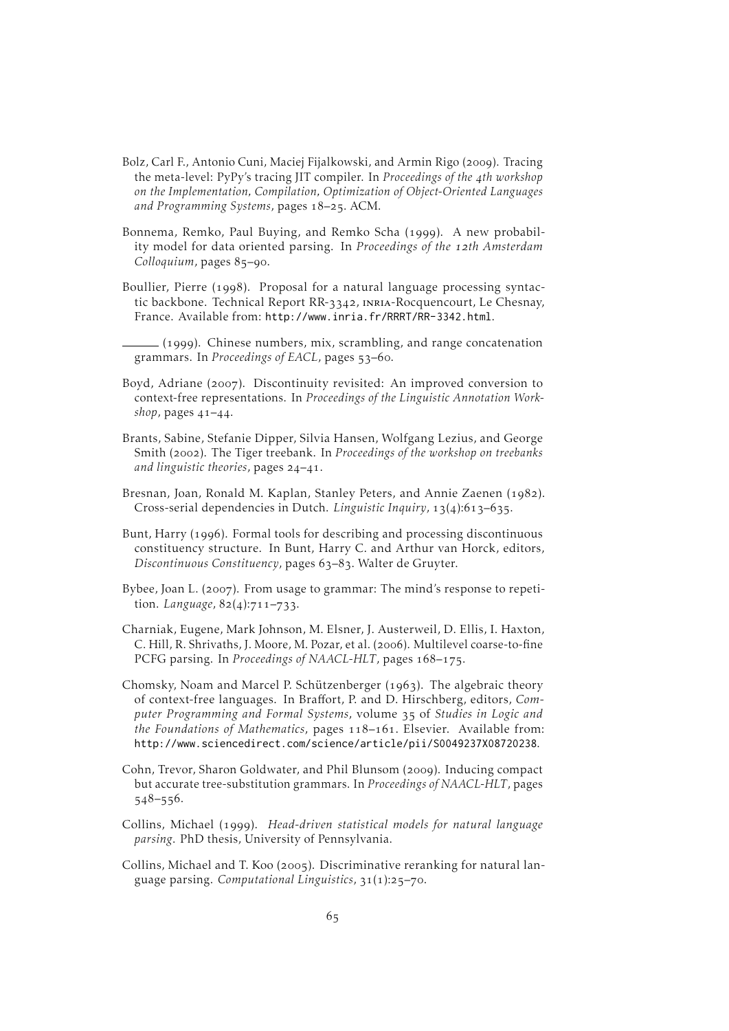Bolz, Carl F., Antonio Cuni, Maciej Fijalkowski, and Armin Rigo (2009). Tracing the meta-level: PyPy's tracing JIT compiler. In *Proceedings of the 4th workshop on the Implementation, Compilation, Optimization of Object-Oriented Languages and Programming Systems*, pages 18–25. ACM.

Bonnema, Remko, Paul Buying, and Remko Scha (1999). A new probability model for data oriented parsing. In *Proceedings of the 12th Amsterdam Colloquium*, pages 85–90.

Boullier, Pierre (1998). Proposal for a natural language processing syntactic backbone. Technical Report RR-3342, INRIA-Rocquencourt, Le Chesnay, France. Available from: http://www.inria.fr/RRRT/RR-3342.html.

——— (1999). Chinese numbers, mix, scrambling, and range concatenation grammars. In *Proceedings of EACL*, pages 53–60.

Boyd, Adriane (2007). Discontinuity revisited: An improved conversion to context-free representations. In *Proceedings of the Linguistic Annotation Workshop*, pages 41–44.

Brants, Sabine, Stefanie Dipper, Silvia Hansen, Wolfgang Lezius, and George Smith (2002). The Tiger treebank. In *Proceedings of the workshop on treebanks and linguistic theories*, pages 24–41.

Bresnan, Joan, Ronald M. Kaplan, Stanley Peters, and Annie Zaenen (1982). Cross-serial dependencies in Dutch. *Linguistic Inquiry*, 13(4):613–635.

Bunt, Harry (1996). Formal tools for describing and processing discontinuous constituency structure. In Bunt, Harry C. and Arthur van Horck, editors, *Discontinuous Constituency*, pages 63–83. Walter de Gruyter.

Bybee, Joan L. (2007). From usage to grammar: The mind's response to repetition. *Language*, 82(4):711–733.

Charniak, Eugene, Mark Johnson, M. Elsner, J. Austerweil, D. Ellis, I. Haxton, C. Hill, R. Shrivaths, J. Moore, M. Pozar, et al. (2006). Multilevel coarse-to-fine PCFG parsing. In *Proceedings of NAACL-HLT*, pages 168–175.

Chomsky, Noam and Marcel P. Schützenberger (1963). The algebraic theory of context-free languages. In Braffort, P. and D. Hirschberg, editors, *Computer Programming and Formal Systems*, volume 35 of *Studies in Logic and the Foundations of Mathematics*, pages 118–161. Elsevier. Available from: http://www.sciencedirect.com/science/article/pii/S0049237X08720238.

Cohn, Trevor, Sharon Goldwater, and Phil Blunsom (2009). Inducing compact but accurate tree-substitution grammars. In *Proceedings of NAACL-HLT*, pages 548–556.

Collins, Michael (1999). *Head-driven statistical models for natural language parsing*. PhD thesis, University of Pennsylvania.

Collins, Michael and T. Koo (2005). Discriminative reranking for natural language parsing. *Computational Linguistics*, 31(1):25–70.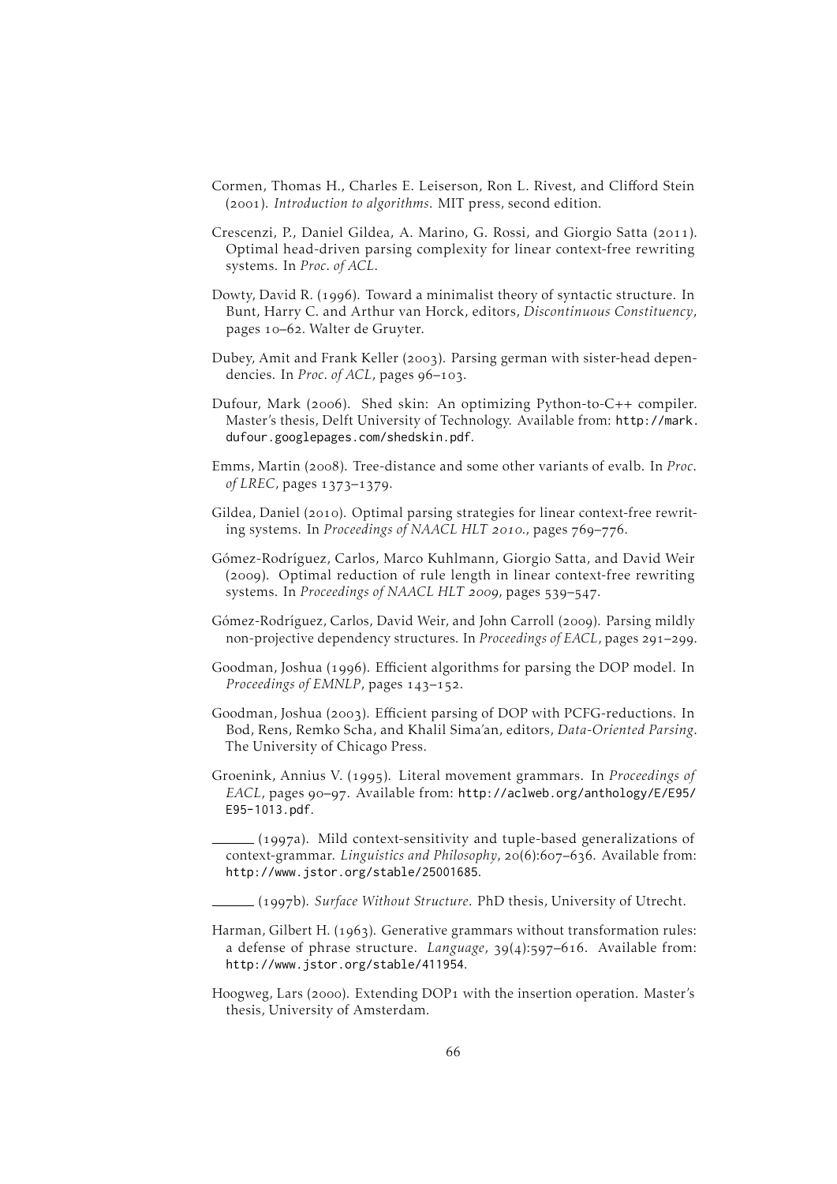Cormen, Thomas H., Charles E. Leiserson, Ron L. Rivest, and Clifford Stein (2001). *Introduction to algorithms*. MIT press, second edition.

Crescenzi, P., Daniel Gildea, A. Marino, G. Rossi, and Giorgio Satta (2011). Optimal head-driven parsing complexity for linear context-free rewriting systems. In *Proc. of ACL*.

Dowty, David R. (1996). Toward a minimalist theory of syntactic structure. In Bunt, Harry C. and Arthur van Horck, editors, *Discontinuous Constituency*, pages 10–62. Walter de Gruyter.

Dubey, Amit and Frank Keller (2003). Parsing german with sister-head dependencies. In *Proc. of ACL*, pages 96–103.

Dufour, Mark (2006). Shed skin: An optimizing Python-to-C++ compiler. Master's thesis, Delft University of Technology. Available from: http://mark.dufour.googlepages.com/shedskin.pdf.

Emms, Martin (2008). Tree-distance and some other variants of evalb. In *Proc. of LREC*, pages 1373–1379.

Gildea, Daniel (2010). Optimal parsing strategies for linear context-free rewriting systems. In *Proceedings of NAACL HLT 2010.*, pages 769–776.

Gómez-Rodríguez, Carlos, Marco Kuhlmann, Giorgio Satta, and David Weir (2009). Optimal reduction of rule length in linear context-free rewriting systems. In *Proceedings of NAACL HLT 2009*, pages 539–547.

Gómez-Rodríguez, Carlos, David Weir, and John Carroll (2009). Parsing mildly non-projective dependency structures. In *Proceedings of EACL*, pages 291–299.

Goodman, Joshua (1996). Efficient algorithms for parsing the DOP model. In *Proceedings of EMNLP*, pages 143–152.

Goodman, Joshua (2003). Efficient parsing of DOP with PCFG-reductions. In Bod, Rens, Remko Scha, and Khalil Sima'an, editors, *Data-Oriented Parsing*. The University of Chicago Press.

Groenink, Annius V. (1995). Literal movement grammars. In *Proceedings of EACL*, pages 90–97. Available from: http://aclweb.org/anthology/E/E95/E95-1013.pdf.

——— (1997a). Mild context-sensitivity and tuple-based generalizations of context-grammar. *Linguistics and Philosophy*, 20(6):607–636. Available from: http://www.jstor.org/stable/25001685.

——— (1997b). *Surface Without Structure*. PhD thesis, University of Utrecht.

Harman, Gilbert H. (1963). Generative grammars without transformation rules: a defense of phrase structure. *Language*, 39(4):597–616. Available from: http://www.jstor.org/stable/411954.

Hoogweg, Lars (2000). Extending DOP1 with the insertion operation. Master's thesis, University of Amsterdam.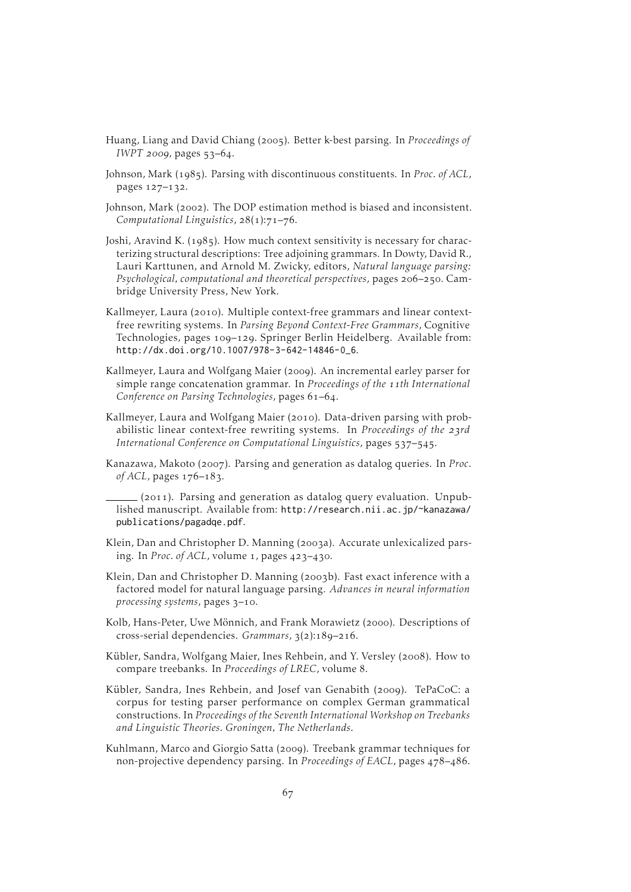Huang, Liang and David Chiang (2005). Better k-best parsing. In *Proceedings of IWPT 2009*, pages 53–64.

Johnson, Mark (1985). Parsing with discontinuous constituents. In *Proc. of ACL*, pages 127–132.

Johnson, Mark (2002). The DOP estimation method is biased and inconsistent. *Computational Linguistics*, 28(1):71–76.

Joshi, Aravind K. (1985). How much context sensitivity is necessary for characterizing structural descriptions: Tree adjoining grammars. In Dowty, David R., Lauri Karttunen, and Arnold M. Zwicky, editors, *Natural language parsing: Psychological, computational and theoretical perspectives*, pages 206–250. Cambridge University Press, New York.

Kallmeyer, Laura (2010). Multiple context-free grammars and linear context-free rewriting systems. In *Parsing Beyond Context-Free Grammars*, Cognitive Technologies, pages 109–129. Springer Berlin Heidelberg. Available from: http://dx.doi.org/10.1007/978-3-642-14846-0_6.

Kallmeyer, Laura and Wolfgang Maier (2009). An incremental earley parser for simple range concatenation grammar. In *Proceedings of the 11th International Conference on Parsing Technologies*, pages 61–64.

Kallmeyer, Laura and Wolfgang Maier (2010). Data-driven parsing with probabilistic linear context-free rewriting systems. In *Proceedings of the 23rd International Conference on Computational Linguistics*, pages 537–545.

Kanazawa, Makoto (2007). Parsing and generation as datalog queries. In *Proc. of ACL*, pages 176–183.

______ (2011). Parsing and generation as datalog query evaluation. Unpublished manuscript. Available from: http://research.nii.ac.jp/~kanazawa/publications/pagadqe.pdf.

Klein, Dan and Christopher D. Manning (2003a). Accurate unlexicalized parsing. In *Proc. of ACL*, volume 1, pages 423–430.

Klein, Dan and Christopher D. Manning (2003b). Fast exact inference with a factored model for natural language parsing. *Advances in neural information processing systems*, pages 3–10.

Kolb, Hans-Peter, Uwe Mönnich, and Frank Morawietz (2000). Descriptions of cross-serial dependencies. *Grammars*, 3(2):189–216.

Kübler, Sandra, Wolfgang Maier, Ines Rehbein, and Y. Versley (2008). How to compare treebanks. In *Proceedings of LREC*, volume 8.

Kübler, Sandra, Ines Rehbein, and Josef van Genabith (2009). TePaCoC: a corpus for testing parser performance on complex German grammatical constructions. In *Proceedings of the Seventh International Workshop on Treebanks and Linguistic Theories. Groningen, The Netherlands*.

Kuhlmann, Marco and Giorgio Satta (2009). Treebank grammar techniques for non-projective dependency parsing. In *Proceedings of EACL*, pages 478–486.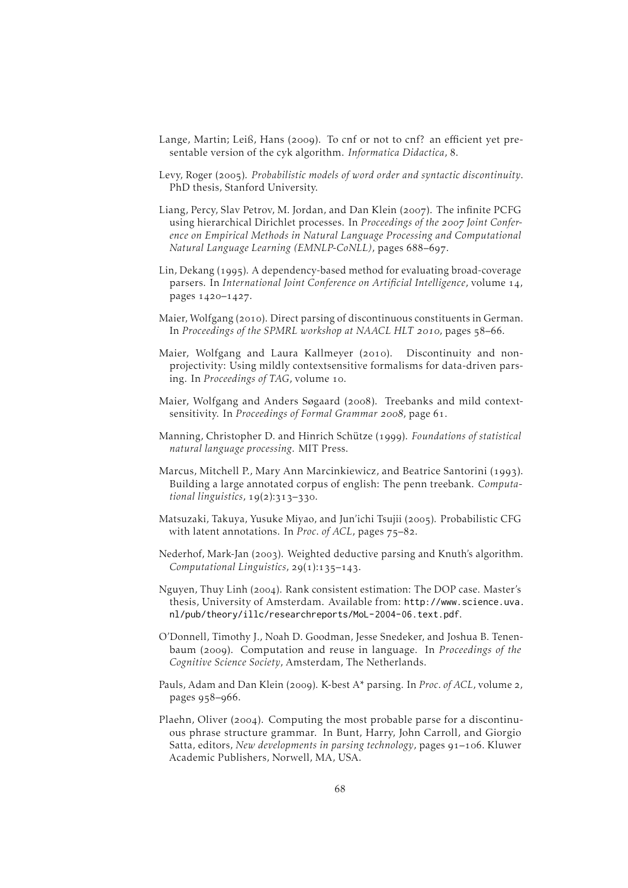Lange, Martin; Leiß, Hans (2009). To cnf or not to cnf? an efficient yet presentable version of the cyk algorithm. *Informatica Didactica*, 8.

Levy, Roger (2005). *Probabilistic models of word order and syntactic discontinuity*. PhD thesis, Stanford University.

Liang, Percy, Slav Petrov, M. Jordan, and Dan Klein (2007). The infinite PCFG using hierarchical Dirichlet processes. In *Proceedings of the 2007 Joint Conference on Empirical Methods in Natural Language Processing and Computational Natural Language Learning (EMNLP-CoNLL)*, pages 688–697.

Lin, Dekang (1995). A dependency-based method for evaluating broad-coverage parsers. In *International Joint Conference on Artificial Intelligence*, volume 14, pages 1420–1427.

Maier, Wolfgang (2010). Direct parsing of discontinuous constituents in German. In *Proceedings of the SPMRL workshop at NAACL HLT 2010*, pages 58–66.

Maier, Wolfgang and Laura Kallmeyer (2010). Discontinuity and non-projectivity: Using mildly contextsensitive formalisms for data-driven parsing. In *Proceedings of TAG*, volume 10.

Maier, Wolfgang and Anders Søgaard (2008). Treebanks and mild context-sensitivity. In *Proceedings of Formal Grammar 2008*, page 61.

Manning, Christopher D. and Hinrich Schütze (1999). *Foundations of statistical natural language processing*. MIT Press.

Marcus, Mitchell P., Mary Ann Marcinkiewicz, and Beatrice Santorini (1993). Building a large annotated corpus of english: The penn treebank. *Computational linguistics*, 19(2):313–330.

Matsuzaki, Takuya, Yusuke Miyao, and Jun'ichi Tsujii (2005). Probabilistic CFG with latent annotations. In *Proc. of ACL*, pages 75–82.

Nederhof, Mark-Jan (2003). Weighted deductive parsing and Knuth's algorithm. *Computational Linguistics*, 29(1):135–143.

Nguyen, Thuy Linh (2004). Rank consistent estimation: The DOP case. Master's thesis, University of Amsterdam. Available from: http://www.science.uva.nl/pub/theory/illc/researchreports/MoL-2004-06.text.pdf.

O'Donnell, Timothy J., Noah D. Goodman, Jesse Snedeker, and Joshua B. Tenenbaum (2009). Computation and reuse in language. In *Proceedings of the Cognitive Science Society*, Amsterdam, The Netherlands.

Pauls, Adam and Dan Klein (2009). K-best A* parsing. In *Proc. of ACL*, volume 2, pages 958–966.

Plaehn, Oliver (2004). Computing the most probable parse for a discontinuous phrase structure grammar. In Bunt, Harry, John Carroll, and Giorgio Satta, editors, *New developments in parsing technology*, pages 91–106. Kluwer Academic Publishers, Norwell, MA, USA.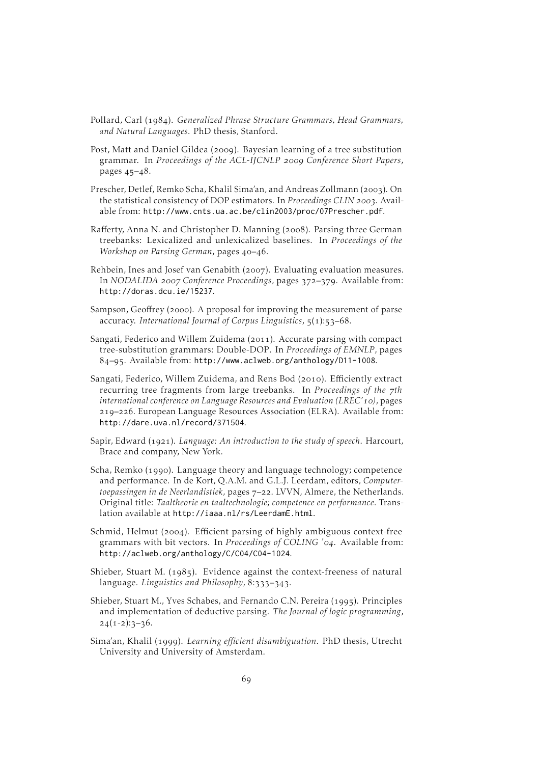Pollard, Carl (1984). *Generalized Phrase Structure Grammars, Head Grammars, and Natural Languages*. PhD thesis, Stanford.

Post, Matt and Daniel Gildea (2009). Bayesian learning of a tree substitution grammar. In *Proceedings of the ACL-IJCNLP 2009 Conference Short Papers*, pages 45–48.

Prescher, Detlef, Remko Scha, Khalil Sima'an, and Andreas Zollmann (2003). On the statistical consistency of DOP estimators. In *Proceedings CLIN 2003*. Available from: http://www.cnts.ua.ac.be/clin2003/proc/07Prescher.pdf.

Rafferty, Anna N. and Christopher D. Manning (2008). Parsing three German treebanks: Lexicalized and unlexicalized baselines. In *Proceedings of the Workshop on Parsing German*, pages 40–46.

Rehbein, Ines and Josef van Genabith (2007). Evaluating evaluation measures. In *NODALIDA 2007 Conference Proceedings*, pages 372–379. Available from: http://doras.dcu.ie/15237.

Sampson, Geoffrey (2000). A proposal for improving the measurement of parse accuracy. *International Journal of Corpus Linguistics*, 5(1):53–68.

Sangati, Federico and Willem Zuidema (2011). Accurate parsing with compact tree-substitution grammars: Double-DOP. In *Proceedings of EMNLP*, pages 84–95. Available from: http://www.aclweb.org/anthology/D11-1008.

Sangati, Federico, Willem Zuidema, and Rens Bod (2010). Efficiently extract recurring tree fragments from large treebanks. In *Proceedings of the 7th international conference on Language Resources and Evaluation (LREC'10)*, pages 219–226. European Language Resources Association (ELRA). Available from: http://dare.uva.nl/record/371504.

Sapir, Edward (1921). *Language: An introduction to the study of speech*. Harcourt, Brace and company, New York.

Scha, Remko (1990). Language theory and language technology; competence and performance. In de Kort, Q.A.M. and G.L.J. Leerdam, editors, *Computertoepassingen in de Neerlandistiek*, pages 7–22. LVVN, Almere, the Netherlands. Original title: *Taaltheorie en taaltechnologie; competence en performance*. Translation available at http://iaaa.nl/rs/LeerdamE.html.

Schmid, Helmut (2004). Efficient parsing of highly ambiguous context-free grammars with bit vectors. In *Proceedings of COLING '04*. Available from: http://aclweb.org/anthology/C/C04/C04-1024.

Shieber, Stuart M. (1985). Evidence against the context-freeness of natural language. *Linguistics and Philosophy*, 8:333–343.

Shieber, Stuart M., Yves Schabes, and Fernando C.N. Pereira (1995). Principles and implementation of deductive parsing. *The Journal of logic programming*, 24(1-2):3–36.

Sima'an, Khalil (1999). *Learning efficient disambiguation*. PhD thesis, Utrecht University and University of Amsterdam.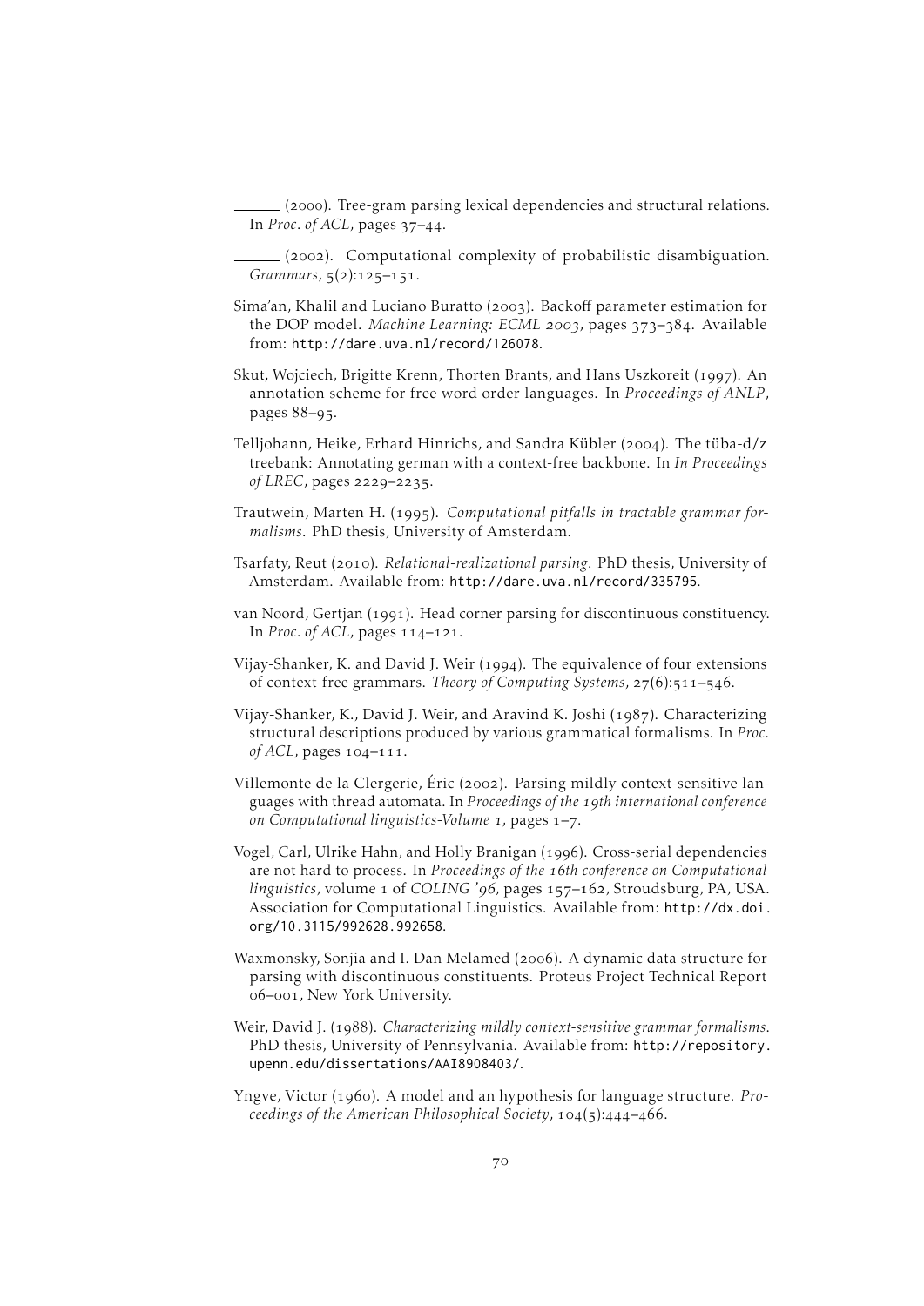——— (2000). Tree-gram parsing lexical dependencies and structural relations. In *Proc. of ACL*, pages 37–44.

——— (2002). Computational complexity of probabilistic disambiguation. *Grammars*, 5(2):125–151.

Sima'an, Khalil and Luciano Buratto (2003). Backoff parameter estimation for the DOP model. *Machine Learning: ECML 2003*, pages 373–384. Available from: http://dare.uva.nl/record/126078.

Skut, Wojciech, Brigitte Krenn, Thorten Brants, and Hans Uszkoreit (1997). An annotation scheme for free word order languages. In *Proceedings of ANLP*, pages 88–95.

Telljohann, Heike, Erhard Hinrichs, and Sandra Kübler (2004). The tüba-d/z treebank: Annotating german with a context-free backbone. In *In Proceedings of LREC*, pages 2229–2235.

Trautwein, Marten H. (1995). *Computational pitfalls in tractable grammar formalisms*. PhD thesis, University of Amsterdam.

Tsarfaty, Reut (2010). *Relational-realizational parsing*. PhD thesis, University of Amsterdam. Available from: http://dare.uva.nl/record/335795.

van Noord, Gertjan (1991). Head corner parsing for discontinuous constituency. In *Proc. of ACL*, pages 114–121.

Vijay-Shanker, K. and David J. Weir (1994). The equivalence of four extensions of context-free grammars. *Theory of Computing Systems*, 27(6):511–546.

Vijay-Shanker, K., David J. Weir, and Aravind K. Joshi (1987). Characterizing structural descriptions produced by various grammatical formalisms. In *Proc. of ACL*, pages 104–111.

Villemonte de la Clergerie, Éric (2002). Parsing mildly context-sensitive languages with thread automata. In *Proceedings of the 19th international conference on Computational linguistics-Volume 1*, pages 1–7.

Vogel, Carl, Ulrike Hahn, and Holly Branigan (1996). Cross-serial dependencies are not hard to process. In *Proceedings of the 16th conference on Computational linguistics*, volume 1 of *COLING '96*, pages 157–162, Stroudsburg, PA, USA. Association for Computational Linguistics. Available from: http://dx.doi.org/10.3115/992628.992658.

Waxmonsky, Sonjia and I. Dan Melamed (2006). A dynamic data structure for parsing with discontinuous constituents. Proteus Project Technical Report 06–001, New York University.

Weir, David J. (1988). *Characterizing mildly context-sensitive grammar formalisms*. PhD thesis, University of Pennsylvania. Available from: http://repository.upenn.edu/dissertations/AAI8908403/.

Yngve, Victor (1960). A model and an hypothesis for language structure. *Proceedings of the American Philosophical Society*, 104(5):444–466.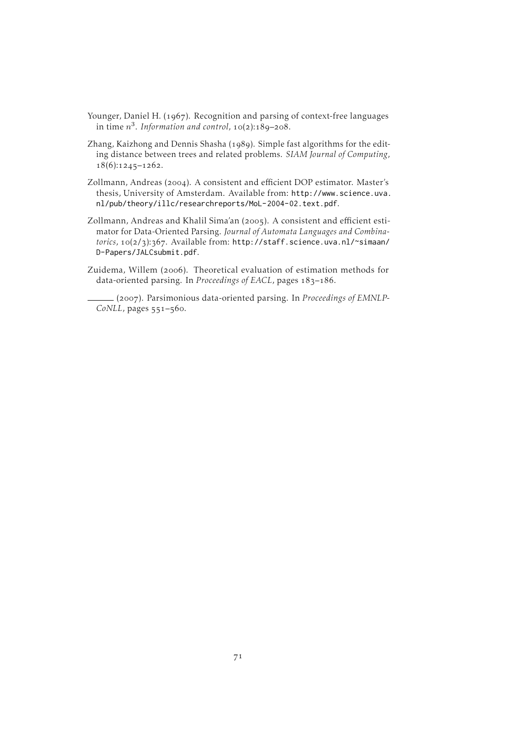Younger, Daniel H. (1967). Recognition and parsing of context-free languages in time $n^3$. *Information and control*, 10(2):189–208.

Zhang, Kaizhong and Dennis Shasha (1989). Simple fast algorithms for the editing distance between trees and related problems. *SIAM Journal of Computing*, 18(6):1245–1262.

Zollmann, Andreas (2004). A consistent and efficient DOP estimator. Master's thesis, University of Amsterdam. Available from: http://www.science.uva.nl/pub/theory/illc/researchreports/MoL-2004-02.text.pdf.

Zollmann, Andreas and Khalil Sima'an (2005). A consistent and efficient estimator for Data-Oriented Parsing. *Journal of Automata Languages and Combinatorics*, 10(2/3):367. Available from: http://staff.science.uva.nl/~simaan/D-Papers/JALCsubmit.pdf.

Zuidema, Willem (2006). Theoretical evaluation of estimation methods for data-oriented parsing. In *Proceedings of EACL*, pages 183–186.

——— (2007). Parsimonious data-oriented parsing. In *Proceedings of EMNLP-CoNLL*, pages 551–560.